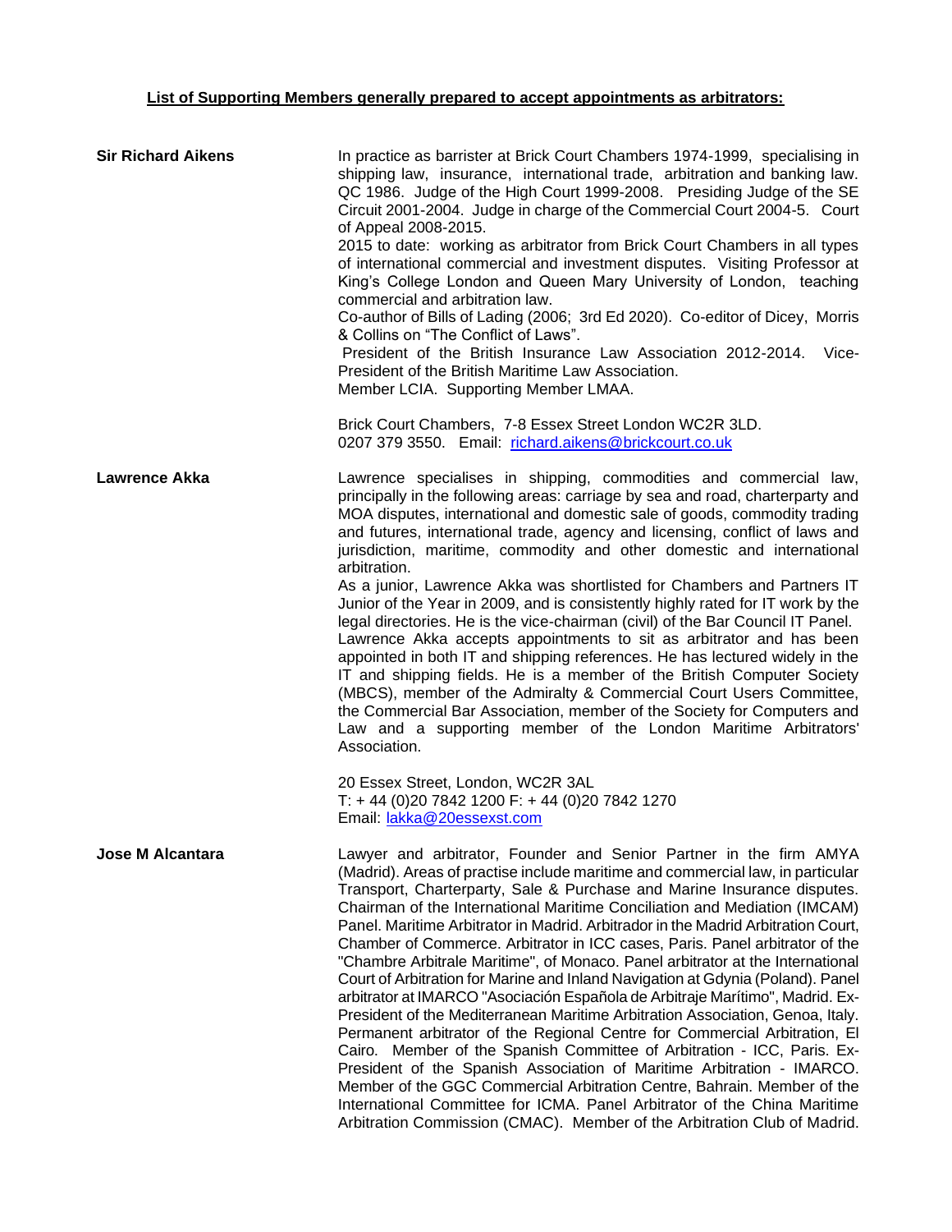**List of Supporting Members generally prepared to accept appointments as arbitrators:**

**Sir Richard Aikens**

In practice as barrister at Brick Court Chambers 1974-1999, specialising in shipping law, insurance, international trade, arbitration and banking law. QC 1986. Judge of the High Court 1999-2008. Presiding Judge of the SE Circuit 2001-2004. Judge in charge of the Commercial Court 2004-5. Court of Appeal 2008-2015.
2015 to date: working as arbitrator from Brick Court Chambers in all types of international commercial and investment disputes. Visiting Professor at King's College London and Queen Mary University of London, teaching commercial and arbitration law.
Co-author of Bills of Lading (2006; 3rd Ed 2020). Co-editor of Dicey, Morris & Collins on "The Conflict of Laws".
President of the British Insurance Law Association 2012-2014. Vice-President of the British Maritime Law Association.
Member LCIA. Supporting Member LMAA.

Brick Court Chambers, 7-8 Essex Street London WC2R 3LD.
0207 379 3550. Email: richard.aikens@brickcourt.co.uk

**Lawrence Akka**

Lawrence specialises in shipping, commodities and commercial law, principally in the following areas: carriage by sea and road, charterparty and MOA disputes, international and domestic sale of goods, commodity trading and futures, international trade, agency and licensing, conflict of laws and jurisdiction, maritime, commodity and other domestic and international arbitration.
As a junior, Lawrence Akka was shortlisted for Chambers and Partners IT Junior of the Year in 2009, and is consistently highly rated for IT work by the legal directories. He is the vice-chairman (civil) of the Bar Council IT Panel.
Lawrence Akka accepts appointments to sit as arbitrator and has been appointed in both IT and shipping references. He has lectured widely in the IT and shipping fields. He is a member of the British Computer Society (MBCS), member of the Admiralty & Commercial Court Users Committee, the Commercial Bar Association, member of the Society for Computers and Law and a supporting member of the London Maritime Arbitrators' Association.

20 Essex Street, London, WC2R 3AL
T: + 44 (0)20 7842 1200 F: + 44 (0)20 7842 1270
Email: lakka@20essexst.com

**Jose M Alcantara**

Lawyer and arbitrator, Founder and Senior Partner in the firm AMYA (Madrid). Areas of practise include maritime and commercial law, in particular Transport, Charterparty, Sale & Purchase and Marine Insurance disputes. Chairman of the International Maritime Conciliation and Mediation (IMCAM) Panel. Maritime Arbitrator in Madrid. Arbitrador in the Madrid Arbitration Court, Chamber of Commerce. Arbitrator in ICC cases, Paris. Panel arbitrator of the "Chambre Arbitrale Maritime", of Monaco. Panel arbitrator at the International Court of Arbitration for Marine and Inland Navigation at Gdynia (Poland). Panel arbitrator at IMARCO "Asociación Española de Arbitraje Marítimo", Madrid. Ex-President of the Mediterranean Maritime Arbitration Association, Genoa, Italy. Permanent arbitrator of the Regional Centre for Commercial Arbitration, El Cairo. Member of the Spanish Committee of Arbitration - ICC, Paris. Ex-President of the Spanish Association of Maritime Arbitration - IMARCO. Member of the GGC Commercial Arbitration Centre, Bahrain. Member of the International Committee for ICMA. Panel Arbitrator of the China Maritime Arbitration Commission (CMAC). Member of the Arbitration Club of Madrid.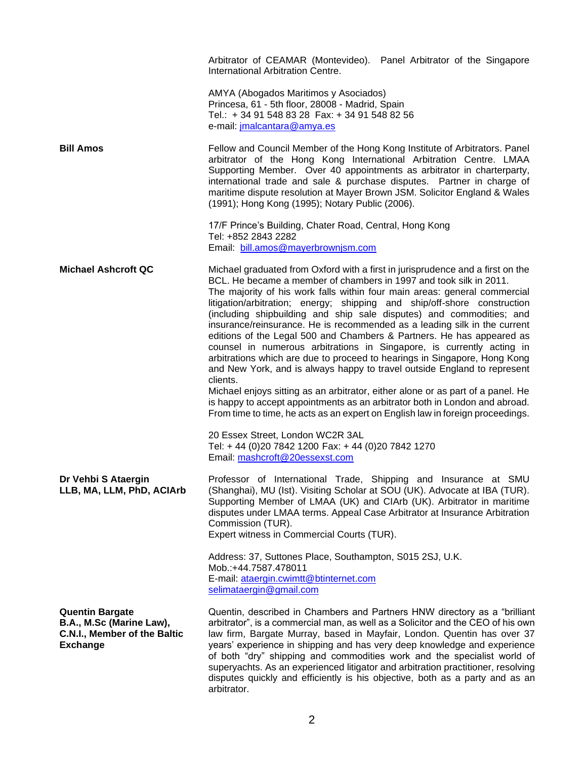Arbitrator of CEAMAR (Montevideo). Panel Arbitrator of the Singapore International Arbitration Centre.

AMYA (Abogados Maritimos y Asociados)
Princesa, 61 - 5th floor, 28008 - Madrid, Spain
Tel.: + 34 91 548 83 28 Fax: + 34 91 548 82 56
e-mail: jmalcantara@amya.es

**Bill Amos**

Fellow and Council Member of the Hong Kong Institute of Arbitrators. Panel arbitrator of the Hong Kong International Arbitration Centre. LMAA Supporting Member. Over 40 appointments as arbitrator in charterparty, international trade and sale & purchase disputes. Partner in charge of maritime dispute resolution at Mayer Brown JSM. Solicitor England & Wales (1991); Hong Kong (1995); Notary Public (2006).

17/F Prince's Building, Chater Road, Central, Hong Kong
Tel: +852 2843 2282
Email: bill.amos@mayerbrownjsm.com

**Michael Ashcroft QC**

Michael graduated from Oxford with a first in jurisprudence and a first on the BCL. He became a member of chambers in 1997 and took silk in 2011.
The majority of his work falls within four main areas: general commercial litigation/arbitration; energy; shipping and ship/off-shore construction (including shipbuilding and ship sale disputes) and commodities; and insurance/reinsurance. He is recommended as a leading silk in the current editions of the Legal 500 and Chambers & Partners. He has appeared as counsel in numerous arbitrations in Singapore, is currently acting in arbitrations which are due to proceed to hearings in Singapore, Hong Kong and New York, and is always happy to travel outside England to represent clients.
Michael enjoys sitting as an arbitrator, either alone or as part of a panel. He is happy to accept appointments as an arbitrator both in London and abroad. From time to time, he acts as an expert on English law in foreign proceedings.

20 Essex Street, London WC2R 3AL
Tel: + 44 (0)20 7842 1200 Fax: + 44 (0)20 7842 1270
Email: mashcroft@20essexst.com

**Dr Vehbi S Ataergin**
**LLB, MA, LLM, PhD, ACIArb**

Professor of International Trade, Shipping and Insurance at SMU (Shanghai), MU (Ist). Visiting Scholar at SOU (UK). Advocate at IBA (TUR). Supporting Member of LMAA (UK) and CIArb (UK). Arbitrator in maritime disputes under LMAA terms. Appeal Case Arbitrator at Insurance Arbitration Commission (TUR).
Expert witness in Commercial Courts (TUR).

Address: 37, Suttones Place, Southampton, S015 2SJ, U.K.
Mob.:+44.7587.478011
E-mail: ataergin.cwimtt@btinternet.com
selimataergin@gmail.com

**Quentin Bargate**
**B.A., M.Sc (Marine Law), C.N.I., Member of the Baltic Exchange**

Quentin, described in Chambers and Partners HNW directory as a "brilliant arbitrator", is a commercial man, as well as a Solicitor and the CEO of his own law firm, Bargate Murray, based in Mayfair, London. Quentin has over 37 years' experience in shipping and has very deep knowledge and experience of both "dry" shipping and commodities work and the specialist world of superyachts. As an experienced litigator and arbitration practitioner, resolving disputes quickly and efficiently is his objective, both as a party and as an arbitrator.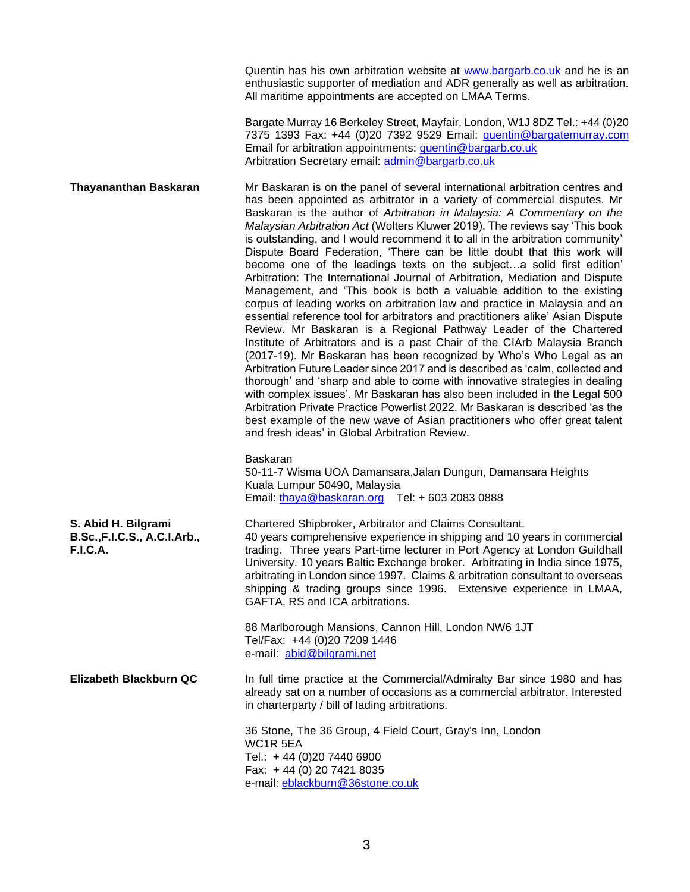Quentin has his own arbitration website at www.bargarb.co.uk and he is an enthusiastic supporter of mediation and ADR generally as well as arbitration. All maritime appointments are accepted on LMAA Terms.

Bargate Murray 16 Berkeley Street, Mayfair, London, W1J 8DZ Tel.: +44 (0)20 7375 1393 Fax: +44 (0)20 7392 9529 Email: quentin@bargatemurray.com
Email for arbitration appointments: quentin@bargarb.co.uk
Arbitration Secretary email: admin@bargarb.co.uk

**Thayananthan Baskaran**

Mr Baskaran is on the panel of several international arbitration centres and has been appointed as arbitrator in a variety of commercial disputes. Mr Baskaran is the author of *Arbitration in Malaysia: A Commentary on the Malaysian Arbitration Act* (Wolters Kluwer 2019). The reviews say 'This book is outstanding, and I would recommend it to all in the arbitration community' Dispute Board Federation, 'There can be little doubt that this work will become one of the leadings texts on the subject…a solid first edition' Arbitration: The International Journal of Arbitration, Mediation and Dispute Management, and 'This book is both a valuable addition to the existing corpus of leading works on arbitration law and practice in Malaysia and an essential reference tool for arbitrators and practitioners alike' Asian Dispute Review. Mr Baskaran is a Regional Pathway Leader of the Chartered Institute of Arbitrators and is a past Chair of the CIArb Malaysia Branch (2017-19). Mr Baskaran has been recognized by Who's Who Legal as an Arbitration Future Leader since 2017 and is described as 'calm, collected and thorough' and 'sharp and able to come with innovative strategies in dealing with complex issues'. Mr Baskaran has also been included in the Legal 500 Arbitration Private Practice Powerlist 2022. Mr Baskaran is described 'as the best example of the new wave of Asian practitioners who offer great talent and fresh ideas' in Global Arbitration Review.

Baskaran
50-11-7 Wisma UOA Damansara,Jalan Dungun, Damansara Heights
Kuala Lumpur 50490, Malaysia
Email: thaya@baskaran.org Tel: + 603 2083 0888

**S. Abid H. Bilgrami B.Sc.,F.I.C.S., A.C.I.Arb., F.I.C.A.**

Chartered Shipbroker, Arbitrator and Claims Consultant.
40 years comprehensive experience in shipping and 10 years in commercial trading. Three years Part-time lecturer in Port Agency at London Guildhall University. 10 years Baltic Exchange broker. Arbitrating in India since 1975, arbitrating in London since 1997. Claims & arbitration consultant to overseas shipping & trading groups since 1996. Extensive experience in LMAA, GAFTA, RS and ICA arbitrations.

88 Marlborough Mansions, Cannon Hill, London NW6 1JT
Tel/Fax: +44 (0)20 7209 1446
e-mail: abid@bilgrami.net

**Elizabeth Blackburn QC**

In full time practice at the Commercial/Admiralty Bar since 1980 and has already sat on a number of occasions as a commercial arbitrator. Interested in charterparty / bill of lading arbitrations.

36 Stone, The 36 Group, 4 Field Court, Gray's Inn, London
WC1R 5EA
Tel.: + 44 (0)20 7440 6900
Fax: + 44 (0) 20 7421 8035
e-mail: eblackburn@36stone.co.uk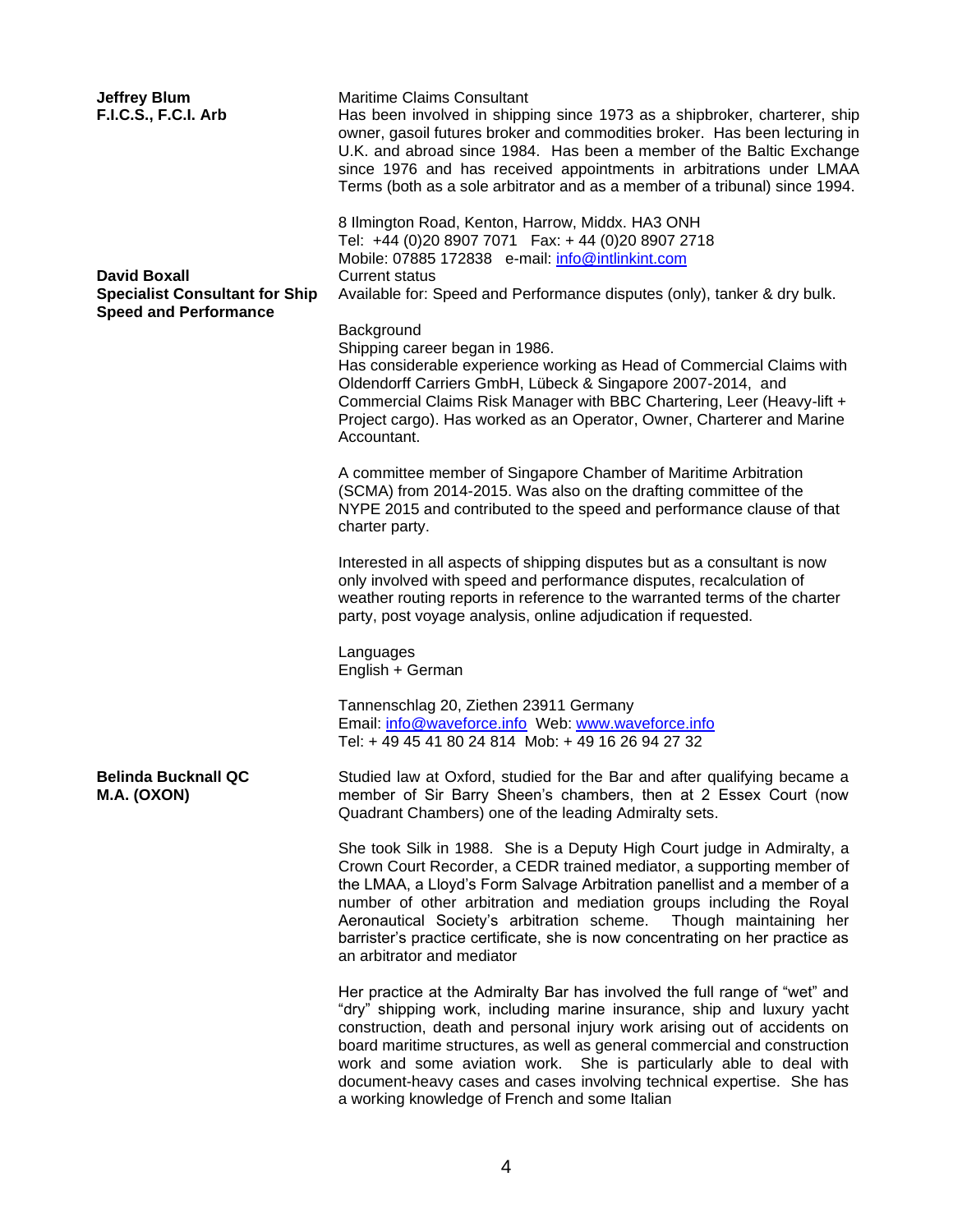**Jeffrey Blum**
**F.I.C.S., F.C.I. Arb**

Maritime Claims Consultant
Has been involved in shipping since 1973 as a shipbroker, charterer, ship owner, gasoil futures broker and commodities broker. Has been lecturing in U.K. and abroad since 1984. Has been a member of the Baltic Exchange since 1976 and has received appointments in arbitrations under LMAA Terms (both as a sole arbitrator and as a member of a tribunal) since 1994.

8 Ilmington Road, Kenton, Harrow, Middx. HA3 ONH
Tel: +44 (0)20 8907 7071 Fax: + 44 (0)20 8907 2718
Mobile: 07885 172838 e-mail: info@intlinkint.com

**David Boxall**
**Specialist Consultant for Ship Speed and Performance**

Current status
Available for: Speed and Performance disputes (only), tanker & dry bulk.

Background
Shipping career began in 1986.
Has considerable experience working as Head of Commercial Claims with Oldendorff Carriers GmbH, Lübeck & Singapore 2007-2014, and Commercial Claims Risk Manager with BBC Chartering, Leer (Heavy-lift + Project cargo). Has worked as an Operator, Owner, Charterer and Marine Accountant.

A committee member of Singapore Chamber of Maritime Arbitration (SCMA) from 2014-2015. Was also on the drafting committee of the NYPE 2015 and contributed to the speed and performance clause of that charter party.

Interested in all aspects of shipping disputes but as a consultant is now only involved with speed and performance disputes, recalculation of weather routing reports in reference to the warranted terms of the charter party, post voyage analysis, online adjudication if requested.

Languages
English + German

Tannenschlag 20, Ziethen 23911 Germany
Email: info@waveforce.info Web: www.waveforce.info
Tel: + 49 45 41 80 24 814 Mob: + 49 16 26 94 27 32

**Belinda Bucknall QC**
**M.A. (OXON)**

Studied law at Oxford, studied for the Bar and after qualifying became a member of Sir Barry Sheen's chambers, then at 2 Essex Court (now Quadrant Chambers) one of the leading Admiralty sets.

She took Silk in 1988. She is a Deputy High Court judge in Admiralty, a Crown Court Recorder, a CEDR trained mediator, a supporting member of the LMAA, a Lloyd's Form Salvage Arbitration panellist and a member of a number of other arbitration and mediation groups including the Royal Aeronautical Society's arbitration scheme. Though maintaining her barrister's practice certificate, she is now concentrating on her practice as an arbitrator and mediator

Her practice at the Admiralty Bar has involved the full range of "wet" and "dry" shipping work, including marine insurance, ship and luxury yacht construction, death and personal injury work arising out of accidents on board maritime structures, as well as general commercial and construction work and some aviation work. She is particularly able to deal with document-heavy cases and cases involving technical expertise. She has a working knowledge of French and some Italian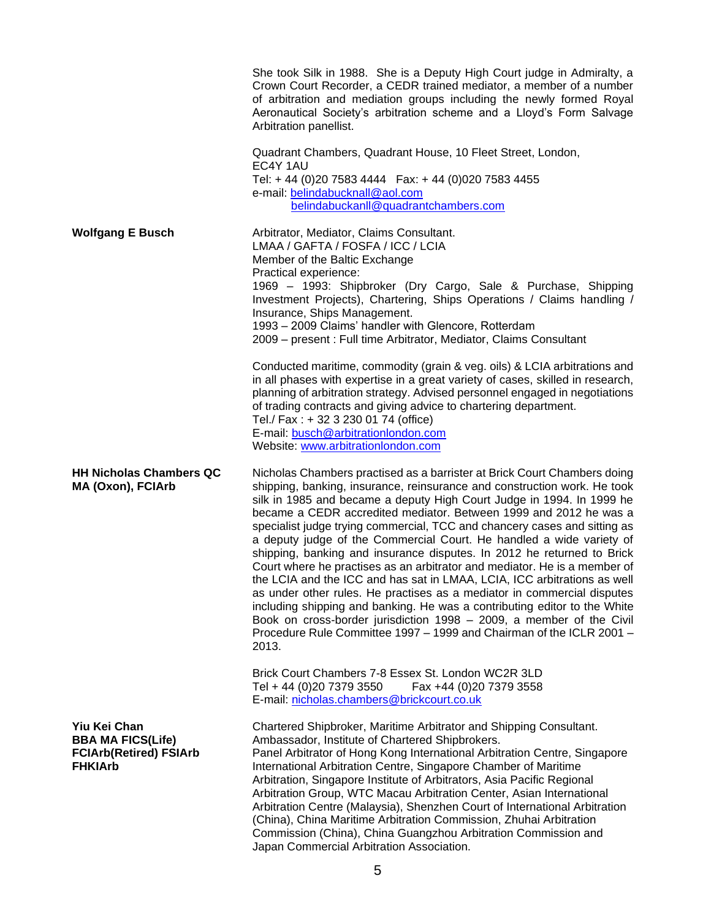She took Silk in 1988. She is a Deputy High Court judge in Admiralty, a Crown Court Recorder, a CEDR trained mediator, a member of a number of arbitration and mediation groups including the newly formed Royal Aeronautical Society's arbitration scheme and a Lloyd's Form Salvage Arbitration panellist.

Quadrant Chambers, Quadrant House, 10 Fleet Street, London, EC4Y 1AU
Tel: + 44 (0)20 7583 4444 Fax: + 44 (0)020 7583 4455
e-mail: belindabucknall@aol.com
belindabuckanll@quadrantchambers.com

**Wolfgang E Busch**

Arbitrator, Mediator, Claims Consultant.
LMAA / GAFTA / FOSFA / ICC / LCIA
Member of the Baltic Exchange
Practical experience:
1969 – 1993: Shipbroker (Dry Cargo, Sale & Purchase, Shipping Investment Projects), Chartering, Ships Operations / Claims handling / Insurance, Ships Management.
1993 – 2009 Claims' handler with Glencore, Rotterdam
2009 – present : Full time Arbitrator, Mediator, Claims Consultant

Conducted maritime, commodity (grain & veg. oils) & LCIA arbitrations and in all phases with expertise in a great variety of cases, skilled in research, planning of arbitration strategy. Advised personnel engaged in negotiations of trading contracts and giving advice to chartering department.
Tel./ Fax : + 32 3 230 01 74 (office)
E-mail: busch@arbitrationlondon.com
Website: www.arbitrationlondon.com

**HH Nicholas Chambers QC MA (Oxon), FCIArb**

Nicholas Chambers practised as a barrister at Brick Court Chambers doing shipping, banking, insurance, reinsurance and construction work. He took silk in 1985 and became a deputy High Court Judge in 1994. In 1999 he became a CEDR accredited mediator. Between 1999 and 2012 he was a specialist judge trying commercial, TCC and chancery cases and sitting as a deputy judge of the Commercial Court. He handled a wide variety of shipping, banking and insurance disputes. In 2012 he returned to Brick Court where he practises as an arbitrator and mediator. He is a member of the LCIA and the ICC and has sat in LMAA, LCIA, ICC arbitrations as well as under other rules. He practises as a mediator in commercial disputes including shipping and banking. He was a contributing editor to the White Book on cross-border jurisdiction 1998 – 2009, a member of the Civil Procedure Rule Committee 1997 – 1999 and Chairman of the ICLR 2001 – 2013.

Brick Court Chambers 7-8 Essex St. London WC2R 3LD
Tel + 44 (0)20 7379 3550 Fax +44 (0)20 7379 3558
E-mail: nicholas.chambers@brickcourt.co.uk

**Yiu Kei Chan BBA MA FICS(Life) FCIArb(Retired) FSIArb FHKIArb**

Chartered Shipbroker, Maritime Arbitrator and Shipping Consultant.
Ambassador, Institute of Chartered Shipbrokers.
Panel Arbitrator of Hong Kong International Arbitration Centre, Singapore International Arbitration Centre, Singapore Chamber of Maritime Arbitration, Singapore Institute of Arbitrators, Asia Pacific Regional Arbitration Group, WTC Macau Arbitration Center, Asian International Arbitration Centre (Malaysia), Shenzhen Court of International Arbitration (China), China Maritime Arbitration Commission, Zhuhai Arbitration Commission (China), China Guangzhou Arbitration Commission and Japan Commercial Arbitration Association.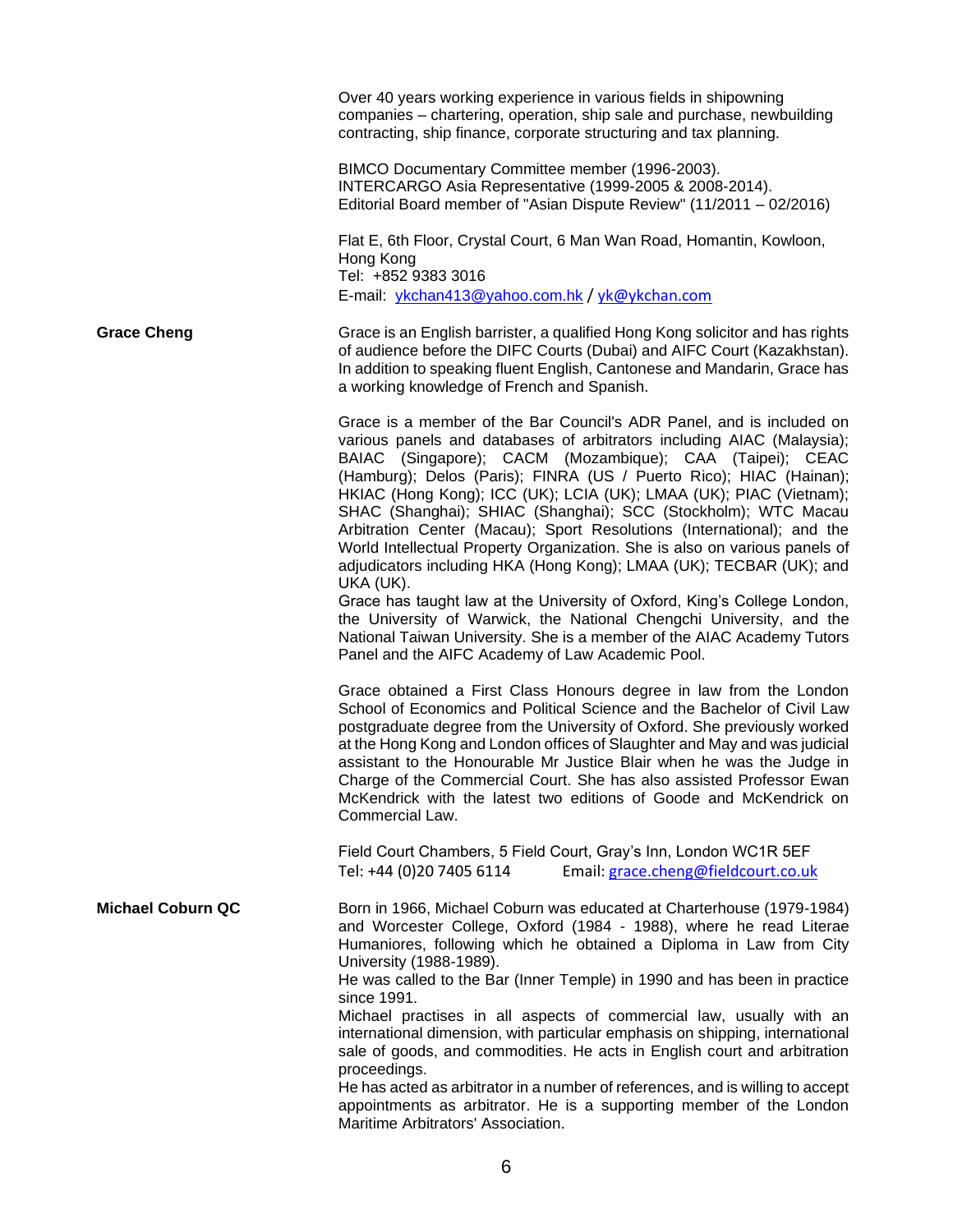Over 40 years working experience in various fields in shipowning companies – chartering, operation, ship sale and purchase, newbuilding contracting, ship finance, corporate structuring and tax planning.

BIMCO Documentary Committee member (1996-2003).
INTERCARGO Asia Representative (1999-2005 & 2008-2014).
Editorial Board member of "Asian Dispute Review" (11/2011 – 02/2016)

Flat E, 6th Floor, Crystal Court, 6 Man Wan Road, Homantin, Kowloon, Hong Kong
Tel: +852 9383 3016
E-mail: ykchan413@yahoo.com.hk / yk@ykchan.com

**Grace Cheng**

Grace is an English barrister, a qualified Hong Kong solicitor and has rights of audience before the DIFC Courts (Dubai) and AIFC Court (Kazakhstan). In addition to speaking fluent English, Cantonese and Mandarin, Grace has a working knowledge of French and Spanish.

Grace is a member of the Bar Council's ADR Panel, and is included on various panels and databases of arbitrators including AIAC (Malaysia); BAIAC (Singapore); CACM (Mozambique); CAA (Taipei); CEAC (Hamburg); Delos (Paris); FINRA (US / Puerto Rico); HIAC (Hainan); HKIAC (Hong Kong); ICC (UK); LCIA (UK); LMAA (UK); PIAC (Vietnam); SHAC (Shanghai); SHIAC (Shanghai); SCC (Stockholm); WTC Macau Arbitration Center (Macau); Sport Resolutions (International); and the World Intellectual Property Organization. She is also on various panels of adjudicators including HKA (Hong Kong); LMAA (UK); TECBAR (UK); and UKA (UK).
Grace has taught law at the University of Oxford, King's College London, the University of Warwick, the National Chengchi University, and the National Taiwan University. She is a member of the AIAC Academy Tutors Panel and the AIFC Academy of Law Academic Pool.

Grace obtained a First Class Honours degree in law from the London School of Economics and Political Science and the Bachelor of Civil Law postgraduate degree from the University of Oxford. She previously worked at the Hong Kong and London offices of Slaughter and May and was judicial assistant to the Honourable Mr Justice Blair when he was the Judge in Charge of the Commercial Court. She has also assisted Professor Ewan McKendrick with the latest two editions of Goode and McKendrick on Commercial Law.

Field Court Chambers, 5 Field Court, Gray's Inn, London WC1R 5EF
Tel: +44 (0)20 7405 6114 Email: grace.cheng@fieldcourt.co.uk

**Michael Coburn QC**

Born in 1966, Michael Coburn was educated at Charterhouse (1979-1984) and Worcester College, Oxford (1984 - 1988), where he read Literae Humaniores, following which he obtained a Diploma in Law from City University (1988-1989).
He was called to the Bar (Inner Temple) in 1990 and has been in practice since 1991.
Michael practises in all aspects of commercial law, usually with an international dimension, with particular emphasis on shipping, international sale of goods, and commodities. He acts in English court and arbitration proceedings.
He has acted as arbitrator in a number of references, and is willing to accept appointments as arbitrator. He is a supporting member of the London Maritime Arbitrators' Association.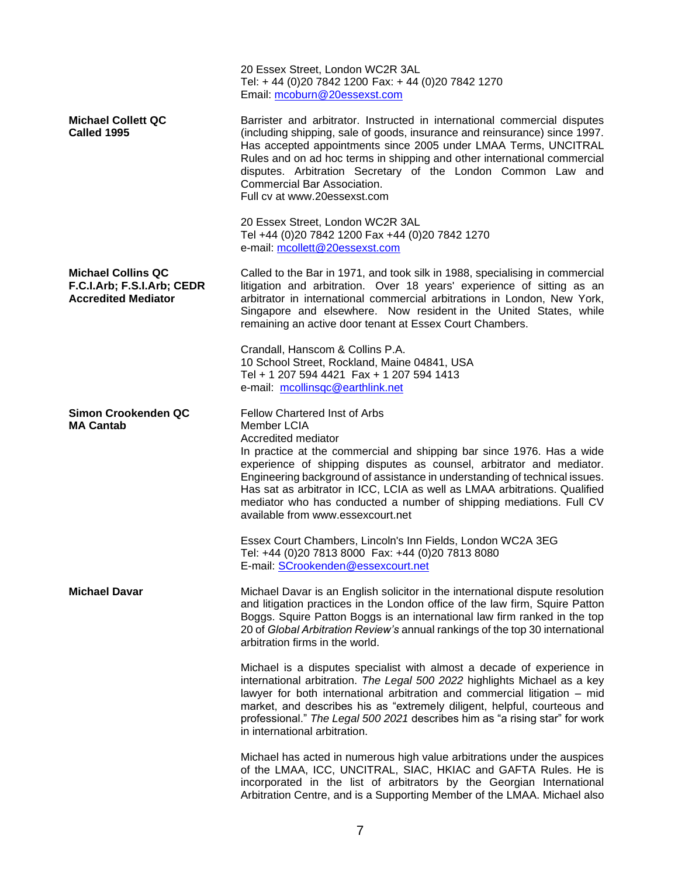20 Essex Street, London WC2R 3AL
Tel: + 44 (0)20 7842 1200 Fax: + 44 (0)20 7842 1270
Email: mcoburn@20essexst.com

**Michael Collett QC**
**Called 1995**

Barrister and arbitrator. Instructed in international commercial disputes (including shipping, sale of goods, insurance and reinsurance) since 1997. Has accepted appointments since 2005 under LMAA Terms, UNCITRAL Rules and on ad hoc terms in shipping and other international commercial disputes. Arbitration Secretary of the London Common Law and Commercial Bar Association.
Full cv at www.20essexst.com

20 Essex Street, London WC2R 3AL
Tel +44 (0)20 7842 1200 Fax +44 (0)20 7842 1270
e-mail: mcollett@20essexst.com

**Michael Collins QC**
**F.C.I.Arb; F.S.I.Arb; CEDR Accredited Mediator**

Called to the Bar in 1971, and took silk in 1988, specialising in commercial litigation and arbitration. Over 18 years' experience of sitting as an arbitrator in international commercial arbitrations in London, New York, Singapore and elsewhere. Now resident in the United States, while remaining an active door tenant at Essex Court Chambers.

Crandall, Hanscom & Collins P.A.
10 School Street, Rockland, Maine 04841, USA
Tel + 1 207 594 4421 Fax + 1 207 594 1413
e-mail: mcollinsqc@earthlink.net

**Simon Crookenden QC**
**MA Cantab**

Fellow Chartered Inst of Arbs
Member LCIA
Accredited mediator
In practice at the commercial and shipping bar since 1976. Has a wide experience of shipping disputes as counsel, arbitrator and mediator. Engineering background of assistance in understanding of technical issues. Has sat as arbitrator in ICC, LCIA as well as LMAA arbitrations. Qualified mediator who has conducted a number of shipping mediations. Full CV available from www.essexcourt.net

Essex Court Chambers, Lincoln's Inn Fields, London WC2A 3EG
Tel: +44 (0)20 7813 8000 Fax: +44 (0)20 7813 8080
E-mail: SCrookenden@essexcourt.net

**Michael Davar**

Michael Davar is an English solicitor in the international dispute resolution and litigation practices in the London office of the law firm, Squire Patton Boggs. Squire Patton Boggs is an international law firm ranked in the top 20 of *Global Arbitration Review's* annual rankings of the top 30 international arbitration firms in the world.

Michael is a disputes specialist with almost a decade of experience in international arbitration. *The Legal 500 2022* highlights Michael as a key lawyer for both international arbitration and commercial litigation – mid market, and describes his as "extremely diligent, helpful, courteous and professional." *The Legal 500 2021* describes him as "a rising star" for work in international arbitration.

Michael has acted in numerous high value arbitrations under the auspices of the LMAA, ICC, UNCITRAL, SIAC, HKIAC and GAFTA Rules. He is incorporated in the list of arbitrators by the Georgian International Arbitration Centre, and is a Supporting Member of the LMAA. Michael also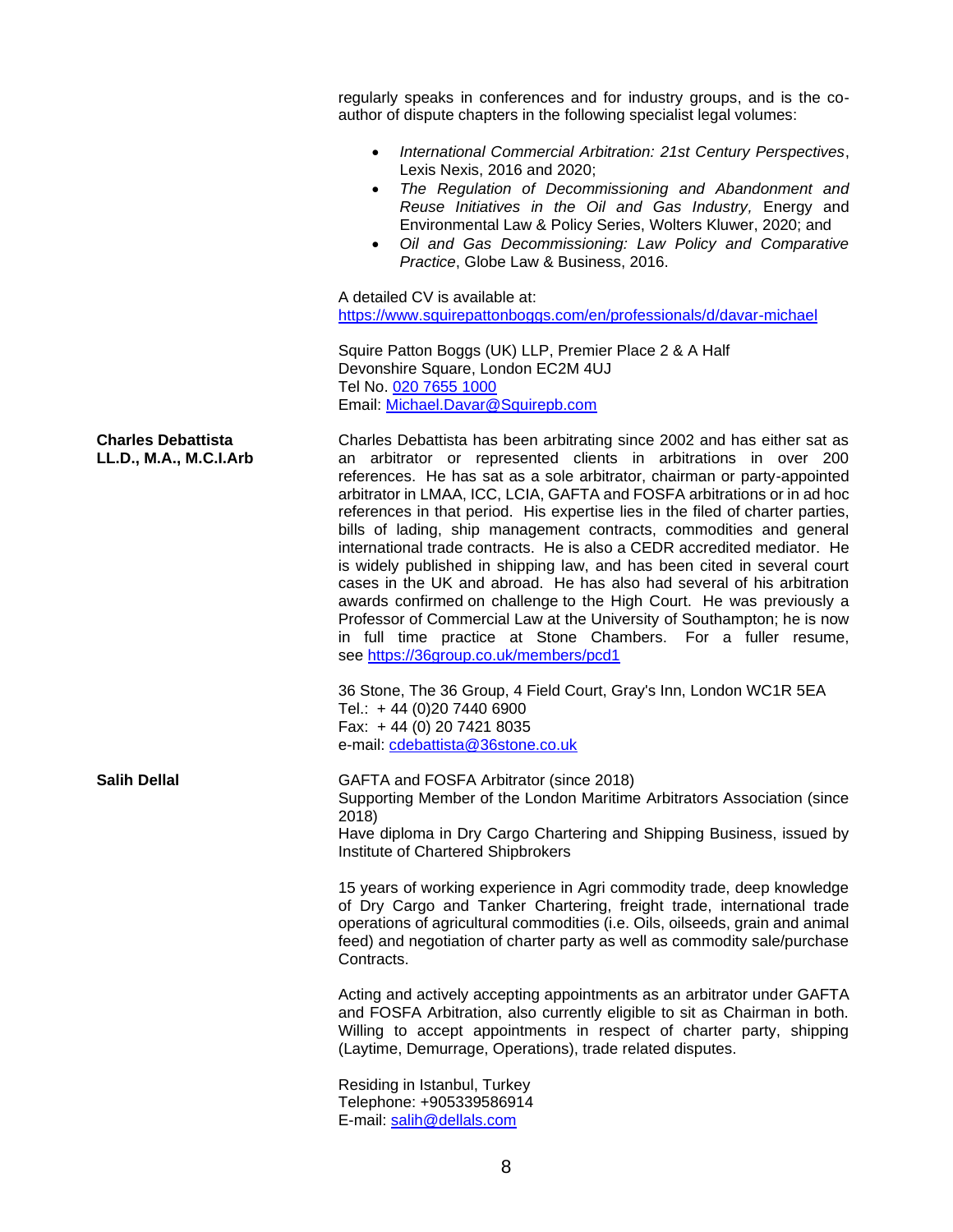regularly speaks in conferences and for industry groups, and is the co-author of dispute chapters in the following specialist legal volumes:

- *International Commercial Arbitration: 21st Century Perspectives*, Lexis Nexis, 2016 and 2020;
- *The Regulation of Decommissioning and Abandonment and Reuse Initiatives in the Oil and Gas Industry,* Energy and Environmental Law & Policy Series, Wolters Kluwer, 2020; and
- *Oil and Gas Decommissioning: Law Policy and Comparative Practice*, Globe Law & Business, 2016.

A detailed CV is available at:
https://www.squirepattonboggs.com/en/professionals/d/davar-michael

Squire Patton Boggs (UK) LLP, Premier Place 2 & A Half
Devonshire Square, London EC2M 4UJ
Tel No. 020 7655 1000
Email: Michael.Davar@Squirepb.com

**Charles Debattista**
**LL.D., M.A., M.C.I.Arb**

Charles Debattista has been arbitrating since 2002 and has either sat as an arbitrator or represented clients in arbitrations in over 200 references. He has sat as a sole arbitrator, chairman or party-appointed arbitrator in LMAA, ICC, LCIA, GAFTA and FOSFA arbitrations or in ad hoc references in that period. His expertise lies in the filed of charter parties, bills of lading, ship management contracts, commodities and general international trade contracts. He is also a CEDR accredited mediator. He is widely published in shipping law, and has been cited in several court cases in the UK and abroad. He has also had several of his arbitration awards confirmed on challenge to the High Court. He was previously a Professor of Commercial Law at the University of Southampton; he is now in full time practice at Stone Chambers. For a fuller resume, see https://36group.co.uk/members/pcd1

36 Stone, The 36 Group, 4 Field Court, Gray's Inn, London WC1R 5EA
Tel.: + 44 (0)20 7440 6900
Fax: + 44 (0) 20 7421 8035
e-mail: cdebattista@36stone.co.uk

**Salih Dellal**

GAFTA and FOSFA Arbitrator (since 2018)
Supporting Member of the London Maritime Arbitrators Association (since 2018)
Have diploma in Dry Cargo Chartering and Shipping Business, issued by Institute of Chartered Shipbrokers

15 years of working experience in Agri commodity trade, deep knowledge of Dry Cargo and Tanker Chartering, freight trade, international trade operations of agricultural commodities (i.e. Oils, oilseeds, grain and animal feed) and negotiation of charter party as well as commodity sale/purchase Contracts.

Acting and actively accepting appointments as an arbitrator under GAFTA and FOSFA Arbitration, also currently eligible to sit as Chairman in both. Willing to accept appointments in respect of charter party, shipping (Laytime, Demurrage, Operations), trade related disputes.

Residing in Istanbul, Turkey
Telephone: +905339586914
E-mail: salih@dellals.com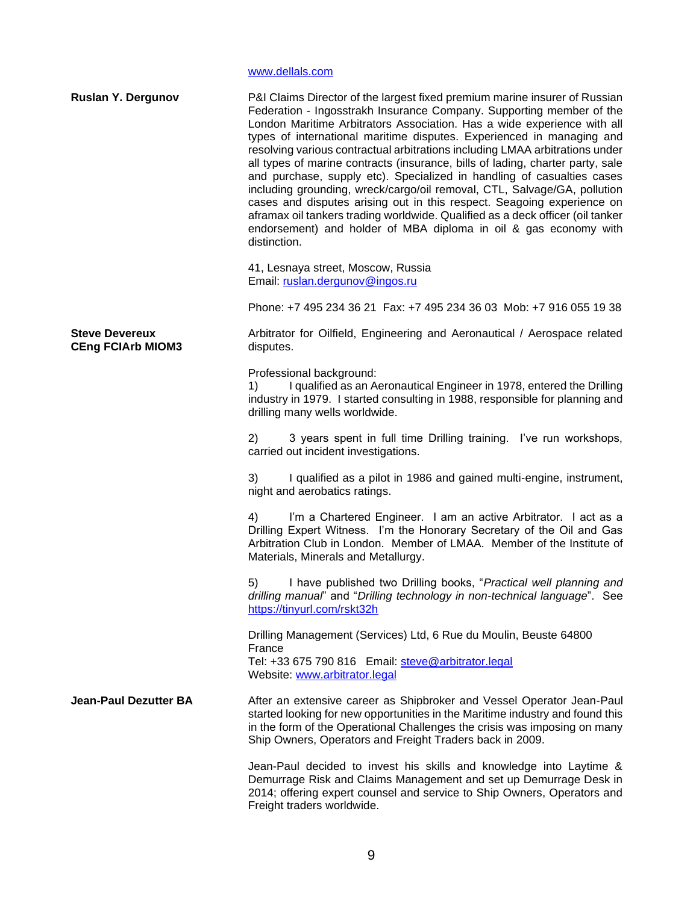www.dellals.com

**Ruslan Y. Dergunov**

P&I Claims Director of the largest fixed premium marine insurer of Russian Federation - Ingosstrakh Insurance Company. Supporting member of the London Maritime Arbitrators Association. Has a wide experience with all types of international maritime disputes. Experienced in managing and resolving various contractual arbitrations including LMAA arbitrations under all types of marine contracts (insurance, bills of lading, charter party, sale and purchase, supply etc). Specialized in handling of casualties cases including grounding, wreck/cargo/oil removal, CTL, Salvage/GA, pollution cases and disputes arising out in this respect. Seagoing experience on aframax oil tankers trading worldwide. Qualified as a deck officer (oil tanker endorsement) and holder of MBA diploma in oil & gas economy with distinction.

41, Lesnaya street, Moscow, Russia
Email: ruslan.dergunov@ingos.ru

Phone: +7 495 234 36 21 Fax: +7 495 234 36 03 Mob: +7 916 055 19 38

**Steve Devereux**
**CEng FCIArb MIOM3**

Arbitrator for Oilfield, Engineering and Aeronautical / Aerospace related disputes.

Professional background:
1) I qualified as an Aeronautical Engineer in 1978, entered the Drilling industry in 1979. I started consulting in 1988, responsible for planning and drilling many wells worldwide.

2) 3 years spent in full time Drilling training. I've run workshops, carried out incident investigations.

3) I qualified as a pilot in 1986 and gained multi-engine, instrument, night and aerobatics ratings.

4) I'm a Chartered Engineer. I am an active Arbitrator. I act as a Drilling Expert Witness. I'm the Honorary Secretary of the Oil and Gas Arbitration Club in London. Member of LMAA. Member of the Institute of Materials, Minerals and Metallurgy.

5) I have published two Drilling books, "*Practical well planning and drilling manual*" and "*Drilling technology in non-technical language*". See https://tinyurl.com/rskt32h

Drilling Management (Services) Ltd, 6 Rue du Moulin, Beuste 64800 France
Tel: +33 675 790 816 Email: steve@arbitrator.legal
Website: www.arbitrator.legal

**Jean-Paul Dezutter BA**

After an extensive career as Shipbroker and Vessel Operator Jean-Paul started looking for new opportunities in the Maritime industry and found this in the form of the Operational Challenges the crisis was imposing on many Ship Owners, Operators and Freight Traders back in 2009.

Jean-Paul decided to invest his skills and knowledge into Laytime & Demurrage Risk and Claims Management and set up Demurrage Desk in 2014; offering expert counsel and service to Ship Owners, Operators and Freight traders worldwide.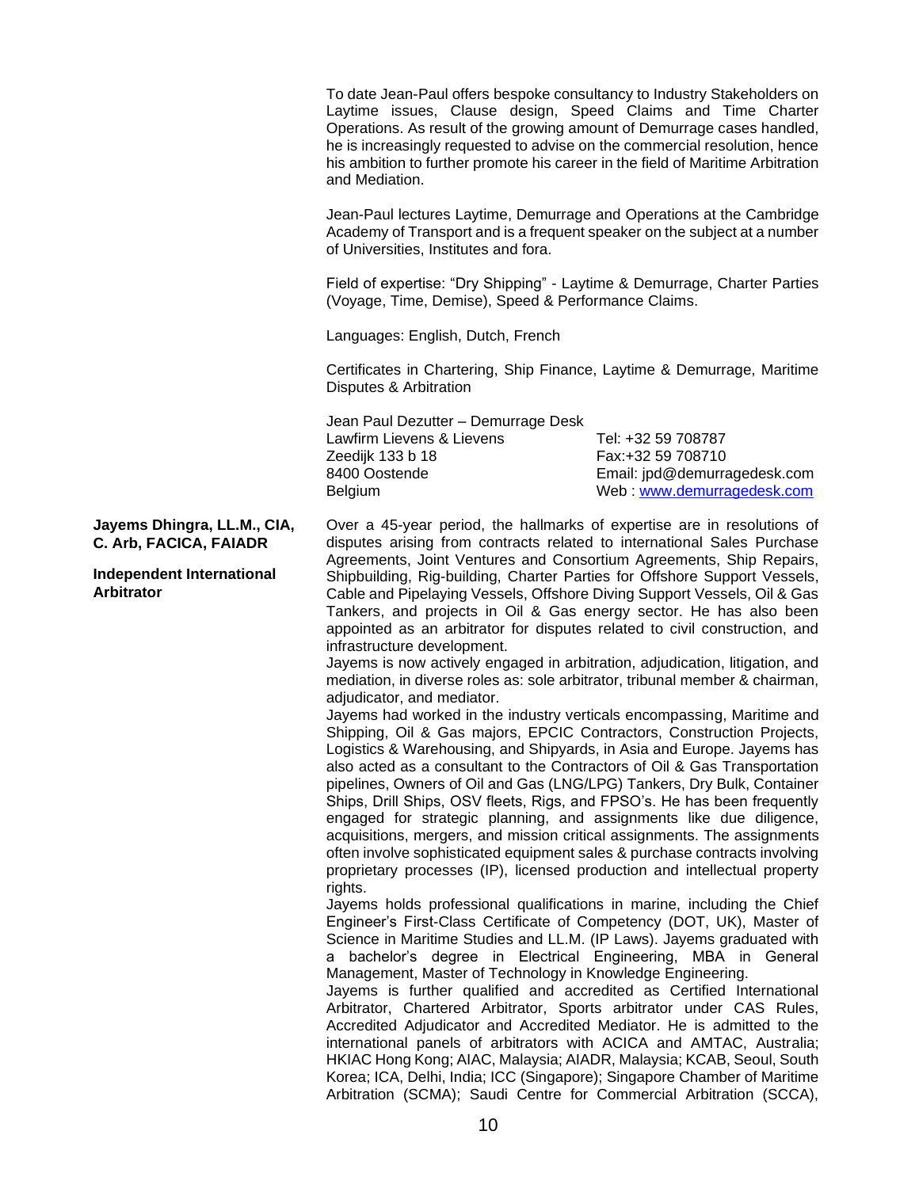To date Jean-Paul offers bespoke consultancy to Industry Stakeholders on Laytime issues, Clause design, Speed Claims and Time Charter Operations. As result of the growing amount of Demurrage cases handled, he is increasingly requested to advise on the commercial resolution, hence his ambition to further promote his career in the field of Maritime Arbitration and Mediation.

Jean-Paul lectures Laytime, Demurrage and Operations at the Cambridge Academy of Transport and is a frequent speaker on the subject at a number of Universities, Institutes and fora.

Field of expertise: “Dry Shipping” - Laytime & Demurrage, Charter Parties (Voyage, Time, Demise), Speed & Performance Claims.

Languages: English, Dutch, French

Certificates in Chartering, Ship Finance, Laytime & Demurrage, Maritime Disputes & Arbitration

Jean Paul Dezutter – Demurrage Desk
Lawfirm Lievens & Lievens
Zeedijk 133 b 18
8400 Oostende
Belgium

Tel: +32 59 708787
Fax:+32 59 708710
Email: jpd@demurragedesk.com
Web : www.demurragedesk.com

**Jayems Dhingra, LL.M., CIA, C. Arb, FACICA, FAIADR**

**Independent International Arbitrator**

Over a 45-year period, the hallmarks of expertise are in resolutions of disputes arising from contracts related to international Sales Purchase Agreements, Joint Ventures and Consortium Agreements, Ship Repairs, Shipbuilding, Rig-building, Charter Parties for Offshore Support Vessels, Cable and Pipelaying Vessels, Offshore Diving Support Vessels, Oil & Gas Tankers, and projects in Oil & Gas energy sector. He has also been appointed as an arbitrator for disputes related to civil construction, and infrastructure development.

Jayems is now actively engaged in arbitration, adjudication, litigation, and mediation, in diverse roles as: sole arbitrator, tribunal member & chairman, adjudicator, and mediator.

Jayems had worked in the industry verticals encompassing, Maritime and Shipping, Oil & Gas majors, EPCIC Contractors, Construction Projects, Logistics & Warehousing, and Shipyards, in Asia and Europe. Jayems has also acted as a consultant to the Contractors of Oil & Gas Transportation pipelines, Owners of Oil and Gas (LNG/LPG) Tankers, Dry Bulk, Container Ships, Drill Ships, OSV fleets, Rigs, and FPSO’s. He has been frequently engaged for strategic planning, and assignments like due diligence, acquisitions, mergers, and mission critical assignments. The assignments often involve sophisticated equipment sales & purchase contracts involving proprietary processes (IP), licensed production and intellectual property rights.

Jayems holds professional qualifications in marine, including the Chief Engineer’s First-Class Certificate of Competency (DOT, UK), Master of Science in Maritime Studies and LL.M. (IP Laws). Jayems graduated with a bachelor’s degree in Electrical Engineering, MBA in General Management, Master of Technology in Knowledge Engineering.

Jayems is further qualified and accredited as Certified International Arbitrator, Chartered Arbitrator, Sports arbitrator under CAS Rules, Accredited Adjudicator and Accredited Mediator. He is admitted to the international panels of arbitrators with ACICA and AMTAC, Australia; HKIAC Hong Kong; AIAC, Malaysia; AIADR, Malaysia; KCAB, Seoul, South Korea; ICA, Delhi, India; ICC (Singapore); Singapore Chamber of Maritime Arbitration (SCMA); Saudi Centre for Commercial Arbitration (SCCA),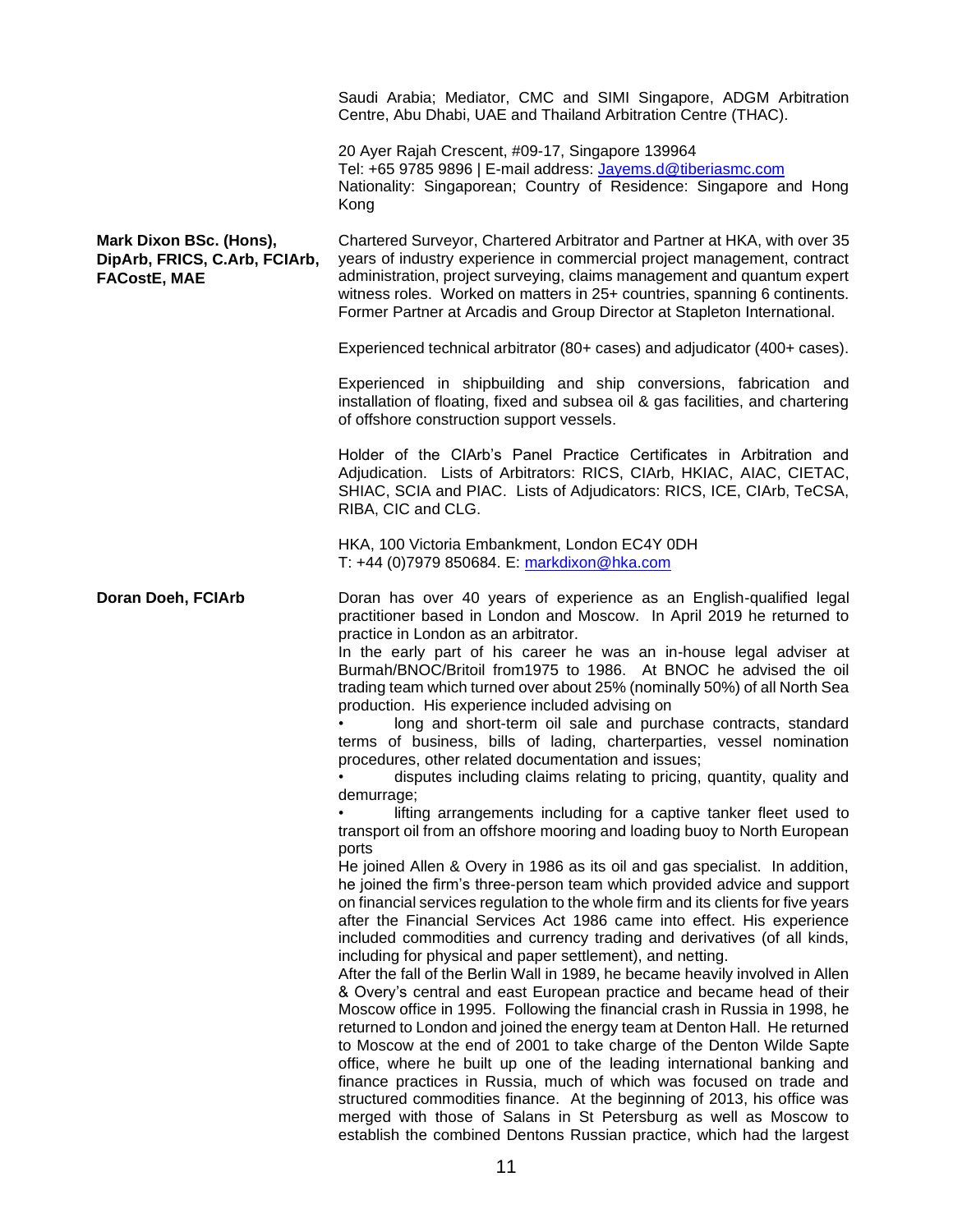Saudi Arabia; Mediator, CMC and SIMI Singapore, ADGM Arbitration Centre, Abu Dhabi, UAE and Thailand Arbitration Centre (THAC).

20 Ayer Rajah Crescent, #09-17, Singapore 139964
Tel: +65 9785 9896 | E-mail address: Jayems.d@tiberiasmc.com
Nationality: Singaporean; Country of Residence: Singapore and Hong Kong

**Mark Dixon BSc. (Hons), DipArb, FRICS, C.Arb, FCIArb, FACostE, MAE**

Chartered Surveyor, Chartered Arbitrator and Partner at HKA, with over 35 years of industry experience in commercial project management, contract administration, project surveying, claims management and quantum expert witness roles. Worked on matters in 25+ countries, spanning 6 continents. Former Partner at Arcadis and Group Director at Stapleton International.

Experienced technical arbitrator (80+ cases) and adjudicator (400+ cases).

Experienced in shipbuilding and ship conversions, fabrication and installation of floating, fixed and subsea oil & gas facilities, and chartering of offshore construction support vessels.

Holder of the CIArb's Panel Practice Certificates in Arbitration and Adjudication. Lists of Arbitrators: RICS, CIArb, HKIAC, AIAC, CIETAC, SHIAC, SCIA and PIAC. Lists of Adjudicators: RICS, ICE, CIArb, TeCSA, RIBA, CIC and CLG.

HKA, 100 Victoria Embankment, London EC4Y 0DH
T: +44 (0)7979 850684. E: markdixon@hka.com

**Doran Doeh, FCIArb**

Doran has over 40 years of experience as an English-qualified legal practitioner based in London and Moscow. In April 2019 he returned to practice in London as an arbitrator.
In the early part of his career he was an in-house legal adviser at Burmah/BNOC/Britoil from1975 to 1986. At BNOC he advised the oil trading team which turned over about 25% (nominally 50%) of all North Sea production. His experience included advising on

- long and short-term oil sale and purchase contracts, standard terms of business, bills of lading, charterparties, vessel nomination procedures, other related documentation and issues;
- disputes including claims relating to pricing, quantity, quality and demurrage;
- lifting arrangements including for a captive tanker fleet used to transport oil from an offshore mooring and loading buoy to North European ports

He joined Allen & Overy in 1986 as its oil and gas specialist. In addition, he joined the firm's three-person team which provided advice and support on financial services regulation to the whole firm and its clients for five years after the Financial Services Act 1986 came into effect. His experience included commodities and currency trading and derivatives (of all kinds, including for physical and paper settlement), and netting.
After the fall of the Berlin Wall in 1989, he became heavily involved in Allen & Overy's central and east European practice and became head of their Moscow office in 1995. Following the financial crash in Russia in 1998, he returned to London and joined the energy team at Denton Hall. He returned to Moscow at the end of 2001 to take charge of the Denton Wilde Sapte office, where he built up one of the leading international banking and finance practices in Russia, much of which was focused on trade and structured commodities finance. At the beginning of 2013, his office was merged with those of Salans in St Petersburg as well as Moscow to establish the combined Dentons Russian practice, which had the largest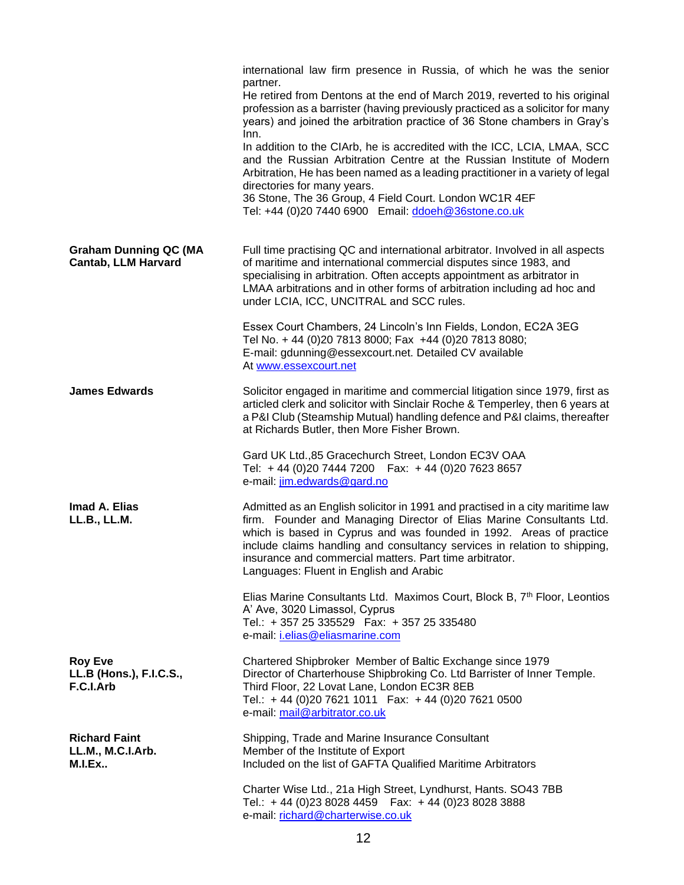international law firm presence in Russia, of which he was the senior partner.
He retired from Dentons at the end of March 2019, reverted to his original profession as a barrister (having previously practiced as a solicitor for many years) and joined the arbitration practice of 36 Stone chambers in Gray's Inn.
In addition to the CIArb, he is accredited with the ICC, LCIA, LMAA, SCC and the Russian Arbitration Centre at the Russian Institute of Modern Arbitration, He has been named as a leading practitioner in a variety of legal directories for many years.
36 Stone, The 36 Group, 4 Field Court. London WC1R 4EF
Tel: +44 (0)20 7440 6900 Email: ddoeh@36stone.co.uk

**Graham Dunning QC (MA Cantab, LLM Harvard**

Full time practising QC and international arbitrator. Involved in all aspects of maritime and international commercial disputes since 1983, and specialising in arbitration. Often accepts appointment as arbitrator in LMAA arbitrations and in other forms of arbitration including ad hoc and under LCIA, ICC, UNCITRAL and SCC rules.

Essex Court Chambers, 24 Lincoln's Inn Fields, London, EC2A 3EG
Tel No. + 44 (0)20 7813 8000; Fax +44 (0)20 7813 8080;
E-mail: gdunning@essexcourt.net. Detailed CV available
At www.essexcourt.net

**James Edwards**

Solicitor engaged in maritime and commercial litigation since 1979, first as articled clerk and solicitor with Sinclair Roche & Temperley, then 6 years at a P&I Club (Steamship Mutual) handling defence and P&I claims, thereafter at Richards Butler, then More Fisher Brown.

Gard UK Ltd.,85 Gracechurch Street, London EC3V OAA
Tel: + 44 (0)20 7444 7200 Fax: + 44 (0)20 7623 8657
e-mail: jim.edwards@gard.no

**Imad A. Elias**
**LL.B., LL.M.**

Admitted as an English solicitor in 1991 and practised in a city maritime law firm. Founder and Managing Director of Elias Marine Consultants Ltd. which is based in Cyprus and was founded in 1992. Areas of practice include claims handling and consultancy services in relation to shipping, insurance and commercial matters. Part time arbitrator.
Languages: Fluent in English and Arabic

Elias Marine Consultants Ltd. Maximos Court, Block B, 7th Floor, Leontios A' Ave, 3020 Limassol, Cyprus
Tel.: + 357 25 335529 Fax: + 357 25 335480
e-mail: i.elias@eliasmarine.com

**Roy Eve**
**LL.B (Hons.), F.I.C.S.,**
**F.C.I.Arb**

Chartered Shipbroker Member of Baltic Exchange since 1979
Director of Charterhouse Shipbroking Co. Ltd Barrister of Inner Temple.
Third Floor, 22 Lovat Lane, London EC3R 8EB
Tel.: + 44 (0)20 7621 1011 Fax: + 44 (0)20 7621 0500
e-mail: mail@arbitrator.co.uk

**Richard Faint**
**LL.M., M.C.I.Arb.**
**M.I.Ex..**

Shipping, Trade and Marine Insurance Consultant
Member of the Institute of Export
Included on the list of GAFTA Qualified Maritime Arbitrators

Charter Wise Ltd., 21a High Street, Lyndhurst, Hants. SO43 7BB
Tel.: + 44 (0)23 8028 4459 Fax: + 44 (0)23 8028 3888
e-mail: richard@charterwise.co.uk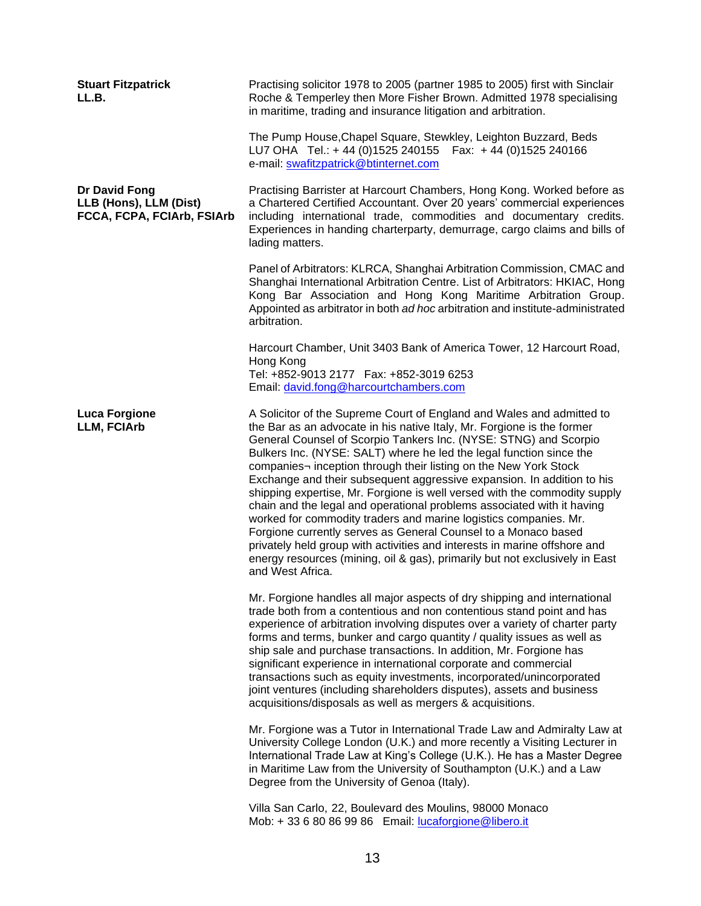**Stuart Fitzpatrick**
**LL.B.**

Practising solicitor 1978 to 2005 (partner 1985 to 2005) first with Sinclair Roche & Temperley then More Fisher Brown. Admitted 1978 specialising in maritime, trading and insurance litigation and arbitration.

The Pump House,Chapel Square, Stewkley, Leighton Buzzard, Beds LU7 OHA Tel.: + 44 (0)1525 240155 Fax: + 44 (0)1525 240166
e-mail: swafitzpatrick@btinternet.com

**Dr David Fong**
**LLB (Hons), LLM (Dist)**
**FCCA, FCPA, FCIArb, FSIArb**

Practising Barrister at Harcourt Chambers, Hong Kong. Worked before as a Chartered Certified Accountant. Over 20 years' commercial experiences including international trade, commodities and documentary credits. Experiences in handing charterparty, demurrage, cargo claims and bills of lading matters.

Panel of Arbitrators: KLRCA, Shanghai Arbitration Commission, CMAC and Shanghai International Arbitration Centre. List of Arbitrators: HKIAC, Hong Kong Bar Association and Hong Kong Maritime Arbitration Group. Appointed as arbitrator in both *ad hoc* arbitration and institute-administrated arbitration.

Harcourt Chamber, Unit 3403 Bank of America Tower, 12 Harcourt Road, Hong Kong
Tel: +852-9013 2177 Fax: +852-3019 6253
Email: david.fong@harcourtchambers.com

**Luca Forgione**
**LLM, FCIArb**

A Solicitor of the Supreme Court of England and Wales and admitted to the Bar as an advocate in his native Italy, Mr. Forgione is the former General Counsel of Scorpio Tankers Inc. (NYSE: STNG) and Scorpio Bulkers Inc. (NYSE: SALT) where he led the legal function since the companies¬ inception through their listing on the New York Stock Exchange and their subsequent aggressive expansion. In addition to his shipping expertise, Mr. Forgione is well versed with the commodity supply chain and the legal and operational problems associated with it having worked for commodity traders and marine logistics companies. Mr. Forgione currently serves as General Counsel to a Monaco based privately held group with activities and interests in marine offshore and energy resources (mining, oil & gas), primarily but not exclusively in East and West Africa.

Mr. Forgione handles all major aspects of dry shipping and international trade both from a contentious and non contentious stand point and has experience of arbitration involving disputes over a variety of charter party forms and terms, bunker and cargo quantity / quality issues as well as ship sale and purchase transactions. In addition, Mr. Forgione has significant experience in international corporate and commercial transactions such as equity investments, incorporated/unincorporated joint ventures (including shareholders disputes), assets and business acquisitions/disposals as well as mergers & acquisitions.

Mr. Forgione was a Tutor in International Trade Law and Admiralty Law at University College London (U.K.) and more recently a Visiting Lecturer in International Trade Law at King's College (U.K.). He has a Master Degree in Maritime Law from the University of Southampton (U.K.) and a Law Degree from the University of Genoa (Italy).

Villa San Carlo, 22, Boulevard des Moulins, 98000 Monaco
Mob: + 33 6 80 86 99 86 Email: lucaforgione@libero.it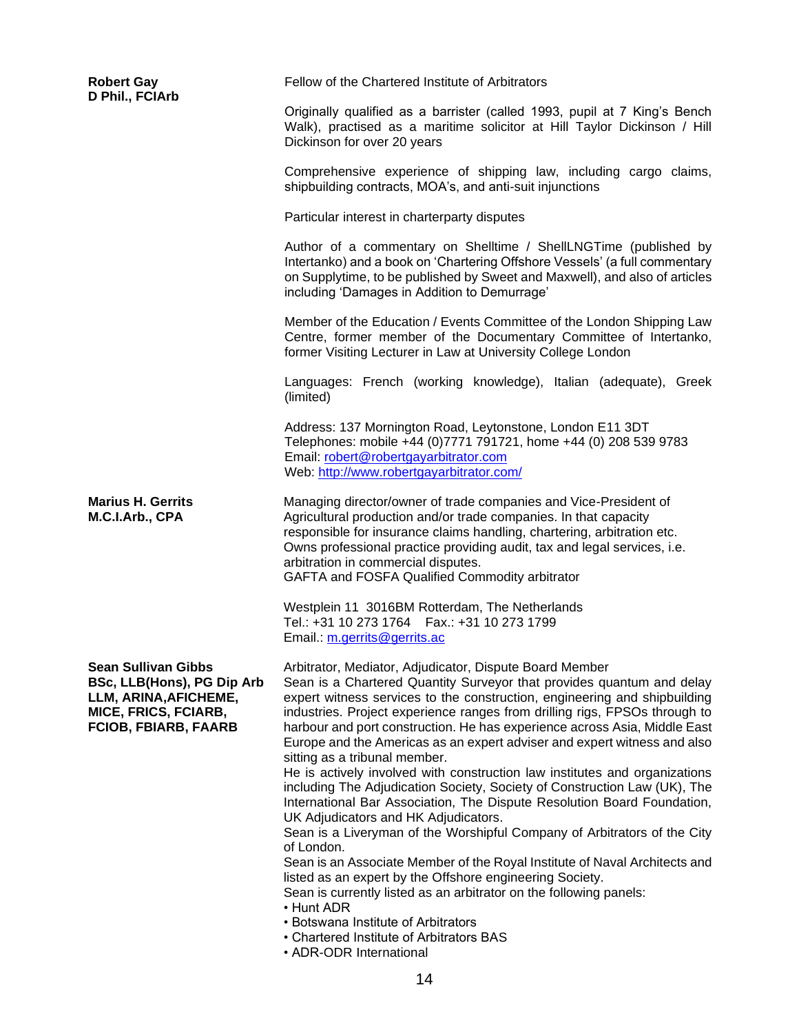**Robert Gay**
**D Phil., FCIArb**

Fellow of the Chartered Institute of Arbitrators

Originally qualified as a barrister (called 1993, pupil at 7 King's Bench Walk), practised as a maritime solicitor at Hill Taylor Dickinson / Hill Dickinson for over 20 years

Comprehensive experience of shipping law, including cargo claims, shipbuilding contracts, MOA's, and anti-suit injunctions

Particular interest in charterparty disputes

Author of a commentary on Shelltime / ShellLNGTime (published by Intertanko) and a book on 'Chartering Offshore Vessels' (a full commentary on Supplytime, to be published by Sweet and Maxwell), and also of articles including 'Damages in Addition to Demurrage'

Member of the Education / Events Committee of the London Shipping Law Centre, former member of the Documentary Committee of Intertanko, former Visiting Lecturer in Law at University College London

Languages: French (working knowledge), Italian (adequate), Greek (limited)

Address: 137 Mornington Road, Leytonstone, London E11 3DT
Telephones: mobile +44 (0)7771 791721, home +44 (0) 208 539 9783
Email: robert@robertgayarbitrator.com
Web: http://www.robertgayarbitrator.com/

**Marius H. Gerrits**
**M.C.I.Arb., CPA**

Managing director/owner of trade companies and Vice-President of Agricultural production and/or trade companies. In that capacity responsible for insurance claims handling, chartering, arbitration etc.
Owns professional practice providing audit, tax and legal services, i.e. arbitration in commercial disputes.
GAFTA and FOSFA Qualified Commodity arbitrator

Westplein 11 3016BM Rotterdam, The Netherlands
Tel.: +31 10 273 1764 Fax.: +31 10 273 1799
Email.: m.gerrits@gerrits.ac

**Sean Sullivan Gibbs**
**BSc, LLB(Hons), PG Dip Arb LLM, ARINA,AFICHEME, MICE, FRICS, FCIARB, FCIOB, FBIARB, FAARB**

Arbitrator, Mediator, Adjudicator, Dispute Board Member
Sean is a Chartered Quantity Surveyor that provides quantum and delay expert witness services to the construction, engineering and shipbuilding industries. Project experience ranges from drilling rigs, FPSOs through to harbour and port construction. He has experience across Asia, Middle East Europe and the Americas as an expert adviser and expert witness and also sitting as a tribunal member.
He is actively involved with construction law institutes and organizations including The Adjudication Society, Society of Construction Law (UK), The International Bar Association, The Dispute Resolution Board Foundation, UK Adjudicators and HK Adjudicators.
Sean is a Liveryman of the Worshipful Company of Arbitrators of the City of London.
Sean is an Associate Member of the Royal Institute of Naval Architects and listed as an expert by the Offshore engineering Society.
Sean is currently listed as an arbitrator on the following panels:

- Hunt ADR
- Botswana Institute of Arbitrators
- Chartered Institute of Arbitrators BAS
- ADR-ODR International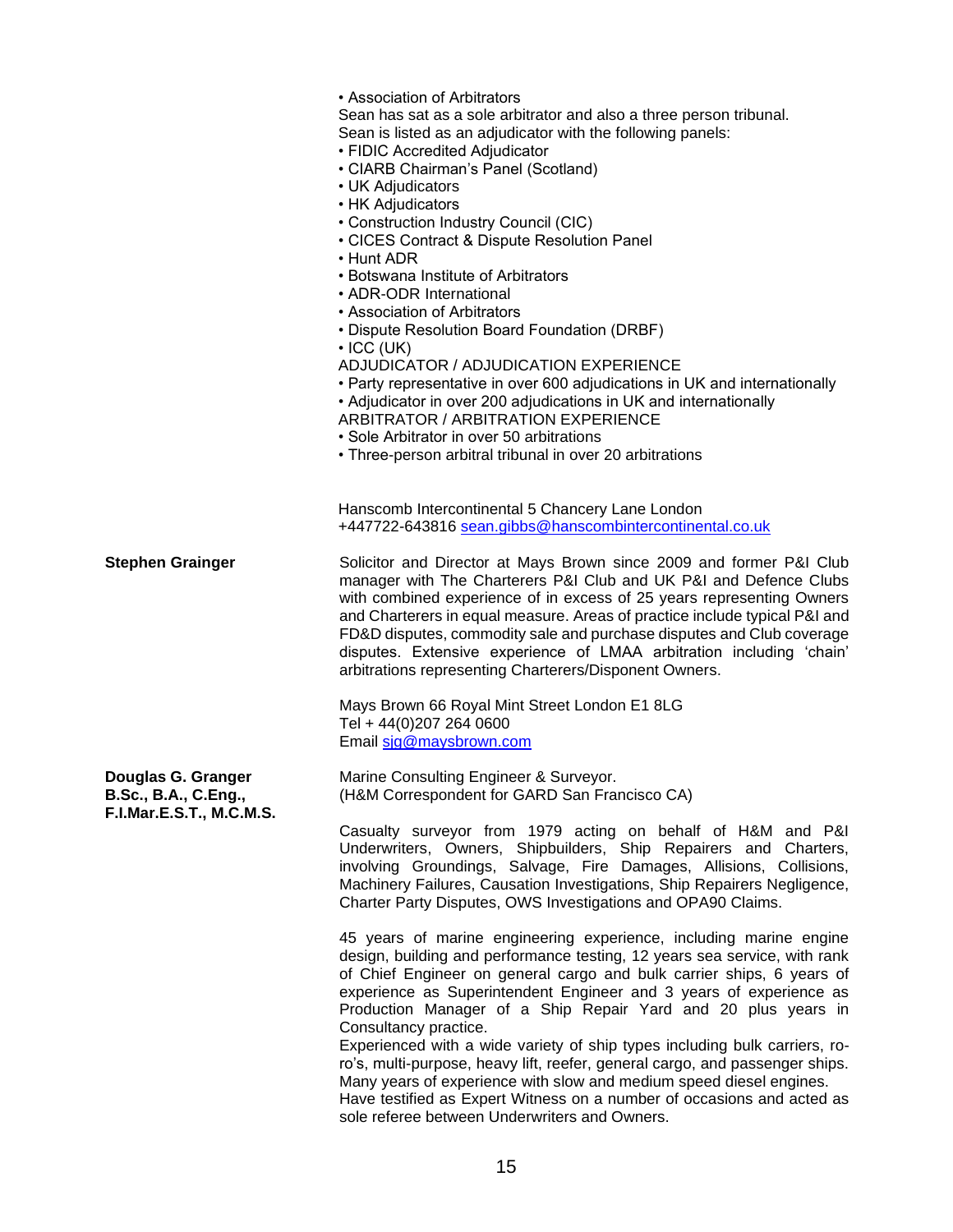• Association of Arbitrators
Sean has sat as a sole arbitrator and also a three person tribunal.
Sean is listed as an adjudicator with the following panels:

- FIDIC Accredited Adjudicator
- CIARB Chairman's Panel (Scotland)
- UK Adjudicators
- HK Adjudicators
- Construction Industry Council (CIC)
- CICES Contract & Dispute Resolution Panel
- Hunt ADR
- Botswana Institute of Arbitrators
- ADR-ODR International
- Association of Arbitrators
- Dispute Resolution Board Foundation (DRBF)
- ICC (UK)

ADJUDICATOR / ADJUDICATION EXPERIENCE

- Party representative in over 600 adjudications in UK and internationally
- Adjudicator in over 200 adjudications in UK and internationally

ARBITRATOR / ARBITRATION EXPERIENCE

- Sole Arbitrator in over 50 arbitrations
- Three-person arbitral tribunal in over 20 arbitrations

Hanscomb Intercontinental 5 Chancery Lane London
+447722-643816 sean.gibbs@hanscombintercontinental.co.uk

**Stephen Grainger**

Solicitor and Director at Mays Brown since 2009 and former P&I Club manager with The Charterers P&I Club and UK P&I and Defence Clubs with combined experience of in excess of 25 years representing Owners and Charterers in equal measure. Areas of practice include typical P&I and FD&D disputes, commodity sale and purchase disputes and Club coverage disputes. Extensive experience of LMAA arbitration including 'chain' arbitrations representing Charterers/Disponent Owners.

Mays Brown 66 Royal Mint Street London E1 8LG
Tel + 44(0)207 264 0600
Email sjg@maysbrown.com

**Douglas G. Granger B.Sc., B.A., C.Eng., F.I.Mar.E.S.T., M.C.M.S.**

Marine Consulting Engineer & Surveyor.
(H&M Correspondent for GARD San Francisco CA)

Casualty surveyor from 1979 acting on behalf of H&M and P&I Underwriters, Owners, Shipbuilders, Ship Repairers and Charters, involving Groundings, Salvage, Fire Damages, Allisions, Collisions, Machinery Failures, Causation Investigations, Ship Repairers Negligence, Charter Party Disputes, OWS Investigations and OPA90 Claims.

45 years of marine engineering experience, including marine engine design, building and performance testing, 12 years sea service, with rank of Chief Engineer on general cargo and bulk carrier ships, 6 years of experience as Superintendent Engineer and 3 years of experience as Production Manager of a Ship Repair Yard and 20 plus years in Consultancy practice.
Experienced with a wide variety of ship types including bulk carriers, ro-ro's, multi-purpose, heavy lift, reefer, general cargo, and passenger ships. Many years of experience with slow and medium speed diesel engines. Have testified as Expert Witness on a number of occasions and acted as sole referee between Underwriters and Owners.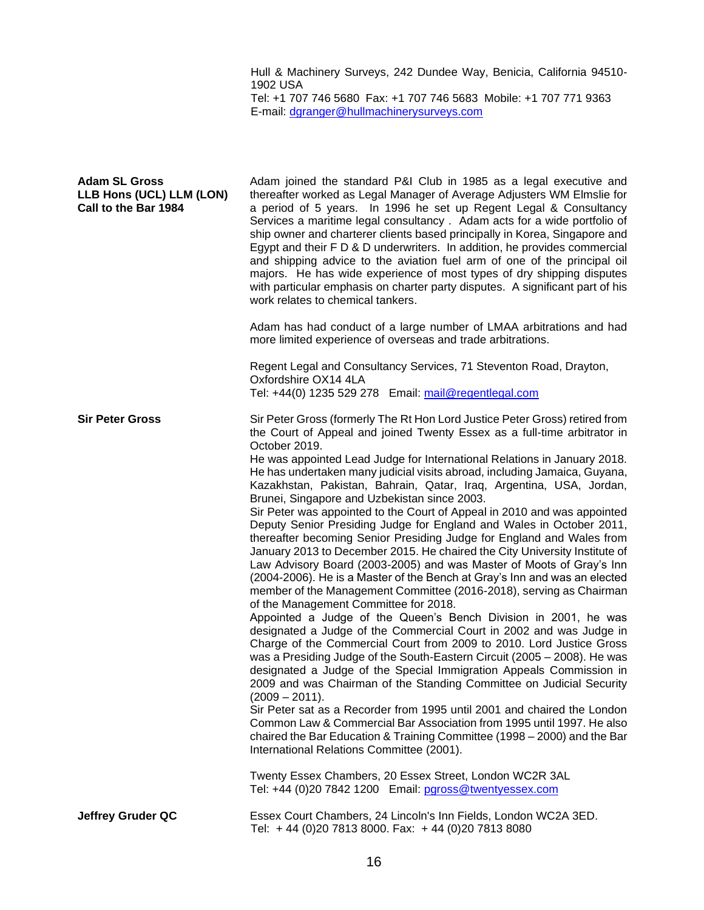Hull & Machinery Surveys, 242 Dundee Way, Benicia, California 94510-1902 USA
Tel: +1 707 746 5680 Fax: +1 707 746 5683 Mobile: +1 707 771 9363
E-mail: dgranger@hullmachinerysurveys.com

**Adam SL Gross**
**LLB Hons (UCL) LLM (LON)**
**Call to the Bar 1984**

Adam joined the standard P&I Club in 1985 as a legal executive and thereafter worked as Legal Manager of Average Adjusters WM Elmslie for a period of 5 years. In 1996 he set up Regent Legal & Consultancy Services a maritime legal consultancy . Adam acts for a wide portfolio of ship owner and charterer clients based principally in Korea, Singapore and Egypt and their F D & D underwriters. In addition, he provides commercial and shipping advice to the aviation fuel arm of one of the principal oil majors. He has wide experience of most types of dry shipping disputes with particular emphasis on charter party disputes. A significant part of his work relates to chemical tankers.

Adam has had conduct of a large number of LMAA arbitrations and had more limited experience of overseas and trade arbitrations.

Regent Legal and Consultancy Services, 71 Steventon Road, Drayton, Oxfordshire OX14 4LA
Tel: +44(0) 1235 529 278 Email: mail@regentlegal.com

**Sir Peter Gross**

Sir Peter Gross (formerly The Rt Hon Lord Justice Peter Gross) retired from the Court of Appeal and joined Twenty Essex as a full-time arbitrator in October 2019.
He was appointed Lead Judge for International Relations in January 2018. He has undertaken many judicial visits abroad, including Jamaica, Guyana, Kazakhstan, Pakistan, Bahrain, Qatar, Iraq, Argentina, USA, Jordan, Brunei, Singapore and Uzbekistan since 2003.
Sir Peter was appointed to the Court of Appeal in 2010 and was appointed Deputy Senior Presiding Judge for England and Wales in October 2011, thereafter becoming Senior Presiding Judge for England and Wales from January 2013 to December 2015. He chaired the City University Institute of Law Advisory Board (2003-2005) and was Master of Moots of Gray's Inn (2004-2006). He is a Master of the Bench at Gray's Inn and was an elected member of the Management Committee (2016-2018), serving as Chairman of the Management Committee for 2018.
Appointed a Judge of the Queen's Bench Division in 2001, he was designated a Judge of the Commercial Court in 2002 and was Judge in Charge of the Commercial Court from 2009 to 2010. Lord Justice Gross was a Presiding Judge of the South-Eastern Circuit (2005 – 2008). He was designated a Judge of the Special Immigration Appeals Commission in 2009 and was Chairman of the Standing Committee on Judicial Security (2009 – 2011).
Sir Peter sat as a Recorder from 1995 until 2001 and chaired the London Common Law & Commercial Bar Association from 1995 until 1997. He also chaired the Bar Education & Training Committee (1998 – 2000) and the Bar International Relations Committee (2001).

Twenty Essex Chambers, 20 Essex Street, London WC2R 3AL
Tel: +44 (0)20 7842 1200 Email: pgross@twentyessex.com

**Jeffrey Gruder QC**

Essex Court Chambers, 24 Lincoln's Inn Fields, London WC2A 3ED.
Tel: + 44 (0)20 7813 8000. Fax: + 44 (0)20 7813 8080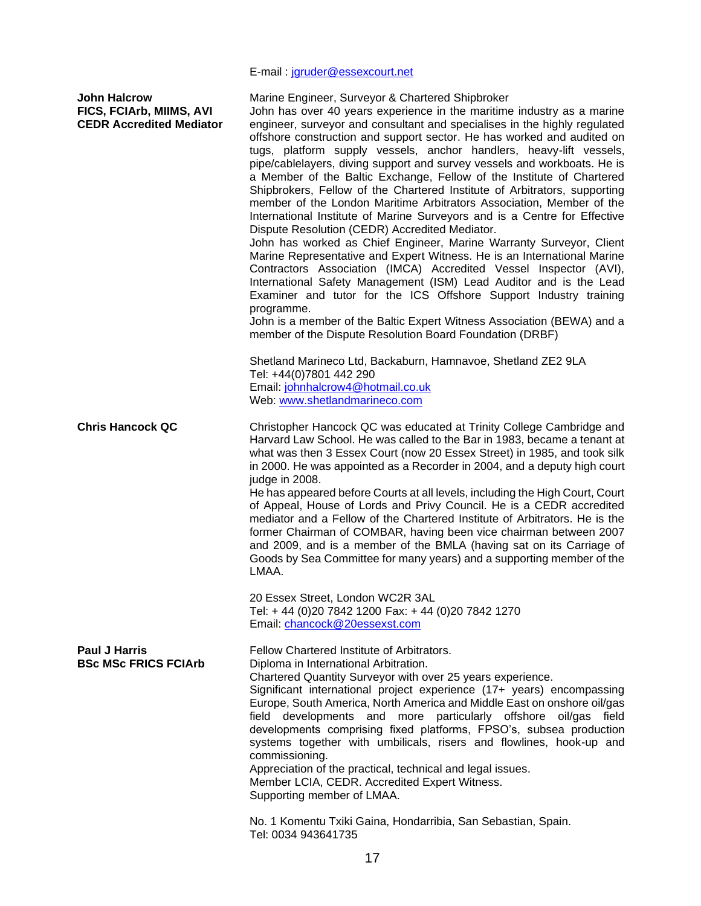E-mail : jgruder@essexcourt.net

**John Halcrow**
**FICS, FCIArb, MIIMS, AVI**
**CEDR Accredited Mediator**

Marine Engineer, Surveyor & Chartered Shipbroker
John has over 40 years experience in the maritime industry as a marine engineer, surveyor and consultant and specialises in the highly regulated offshore construction and support sector. He has worked and audited on tugs, platform supply vessels, anchor handlers, heavy-lift vessels, pipe/cablelayers, diving support and survey vessels and workboats. He is a Member of the Baltic Exchange, Fellow of the Institute of Chartered Shipbrokers, Fellow of the Chartered Institute of Arbitrators, supporting member of the London Maritime Arbitrators Association, Member of the International Institute of Marine Surveyors and is a Centre for Effective Dispute Resolution (CEDR) Accredited Mediator.
John has worked as Chief Engineer, Marine Warranty Surveyor, Client Marine Representative and Expert Witness. He is an International Marine Contractors Association (IMCA) Accredited Vessel Inspector (AVI), International Safety Management (ISM) Lead Auditor and is the Lead Examiner and tutor for the ICS Offshore Support Industry training programme.
John is a member of the Baltic Expert Witness Association (BEWA) and a member of the Dispute Resolution Board Foundation (DRBF)

Shetland Marineco Ltd, Backaburn, Hamnavoe, Shetland ZE2 9LA
Tel: +44(0)7801 442 290
Email: johnhalcrow4@hotmail.co.uk
Web: www.shetlandmarineco.com

**Chris Hancock QC**

Christopher Hancock QC was educated at Trinity College Cambridge and Harvard Law School. He was called to the Bar in 1983, became a tenant at what was then 3 Essex Court (now 20 Essex Street) in 1985, and took silk in 2000. He was appointed as a Recorder in 2004, and a deputy high court judge in 2008.
He has appeared before Courts at all levels, including the High Court, Court of Appeal, House of Lords and Privy Council. He is a CEDR accredited mediator and a Fellow of the Chartered Institute of Arbitrators. He is the former Chairman of COMBAR, having been vice chairman between 2007 and 2009, and is a member of the BMLA (having sat on its Carriage of Goods by Sea Committee for many years) and a supporting member of the LMAA.

20 Essex Street, London WC2R 3AL
Tel: + 44 (0)20 7842 1200 Fax: + 44 (0)20 7842 1270
Email: chancock@20essexst.com

**Paul J Harris**
**BSc MSc FRICS FCIArb**

Fellow Chartered Institute of Arbitrators.
Diploma in International Arbitration.
Chartered Quantity Surveyor with over 25 years experience.
Significant international project experience (17+ years) encompassing Europe, South America, North America and Middle East on onshore oil/gas field developments and more particularly offshore oil/gas field developments comprising fixed platforms, FPSO's, subsea production systems together with umbilicals, risers and flowlines, hook-up and commissioning.
Appreciation of the practical, technical and legal issues.
Member LCIA, CEDR. Accredited Expert Witness.
Supporting member of LMAA.

No. 1 Komentu Txiki Gaina, Hondarribia, San Sebastian, Spain.
Tel: 0034 943641735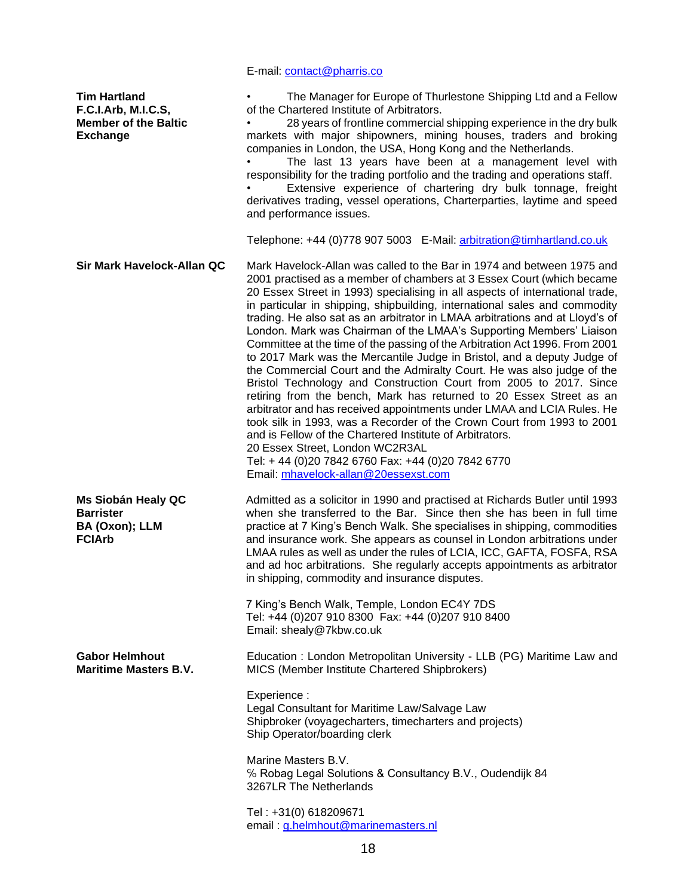E-mail: contact@pharris.co

**Tim Hartland**
**F.C.I.Arb, M.I.C.S,**
**Member of the Baltic Exchange**

- The Manager for Europe of Thurlestone Shipping Ltd and a Fellow of the Chartered Institute of Arbitrators.
- 28 years of frontline commercial shipping experience in the dry bulk markets with major shipowners, mining houses, traders and broking companies in London, the USA, Hong Kong and the Netherlands.
- The last 13 years have been at a management level with responsibility for the trading portfolio and the trading and operations staff.
- Extensive experience of chartering dry bulk tonnage, freight derivatives trading, vessel operations, Charterparties, laytime and speed and performance issues.

Telephone: +44 (0)778 907 5003   E-Mail: arbitration@timhartland.co.uk

**Sir Mark Havelock-Allan QC**

Mark Havelock-Allan was called to the Bar in 1974 and between 1975 and 2001 practised as a member of chambers at 3 Essex Court (which became 20 Essex Street in 1993) specialising in all aspects of international trade, in particular in shipping, shipbuilding, international sales and commodity trading. He also sat as an arbitrator in LMAA arbitrations and at Lloyd's of London. Mark was Chairman of the LMAA's Supporting Members' Liaison Committee at the time of the passing of the Arbitration Act 1996. From 2001 to 2017 Mark was the Mercantile Judge in Bristol, and a deputy Judge of the Commercial Court and the Admiralty Court. He was also judge of the Bristol Technology and Construction Court from 2005 to 2017. Since retiring from the bench, Mark has returned to 20 Essex Street as an arbitrator and has received appointments under LMAA and LCIA Rules. He took silk in 1993, was a Recorder of the Crown Court from 1993 to 2001 and is Fellow of the Chartered Institute of Arbitrators.
20 Essex Street, London WC2R3AL
Tel: + 44 (0)20 7842 6760 Fax: +44 (0)20 7842 6770
Email: mhavelock-allan@20essexst.com

**Ms Siobán Healy QC**
**Barrister**
**BA (Oxon); LLM**
**FCIArb**

Admitted as a solicitor in 1990 and practised at Richards Butler until 1993 when she transferred to the Bar. Since then she has been in full time practice at 7 King's Bench Walk. She specialises in shipping, commodities and insurance work. She appears as counsel in London arbitrations under LMAA rules as well as under the rules of LCIA, ICC, GAFTA, FOSFA, RSA and ad hoc arbitrations. She regularly accepts appointments as arbitrator in shipping, commodity and insurance disputes.

7 King's Bench Walk, Temple, London EC4Y 7DS
Tel: +44 (0)207 910 8300  Fax: +44 (0)207 910 8400
Email: shealy@7kbw.co.uk

**Gabor Helmhout**
**Maritime Masters B.V.**

Education : London Metropolitan University - LLB (PG) Maritime Law and MICS (Member Institute Chartered Shipbrokers)

Experience :
Legal Consultant for Maritime Law/Salvage Law
Shipbroker (voyagecharters, timecharters and projects)
Ship Operator/boarding clerk

Marine Masters B.V.
℅ Robag Legal Solutions & Consultancy B.V., Oudendijk 84
3267LR The Netherlands

Tel : +31(0) 618209671
email : g.helmhout@marinemasters.nl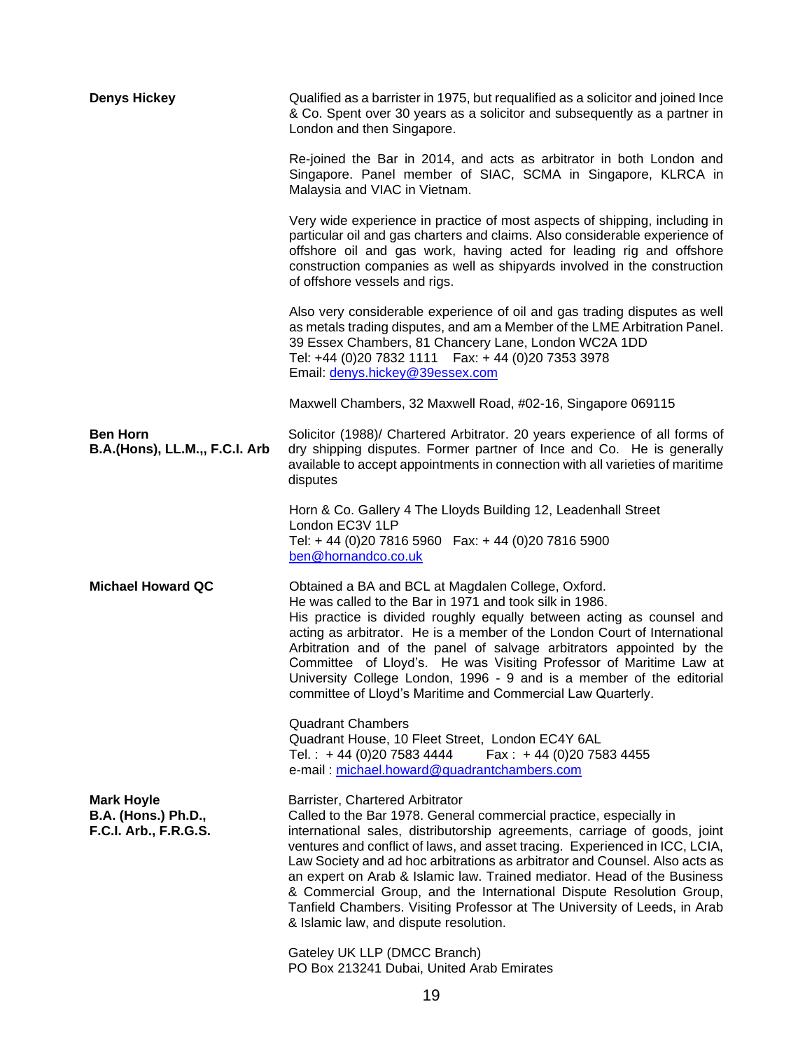**Denys Hickey**

Qualified as a barrister in 1975, but requalified as a solicitor and joined Ince & Co. Spent over 30 years as a solicitor and subsequently as a partner in London and then Singapore.

Re-joined the Bar in 2014, and acts as arbitrator in both London and Singapore. Panel member of SIAC, SCMA in Singapore, KLRCA in Malaysia and VIAC in Vietnam.

Very wide experience in practice of most aspects of shipping, including in particular oil and gas charters and claims. Also considerable experience of offshore oil and gas work, having acted for leading rig and offshore construction companies as well as shipyards involved in the construction of offshore vessels and rigs.

Also very considerable experience of oil and gas trading disputes as well as metals trading disputes, and am a Member of the LME Arbitration Panel.
39 Essex Chambers, 81 Chancery Lane, London WC2A 1DD
Tel: +44 (0)20 7832 1111 Fax: + 44 (0)20 7353 3978
Email: denys.hickey@39essex.com

Maxwell Chambers, 32 Maxwell Road, #02-16, Singapore 069115

**Ben Horn**
**B.A.(Hons), LL.M.,, F.C.I. Arb**

Solicitor (1988)/ Chartered Arbitrator. 20 years experience of all forms of dry shipping disputes. Former partner of Ince and Co. He is generally available to accept appointments in connection with all varieties of maritime disputes

Horn & Co. Gallery 4 The Lloyds Building 12, Leadenhall Street
London EC3V 1LP
Tel: + 44 (0)20 7816 5960 Fax: + 44 (0)20 7816 5900
ben@hornandco.co.uk

**Michael Howard QC**

Obtained a BA and BCL at Magdalen College, Oxford.
He was called to the Bar in 1971 and took silk in 1986.
His practice is divided roughly equally between acting as counsel and acting as arbitrator. He is a member of the London Court of International Arbitration and of the panel of salvage arbitrators appointed by the Committee of Lloyd's. He was Visiting Professor of Maritime Law at University College London, 1996 - 9 and is a member of the editorial committee of Lloyd's Maritime and Commercial Law Quarterly.

Quadrant Chambers
Quadrant House, 10 Fleet Street, London EC4Y 6AL
Tel. : + 44 (0)20 7583 4444 Fax : + 44 (0)20 7583 4455
e-mail : michael.howard@quadrantchambers.com

**Mark Hoyle**
**B.A. (Hons.) Ph.D.,**
**F.C.I. Arb., F.R.G.S.**

Barrister, Chartered Arbitrator
Called to the Bar 1978. General commercial practice, especially in international sales, distributorship agreements, carriage of goods, joint ventures and conflict of laws, and asset tracing. Experienced in ICC, LCIA, Law Society and ad hoc arbitrations as arbitrator and Counsel. Also acts as an expert on Arab & Islamic law. Trained mediator. Head of the Business & Commercial Group, and the International Dispute Resolution Group, Tanfield Chambers. Visiting Professor at The University of Leeds, in Arab & Islamic law, and dispute resolution.

Gateley UK LLP (DMCC Branch)
PO Box 213241 Dubai, United Arab Emirates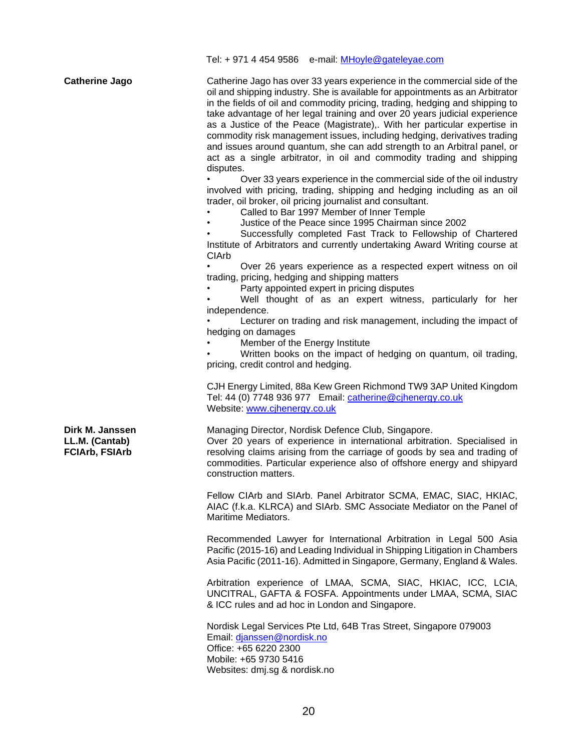Tel: + 971 4 454 9586 e-mail: MHoyle@gateleyae.com

**Catherine Jago**

Catherine Jago has over 33 years experience in the commercial side of the oil and shipping industry. She is available for appointments as an Arbitrator in the fields of oil and commodity pricing, trading, hedging and shipping to take advantage of her legal training and over 20 years judicial experience as a Justice of the Peace (Magistrate),. With her particular expertise in commodity risk management issues, including hedging, derivatives trading and issues around quantum, she can add strength to an Arbitral panel, or act as a single arbitrator, in oil and commodity trading and shipping disputes.

- Over 33 years experience in the commercial side of the oil industry involved with pricing, trading, shipping and hedging including as an oil trader, oil broker, oil pricing journalist and consultant.
- Called to Bar 1997 Member of Inner Temple
- Justice of the Peace since 1995 Chairman since 2002
- Successfully completed Fast Track to Fellowship of Chartered Institute of Arbitrators and currently undertaking Award Writing course at CIArb
- Over 26 years experience as a respected expert witness on oil trading, pricing, hedging and shipping matters
- Party appointed expert in pricing disputes
- Well thought of as an expert witness, particularly for her independence.
- Lecturer on trading and risk management, including the impact of hedging on damages
- Member of the Energy Institute
- Written books on the impact of hedging on quantum, oil trading, pricing, credit control and hedging.

CJH Energy Limited, 88a Kew Green Richmond TW9 3AP United Kingdom
Tel: 44 (0) 7748 936 977 Email: catherine@cjhenergy.co.uk
Website: www.cjhenergy.co.uk

**Dirk M. Janssen**
**LL.M. (Cantab)**
**FCIArb, FSIArb**

Managing Director, Nordisk Defence Club, Singapore.
Over 20 years of experience in international arbitration. Specialised in resolving claims arising from the carriage of goods by sea and trading of commodities. Particular experience also of offshore energy and shipyard construction matters.

Fellow CIArb and SIArb. Panel Arbitrator SCMA, EMAC, SIAC, HKIAC, AIAC (f.k.a. KLRCA) and SIArb. SMC Associate Mediator on the Panel of Maritime Mediators.

Recommended Lawyer for International Arbitration in Legal 500 Asia Pacific (2015-16) and Leading Individual in Shipping Litigation in Chambers Asia Pacific (2011-16). Admitted in Singapore, Germany, England & Wales.

Arbitration experience of LMAA, SCMA, SIAC, HKIAC, ICC, LCIA, UNCITRAL, GAFTA & FOSFA. Appointments under LMAA, SCMA, SIAC & ICC rules and ad hoc in London and Singapore.

Nordisk Legal Services Pte Ltd, 64B Tras Street, Singapore 079003
Email: djanssen@nordisk.no
Office: +65 6220 2300
Mobile: +65 9730 5416
Websites: dmj.sg & nordisk.no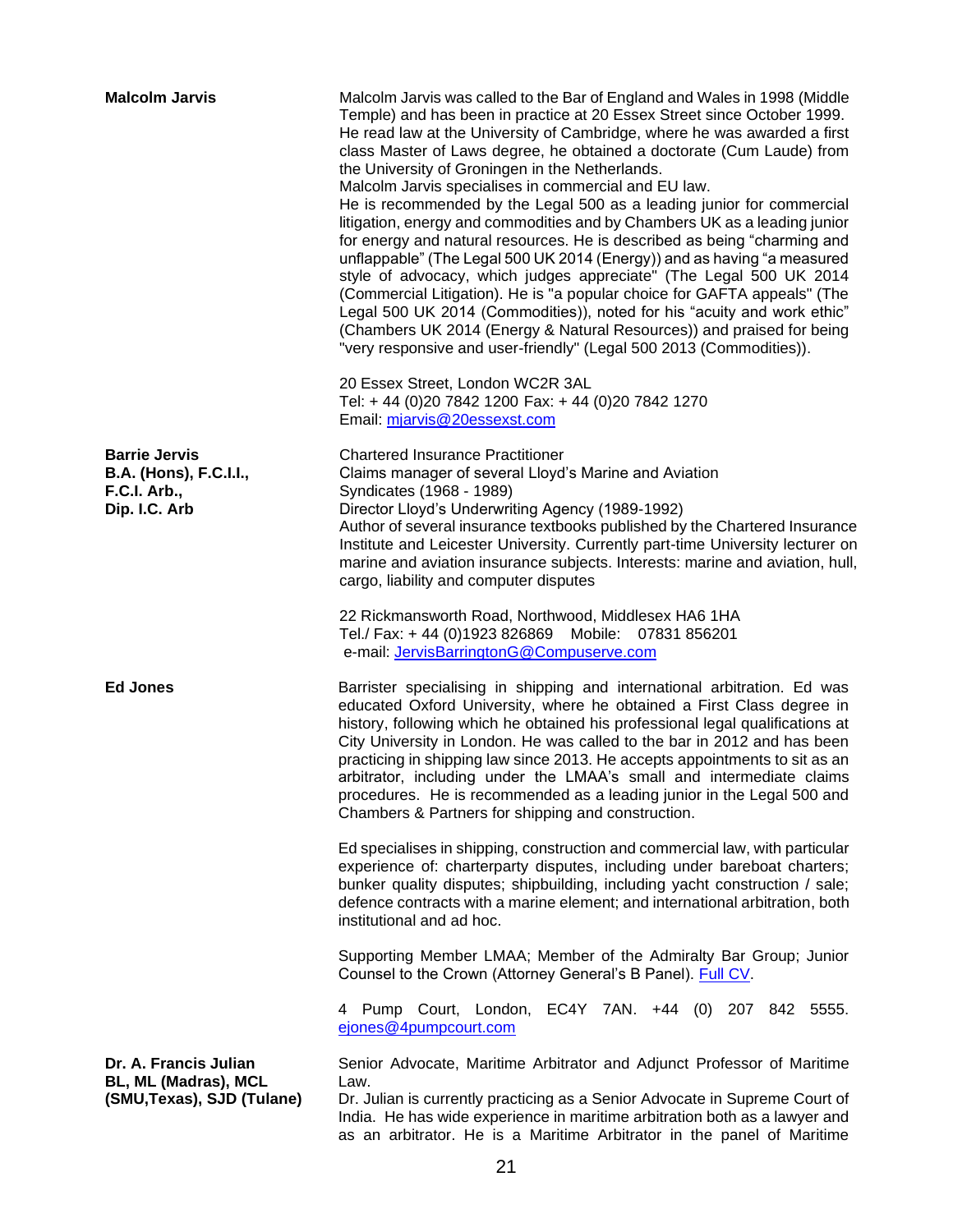**Malcolm Jarvis**

Malcolm Jarvis was called to the Bar of England and Wales in 1998 (Middle Temple) and has been in practice at 20 Essex Street since October 1999. He read law at the University of Cambridge, where he was awarded a first class Master of Laws degree, he obtained a doctorate (Cum Laude) from the University of Groningen in the Netherlands.
Malcolm Jarvis specialises in commercial and EU law.
He is recommended by the Legal 500 as a leading junior for commercial litigation, energy and commodities and by Chambers UK as a leading junior for energy and natural resources. He is described as being "charming and unflappable" (The Legal 500 UK 2014 (Energy)) and as having "a measured style of advocacy, which judges appreciate" (The Legal 500 UK 2014 (Commercial Litigation). He is "a popular choice for GAFTA appeals" (The Legal 500 UK 2014 (Commodities)), noted for his "acuity and work ethic" (Chambers UK 2014 (Energy & Natural Resources)) and praised for being "very responsive and user-friendly" (Legal 500 2013 (Commodities)).

20 Essex Street, London WC2R 3AL
Tel: + 44 (0)20 7842 1200 Fax: + 44 (0)20 7842 1270
Email: mjarvis@20essexst.com

**Barrie Jervis**
**B.A. (Hons), F.C.I.I.,**
**F.C.I. Arb.,**
**Dip. I.C. Arb**

Chartered Insurance Practitioner
Claims manager of several Lloyd's Marine and Aviation Syndicates (1968 - 1989)
Director Lloyd's Underwriting Agency (1989-1992)
Author of several insurance textbooks published by the Chartered Insurance Institute and Leicester University. Currently part-time University lecturer on marine and aviation insurance subjects. Interests: marine and aviation, hull, cargo, liability and computer disputes

22 Rickmansworth Road, Northwood, Middlesex HA6 1HA
Tel./ Fax: + 44 (0)1923 826869 Mobile: 07831 856201
e-mail: JervisBarringtonG@Compuserve.com

**Ed Jones**

Barrister specialising in shipping and international arbitration. Ed was educated Oxford University, where he obtained a First Class degree in history, following which he obtained his professional legal qualifications at City University in London. He was called to the bar in 2012 and has been practicing in shipping law since 2013. He accepts appointments to sit as an arbitrator, including under the LMAA's small and intermediate claims procedures. He is recommended as a leading junior in the Legal 500 and Chambers & Partners for shipping and construction.

Ed specialises in shipping, construction and commercial law, with particular experience of: charterparty disputes, including under bareboat charters; bunker quality disputes; shipbuilding, including yacht construction / sale; defence contracts with a marine element; and international arbitration, both institutional and ad hoc.

Supporting Member LMAA; Member of the Admiralty Bar Group; Junior Counsel to the Crown (Attorney General's B Panel). Full CV.

4 Pump Court, London, EC4Y 7AN. +44 (0) 207 842 5555.
ejones@4pumpcourt.com

**Dr. A. Francis Julian**
**BL, ML (Madras), MCL**
**(SMU,Texas), SJD (Tulane)**

Senior Advocate, Maritime Arbitrator and Adjunct Professor of Maritime Law.
Dr. Julian is currently practicing as a Senior Advocate in Supreme Court of India. He has wide experience in maritime arbitration both as a lawyer and as an arbitrator. He is a Maritime Arbitrator in the panel of Maritime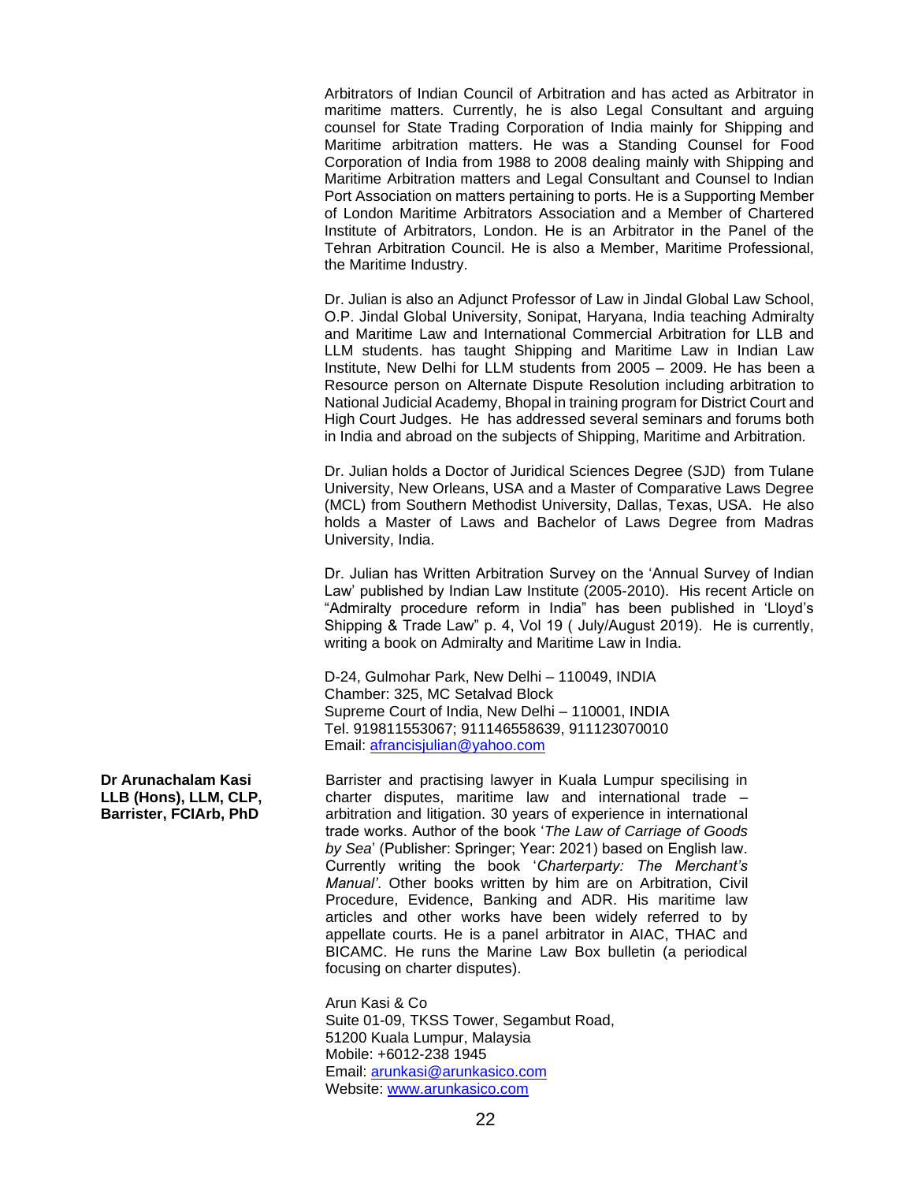Arbitrators of Indian Council of Arbitration and has acted as Arbitrator in maritime matters. Currently, he is also Legal Consultant and arguing counsel for State Trading Corporation of India mainly for Shipping and Maritime arbitration matters. He was a Standing Counsel for Food Corporation of India from 1988 to 2008 dealing mainly with Shipping and Maritime Arbitration matters and Legal Consultant and Counsel to Indian Port Association on matters pertaining to ports. He is a Supporting Member of London Maritime Arbitrators Association and a Member of Chartered Institute of Arbitrators, London. He is an Arbitrator in the Panel of the Tehran Arbitration Council. He is also a Member, Maritime Professional, the Maritime Industry.

Dr. Julian is also an Adjunct Professor of Law in Jindal Global Law School, O.P. Jindal Global University, Sonipat, Haryana, India teaching Admiralty and Maritime Law and International Commercial Arbitration for LLB and LLM students. has taught Shipping and Maritime Law in Indian Law Institute, New Delhi for LLM students from 2005 – 2009. He has been a Resource person on Alternate Dispute Resolution including arbitration to National Judicial Academy, Bhopal in training program for District Court and High Court Judges. He has addressed several seminars and forums both in India and abroad on the subjects of Shipping, Maritime and Arbitration.

Dr. Julian holds a Doctor of Juridical Sciences Degree (SJD) from Tulane University, New Orleans, USA and a Master of Comparative Laws Degree (MCL) from Southern Methodist University, Dallas, Texas, USA. He also holds a Master of Laws and Bachelor of Laws Degree from Madras University, India.

Dr. Julian has Written Arbitration Survey on the 'Annual Survey of Indian Law' published by Indian Law Institute (2005-2010). His recent Article on "Admiralty procedure reform in India" has been published in 'Lloyd's Shipping & Trade Law" p. 4, Vol 19 ( July/August 2019). He is currently, writing a book on Admiralty and Maritime Law in India.

D-24, Gulmohar Park, New Delhi – 110049, INDIA
Chamber: 325, MC Setalvad Block
Supreme Court of India, New Delhi – 110001, INDIA
Tel. 919811553067; 911146558639, 911123070010
Email: afrancisjulian@yahoo.com

**Dr Arunachalam Kasi**
**LLB (Hons), LLM, CLP, Barrister, FCIArb, PhD**

Barrister and practising lawyer in Kuala Lumpur specilising in charter disputes, maritime law and international trade – arbitration and litigation. 30 years of experience in international trade works. Author of the book '*The Law of Carriage of Goods by Sea*' (Publisher: Springer; Year: 2021) based on English law. Currently writing the book '*Charterparty: The Merchant's Manual'*. Other books written by him are on Arbitration, Civil Procedure, Evidence, Banking and ADR. His maritime law articles and other works have been widely referred to by appellate courts. He is a panel arbitrator in AIAC, THAC and BICAMC. He runs the Marine Law Box bulletin (a periodical focusing on charter disputes).

Arun Kasi & Co
Suite 01-09, TKSS Tower, Segambut Road,
51200 Kuala Lumpur, Malaysia
Mobile: +6012-238 1945
Email: arunkasi@arunkasico.com
Website: www.arunkasico.com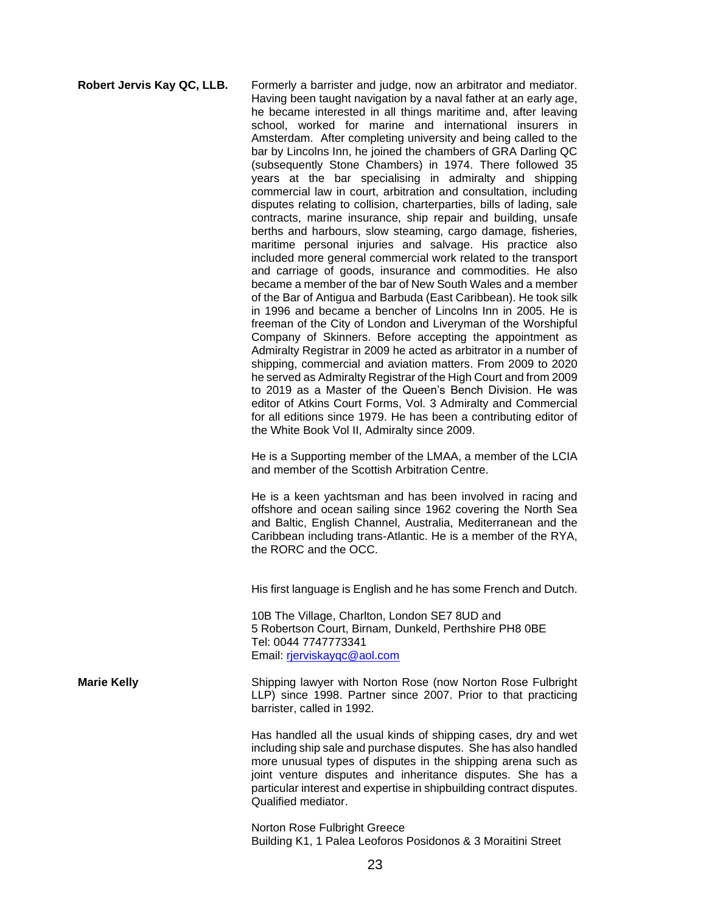**Robert Jervis Kay QC, LLB.**

Formerly a barrister and judge, now an arbitrator and mediator. Having been taught navigation by a naval father at an early age, he became interested in all things maritime and, after leaving school, worked for marine and international insurers in Amsterdam. After completing university and being called to the bar by Lincolns Inn, he joined the chambers of GRA Darling QC (subsequently Stone Chambers) in 1974. There followed 35 years at the bar specialising in admiralty and shipping commercial law in court, arbitration and consultation, including disputes relating to collision, charterparties, bills of lading, sale contracts, marine insurance, ship repair and building, unsafe berths and harbours, slow steaming, cargo damage, fisheries, maritime personal injuries and salvage. His practice also included more general commercial work related to the transport and carriage of goods, insurance and commodities. He also became a member of the bar of New South Wales and a member of the Bar of Antigua and Barbuda (East Caribbean). He took silk in 1996 and became a bencher of Lincolns Inn in 2005. He is freeman of the City of London and Liveryman of the Worshipful Company of Skinners. Before accepting the appointment as Admiralty Registrar in 2009 he acted as arbitrator in a number of shipping, commercial and aviation matters. From 2009 to 2020 he served as Admiralty Registrar of the High Court and from 2009 to 2019 as a Master of the Queen's Bench Division. He was editor of Atkins Court Forms, Vol. 3 Admiralty and Commercial for all editions since 1979. He has been a contributing editor of the White Book Vol II, Admiralty since 2009.

He is a Supporting member of the LMAA, a member of the LCIA and member of the Scottish Arbitration Centre.

He is a keen yachtsman and has been involved in racing and offshore and ocean sailing since 1962 covering the North Sea and Baltic, English Channel, Australia, Mediterranean and the Caribbean including trans-Atlantic. He is a member of the RYA, the RORC and the OCC.

His first language is English and he has some French and Dutch.

10B The Village, Charlton, London SE7 8UD and
5 Robertson Court, Birnam, Dunkeld, Perthshire PH8 0BE
Tel: 0044 7747773341
Email: rjerviskayqc@aol.com

**Marie Kelly**

Shipping lawyer with Norton Rose (now Norton Rose Fulbright LLP) since 1998. Partner since 2007. Prior to that practicing barrister, called in 1992.

Has handled all the usual kinds of shipping cases, dry and wet including ship sale and purchase disputes. She has also handled more unusual types of disputes in the shipping arena such as joint venture disputes and inheritance disputes. She has a particular interest and expertise in shipbuilding contract disputes. Qualified mediator.

Norton Rose Fulbright Greece
Building K1, 1 Palea Leoforos Posidonos & 3 Moraitini Street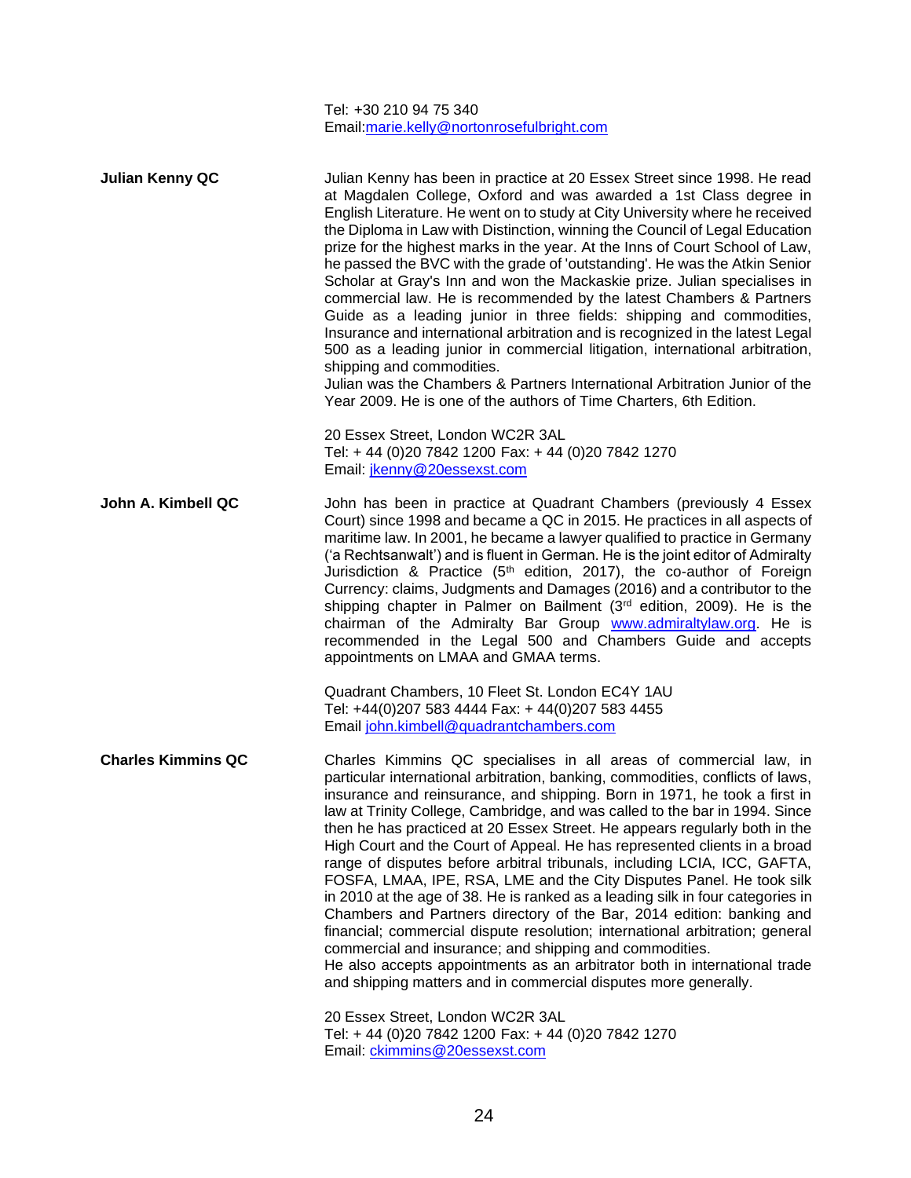Tel: +30 210 94 75 340
Email:marie.kelly@nortonrosefulbright.com

**Julian Kenny QC**

Julian Kenny has been in practice at 20 Essex Street since 1998. He read at Magdalen College, Oxford and was awarded a 1st Class degree in English Literature. He went on to study at City University where he received the Diploma in Law with Distinction, winning the Council of Legal Education prize for the highest marks in the year. At the Inns of Court School of Law, he passed the BVC with the grade of 'outstanding'. He was the Atkin Senior Scholar at Gray's Inn and won the Mackaskie prize. Julian specialises in commercial law. He is recommended by the latest Chambers & Partners Guide as a leading junior in three fields: shipping and commodities, Insurance and international arbitration and is recognized in the latest Legal 500 as a leading junior in commercial litigation, international arbitration, shipping and commodities.
Julian was the Chambers & Partners International Arbitration Junior of the Year 2009. He is one of the authors of Time Charters, 6th Edition.

20 Essex Street, London WC2R 3AL
Tel: + 44 (0)20 7842 1200 Fax: + 44 (0)20 7842 1270
Email: jkenny@20essexst.com

**John A. Kimbell QC**

John has been in practice at Quadrant Chambers (previously 4 Essex Court) since 1998 and became a QC in 2015. He practices in all aspects of maritime law. In 2001, he became a lawyer qualified to practice in Germany ('a Rechtsanwalt') and is fluent in German. He is the joint editor of Admiralty Jurisdiction & Practice (5th edition, 2017), the co-author of Foreign Currency: claims, Judgments and Damages (2016) and a contributor to the shipping chapter in Palmer on Bailment (3rd edition, 2009). He is the chairman of the Admiralty Bar Group www.admiraltylaw.org. He is recommended in the Legal 500 and Chambers Guide and accepts appointments on LMAA and GMAA terms.

Quadrant Chambers, 10 Fleet St. London EC4Y 1AU
Tel: +44(0)207 583 4444 Fax: + 44(0)207 583 4455
Email john.kimbell@quadrantchambers.com

**Charles Kimmins QC**

Charles Kimmins QC specialises in all areas of commercial law, in particular international arbitration, banking, commodities, conflicts of laws, insurance and reinsurance, and shipping. Born in 1971, he took a first in law at Trinity College, Cambridge, and was called to the bar in 1994. Since then he has practiced at 20 Essex Street. He appears regularly both in the High Court and the Court of Appeal. He has represented clients in a broad range of disputes before arbitral tribunals, including LCIA, ICC, GAFTA, FOSFA, LMAA, IPE, RSA, LME and the City Disputes Panel. He took silk in 2010 at the age of 38. He is ranked as a leading silk in four categories in Chambers and Partners directory of the Bar, 2014 edition: banking and financial; commercial dispute resolution; international arbitration; general commercial and insurance; and shipping and commodities.
He also accepts appointments as an arbitrator both in international trade and shipping matters and in commercial disputes more generally.

20 Essex Street, London WC2R 3AL
Tel: + 44 (0)20 7842 1200 Fax: + 44 (0)20 7842 1270
Email: ckimmins@20essexst.com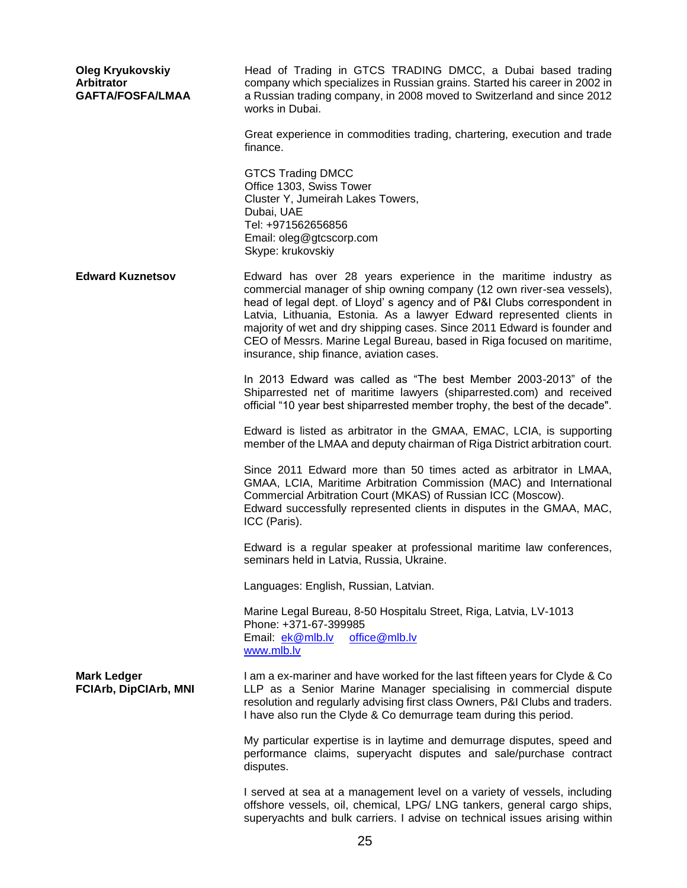**Oleg Kryukovskiy**
**Arbitrator**
**GAFTA/FOSFA/LMAA**

Head of Trading in GTCS TRADING DMCC, a Dubai based trading company which specializes in Russian grains. Started his career in 2002 in a Russian trading company, in 2008 moved to Switzerland and since 2012 works in Dubai.

Great experience in commodities trading, chartering, execution and trade finance.

GTCS Trading DMCC
Office 1303, Swiss Tower
Cluster Y, Jumeirah Lakes Towers,
Dubai, UAE
Tel: +971562656856
Email: oleg@gtcscorp.com
Skype: krukovskiy

**Edward Kuznetsov**

Edward has over 28 years experience in the maritime industry as commercial manager of ship owning company (12 own river-sea vessels), head of legal dept. of Lloyd' s agency and of P&I Clubs correspondent in Latvia, Lithuania, Estonia. As a lawyer Edward represented clients in majority of wet and dry shipping cases. Since 2011 Edward is founder and CEO of Messrs. Marine Legal Bureau, based in Riga focused on maritime, insurance, ship finance, aviation cases.

In 2013 Edward was called as "The best Member 2003-2013" of the Shiparrested net of maritime lawyers (shiparrested.com) and received official "10 year best shiparrested member trophy, the best of the decade".

Edward is listed as arbitrator in the GMAA, EMAC, LCIA, is supporting member of the LMAA and deputy chairman of Riga District arbitration court.

Since 2011 Edward more than 50 times acted as arbitrator in LMAA, GMAA, LCIA, Maritime Arbitration Commission (MAC) and International Commercial Arbitration Court (MKAS) of Russian ICC (Moscow).
Edward successfully represented clients in disputes in the GMAA, MAC, ICC (Paris).

Edward is a regular speaker at professional maritime law conferences, seminars held in Latvia, Russia, Ukraine.

Languages: English, Russian, Latvian.

Marine Legal Bureau, 8-50 Hospitalu Street, Riga, Latvia, LV-1013
Phone: +371-67-399985
Email: ek@mlb.lv office@mlb.lv
www.mlb.lv

**Mark Ledger**
**FCIArb, DipCIArb, MNI**

I am a ex-mariner and have worked for the last fifteen years for Clyde & Co LLP as a Senior Marine Manager specialising in commercial dispute resolution and regularly advising first class Owners, P&I Clubs and traders. I have also run the Clyde & Co demurrage team during this period.

My particular expertise is in laytime and demurrage disputes, speed and performance claims, superyacht disputes and sale/purchase contract disputes.

I served at sea at a management level on a variety of vessels, including offshore vessels, oil, chemical, LPG/ LNG tankers, general cargo ships, superyachts and bulk carriers. I advise on technical issues arising within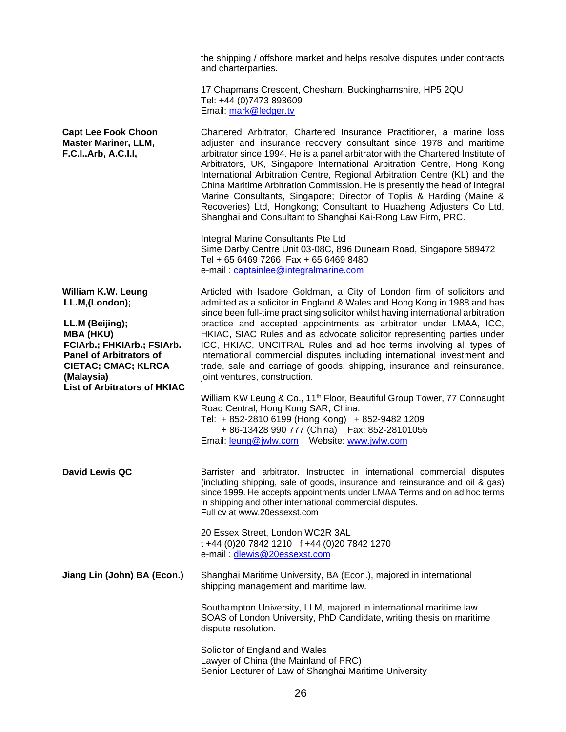the shipping / offshore market and helps resolve disputes under contracts and charterparties.

17 Chapmans Crescent, Chesham, Buckinghamshire, HP5 2QU
Tel: +44 (0)7473 893609
Email: mark@ledger.tv

**Capt Lee Fook Choon**
**Master Mariner, LLM, F.C.I..Arb, A.C.I.I,**

Chartered Arbitrator, Chartered Insurance Practitioner, a marine loss adjuster and insurance recovery consultant since 1978 and maritime arbitrator since 1994. He is a panel arbitrator with the Chartered Institute of Arbitrators, UK, Singapore International Arbitration Centre, Hong Kong International Arbitration Centre, Regional Arbitration Centre (KL) and the China Maritime Arbitration Commission. He is presently the head of Integral Marine Consultants, Singapore; Director of Toplis & Harding (Maine & Recoveries) Ltd, Hongkong; Consultant to Huazheng Adjusters Co Ltd, Shanghai and Consultant to Shanghai Kai-Rong Law Firm, PRC.

Integral Marine Consultants Pte Ltd
Sime Darby Centre Unit 03-08C, 896 Dunearn Road, Singapore 589472
Tel + 65 6469 7266 Fax + 65 6469 8480
e-mail : captainlee@integralmarine.com

**William K.W. Leung**
**LL.M,(London);**

**LL.M (Beijing);**
**MBA (HKU)**
**FCIArb.; FHKIArb.; FSIArb.**
**Panel of Arbitrators of CIETAC; CMAC; KLRCA (Malaysia)**
**List of Arbitrators of HKIAC**

Articled with Isadore Goldman, a City of London firm of solicitors and admitted as a solicitor in England & Wales and Hong Kong in 1988 and has since been full-time practising solicitor whilst having international arbitration practice and accepted appointments as arbitrator under LMAA, ICC, HKIAC, SIAC Rules and as advocate solicitor representing parties under ICC, HKIAC, UNCITRAL Rules and ad hoc terms involving all types of international commercial disputes including international investment and trade, sale and carriage of goods, shipping, insurance and reinsurance, joint ventures, construction.

William KW Leung & Co., 11th Floor, Beautiful Group Tower, 77 Connaught Road Central, Hong Kong SAR, China.
Tel: + 852-2810 6199 (Hong Kong) + 852-9482 1209
+ 86-13428 990 777 (China) Fax: 852-28101055
Email: leung@jwlw.com Website: www.jwlw.com

**David Lewis QC**

Barrister and arbitrator. Instructed in international commercial disputes (including shipping, sale of goods, insurance and reinsurance and oil & gas) since 1999. He accepts appointments under LMAA Terms and on ad hoc terms in shipping and other international commercial disputes.
Full cv at www.20essexst.com

20 Essex Street, London WC2R 3AL
t +44 (0)20 7842 1210 f +44 (0)20 7842 1270
e-mail : dlewis@20essexst.com

**Jiang Lin (John) BA (Econ.)**

Shanghai Maritime University, BA (Econ.), majored in international shipping management and maritime law.

Southampton University, LLM, majored in international maritime law
SOAS of London University, PhD Candidate, writing thesis on maritime dispute resolution.

Solicitor of England and Wales
Lawyer of China (the Mainland of PRC)
Senior Lecturer of Law of Shanghai Maritime University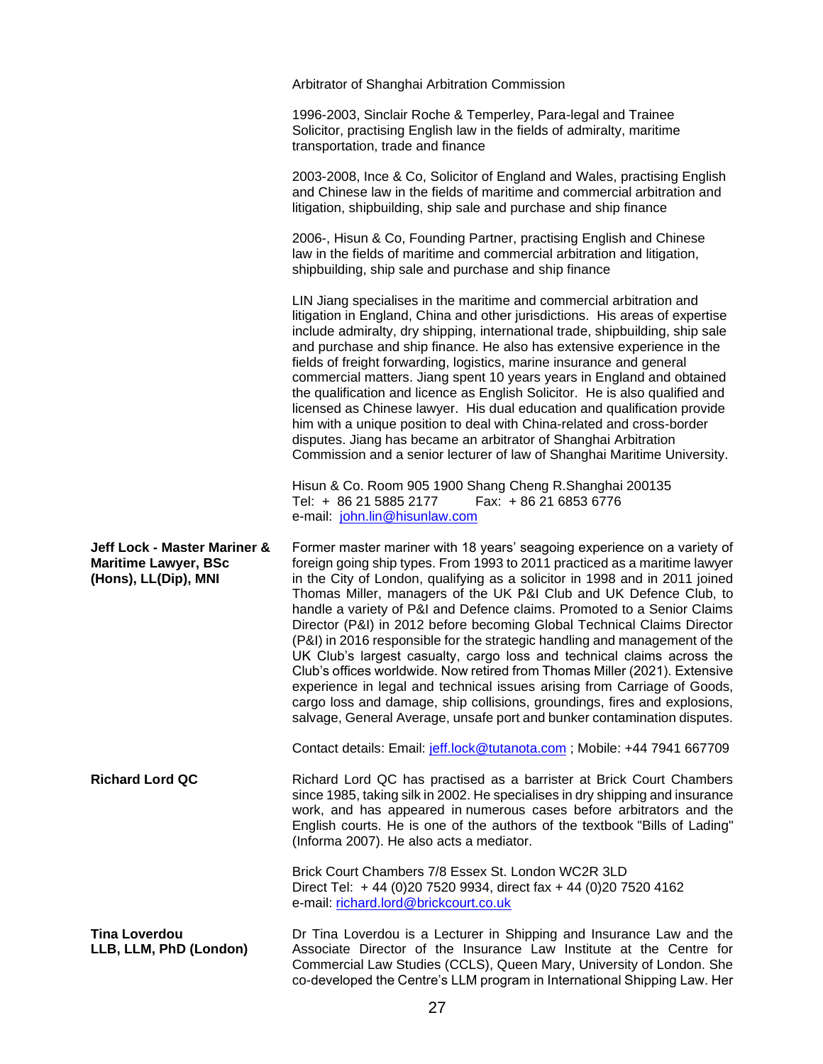Arbitrator of Shanghai Arbitration Commission

1996-2003, Sinclair Roche & Temperley, Para-legal and Trainee Solicitor, practising English law in the fields of admiralty, maritime transportation, trade and finance

2003-2008, Ince & Co, Solicitor of England and Wales, practising English and Chinese law in the fields of maritime and commercial arbitration and litigation, shipbuilding, ship sale and purchase and ship finance

2006-, Hisun & Co, Founding Partner, practising English and Chinese law in the fields of maritime and commercial arbitration and litigation, shipbuilding, ship sale and purchase and ship finance

LIN Jiang specialises in the maritime and commercial arbitration and litigation in England, China and other jurisdictions. His areas of expertise include admiralty, dry shipping, international trade, shipbuilding, ship sale and purchase and ship finance. He also has extensive experience in the fields of freight forwarding, logistics, marine insurance and general commercial matters. Jiang spent 10 years years in England and obtained the qualification and licence as English Solicitor. He is also qualified and licensed as Chinese lawyer. His dual education and qualification provide him with a unique position to deal with China-related and cross-border disputes. Jiang has became an arbitrator of Shanghai Arbitration Commission and a senior lecturer of law of Shanghai Maritime University.

Hisun & Co. Room 905 1900 Shang Cheng R.Shanghai 200135
Tel: + 86 21 5885 2177 Fax: + 86 21 6853 6776
e-mail: john.lin@hisunlaw.com

**Jeff Lock - Master Mariner & Maritime Lawyer, BSc (Hons), LL(Dip), MNI**

Former master mariner with 18 years' seagoing experience on a variety of foreign going ship types. From 1993 to 2011 practiced as a maritime lawyer in the City of London, qualifying as a solicitor in 1998 and in 2011 joined Thomas Miller, managers of the UK P&I Club and UK Defence Club, to handle a variety of P&I and Defence claims. Promoted to a Senior Claims Director (P&I) in 2012 before becoming Global Technical Claims Director (P&I) in 2016 responsible for the strategic handling and management of the UK Club's largest casualty, cargo loss and technical claims across the Club's offices worldwide. Now retired from Thomas Miller (2021). Extensive experience in legal and technical issues arising from Carriage of Goods, cargo loss and damage, ship collisions, groundings, fires and explosions, salvage, General Average, unsafe port and bunker contamination disputes.

Contact details: Email: jeff.lock@tutanota.com ; Mobile: +44 7941 667709

**Richard Lord QC**

Richard Lord QC has practised as a barrister at Brick Court Chambers since 1985, taking silk in 2002. He specialises in dry shipping and insurance work, and has appeared in numerous cases before arbitrators and the English courts. He is one of the authors of the textbook "Bills of Lading" (Informa 2007). He also acts a mediator.

Brick Court Chambers 7/8 Essex St. London WC2R 3LD
Direct Tel: + 44 (0)20 7520 9934, direct fax + 44 (0)20 7520 4162
e-mail: richard.lord@brickcourt.co.uk

**Tina Loverdou LLB, LLM, PhD (London)**

Dr Tina Loverdou is a Lecturer in Shipping and Insurance Law and the Associate Director of the Insurance Law Institute at the Centre for Commercial Law Studies (CCLS), Queen Mary, University of London. She co-developed the Centre's LLM program in International Shipping Law. Her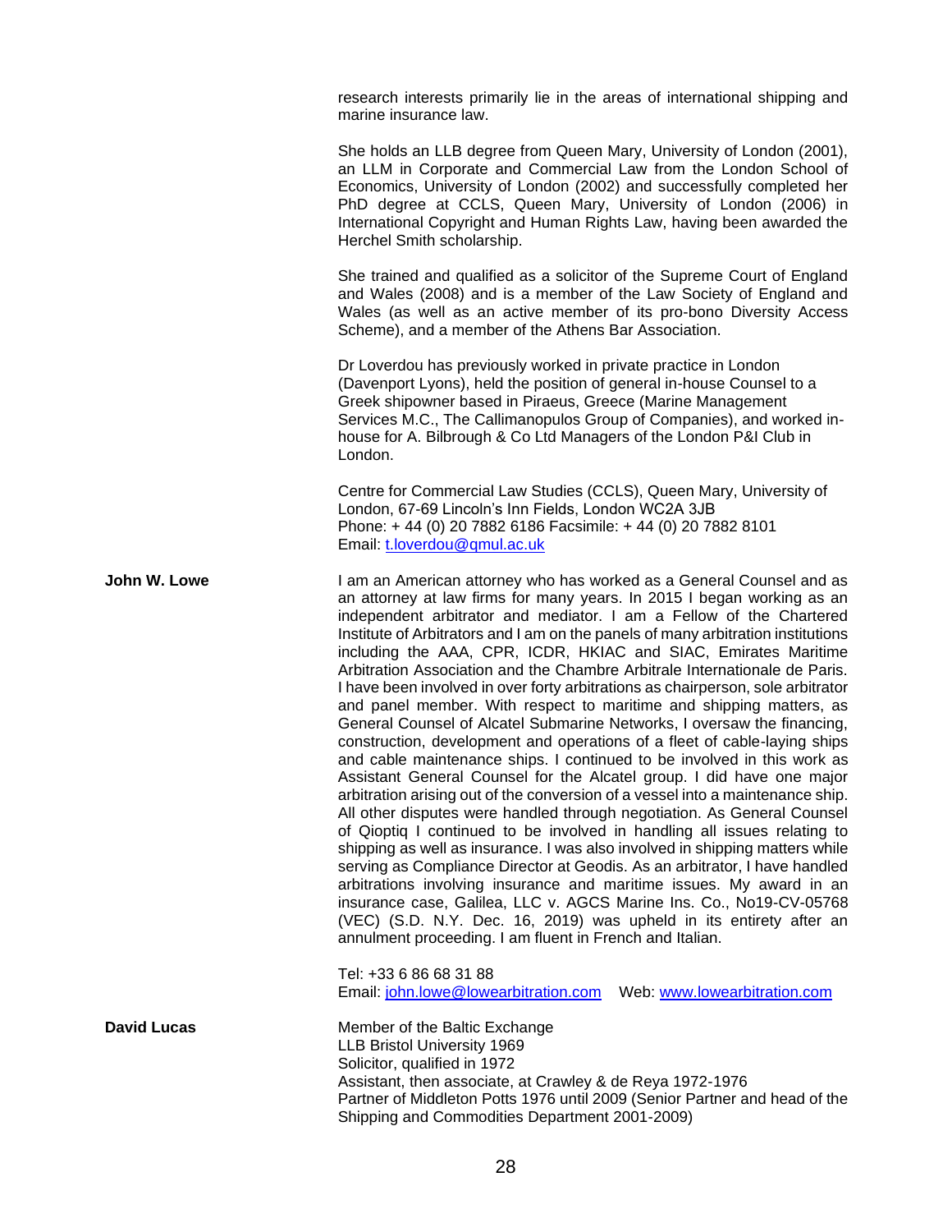research interests primarily lie in the areas of international shipping and marine insurance law.

She holds an LLB degree from Queen Mary, University of London (2001), an LLM in Corporate and Commercial Law from the London School of Economics, University of London (2002) and successfully completed her PhD degree at CCLS, Queen Mary, University of London (2006) in International Copyright and Human Rights Law, having been awarded the Herchel Smith scholarship.

She trained and qualified as a solicitor of the Supreme Court of England and Wales (2008) and is a member of the Law Society of England and Wales (as well as an active member of its pro-bono Diversity Access Scheme), and a member of the Athens Bar Association.

Dr Loverdou has previously worked in private practice in London (Davenport Lyons), held the position of general in-house Counsel to a Greek shipowner based in Piraeus, Greece (Marine Management Services M.C., The Callimanopulos Group of Companies), and worked in-house for A. Bilbrough & Co Ltd Managers of the London P&I Club in London.

Centre for Commercial Law Studies (CCLS), Queen Mary, University of London, 67-69 Lincoln's Inn Fields, London WC2A 3JB
Phone: + 44 (0) 20 7882 6186 Facsimile: + 44 (0) 20 7882 8101
Email: t.loverdou@qmul.ac.uk

**John W. Lowe**

I am an American attorney who has worked as a General Counsel and as an attorney at law firms for many years. In 2015 I began working as an independent arbitrator and mediator. I am a Fellow of the Chartered Institute of Arbitrators and I am on the panels of many arbitration institutions including the AAA, CPR, ICDR, HKIAC and SIAC, Emirates Maritime Arbitration Association and the Chambre Arbitrale Internationale de Paris. I have been involved in over forty arbitrations as chairperson, sole arbitrator and panel member. With respect to maritime and shipping matters, as General Counsel of Alcatel Submarine Networks, I oversaw the financing, construction, development and operations of a fleet of cable-laying ships and cable maintenance ships. I continued to be involved in this work as Assistant General Counsel for the Alcatel group. I did have one major arbitration arising out of the conversion of a vessel into a maintenance ship. All other disputes were handled through negotiation. As General Counsel of Qioptiq I continued to be involved in handling all issues relating to shipping as well as insurance. I was also involved in shipping matters while serving as Compliance Director at Geodis. As an arbitrator, I have handled arbitrations involving insurance and maritime issues. My award in an insurance case, Galilea, LLC v. AGCS Marine Ins. Co., No19-CV-05768 (VEC) (S.D. N.Y. Dec. 16, 2019) was upheld in its entirety after an annulment proceeding. I am fluent in French and Italian.

Tel: +33 6 86 68 31 88
Email: john.lowe@lowearbitration.com Web: www.lowearbitration.com

**David Lucas**

Member of the Baltic Exchange
LLB Bristol University 1969
Solicitor, qualified in 1972
Assistant, then associate, at Crawley & de Reya 1972-1976
Partner of Middleton Potts 1976 until 2009 (Senior Partner and head of the Shipping and Commodities Department 2001-2009)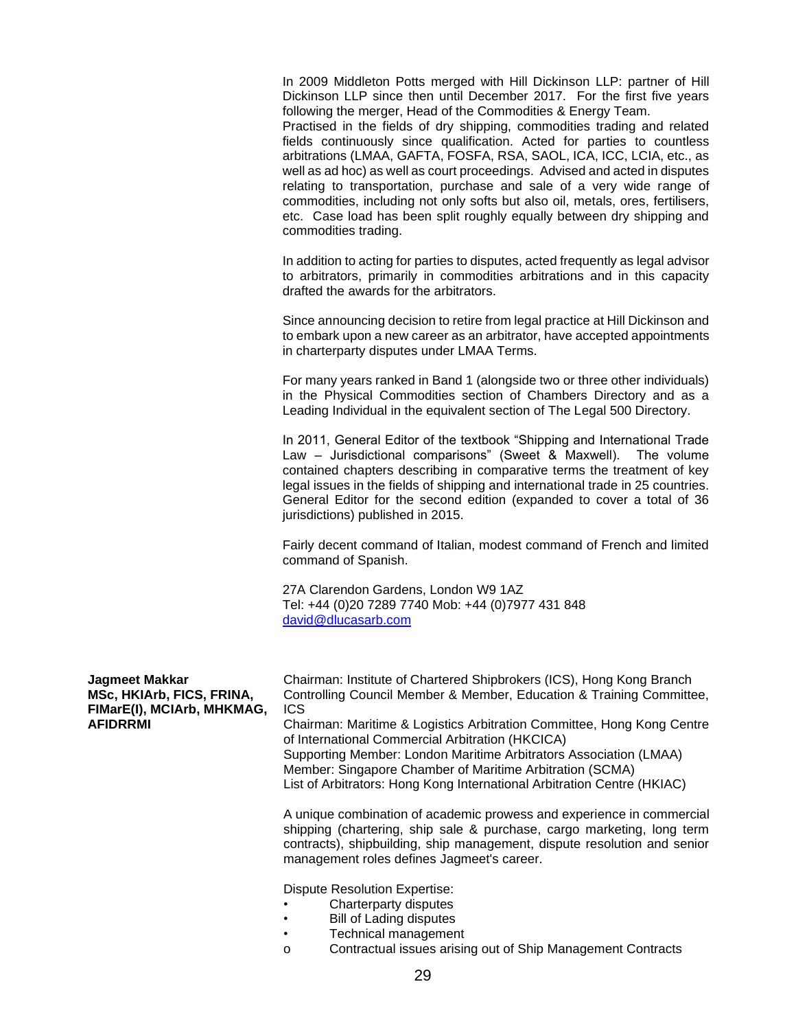In 2009 Middleton Potts merged with Hill Dickinson LLP: partner of Hill Dickinson LLP since then until December 2017. For the first five years following the merger, Head of the Commodities & Energy Team.
Practised in the fields of dry shipping, commodities trading and related fields continuously since qualification. Acted for parties to countless arbitrations (LMAA, GAFTA, FOSFA, RSA, SAOL, ICA, ICC, LCIA, etc., as well as ad hoc) as well as court proceedings. Advised and acted in disputes relating to transportation, purchase and sale of a very wide range of commodities, including not only softs but also oil, metals, ores, fertilisers, etc. Case load has been split roughly equally between dry shipping and commodities trading.

In addition to acting for parties to disputes, acted frequently as legal advisor to arbitrators, primarily in commodities arbitrations and in this capacity drafted the awards for the arbitrators.

Since announcing decision to retire from legal practice at Hill Dickinson and to embark upon a new career as an arbitrator, have accepted appointments in charterparty disputes under LMAA Terms.

For many years ranked in Band 1 (alongside two or three other individuals) in the Physical Commodities section of Chambers Directory and as a Leading Individual in the equivalent section of The Legal 500 Directory.

In 2011, General Editor of the textbook "Shipping and International Trade Law – Jurisdictional comparisons" (Sweet & Maxwell). The volume contained chapters describing in comparative terms the treatment of key legal issues in the fields of shipping and international trade in 25 countries. General Editor for the second edition (expanded to cover a total of 36 jurisdictions) published in 2015.

Fairly decent command of Italian, modest command of French and limited command of Spanish.

27A Clarendon Gardens, London W9 1AZ
Tel: +44 (0)20 7289 7740 Mob: +44 (0)7977 431 848
david@dlucasarb.com

**Jagmeet Makkar**
**MSc, HKIArb, FICS, FRINA, FIMarE(I), MCIArb, MHKMAG, AFIDRRMI**

Chairman: Institute of Chartered Shipbrokers (ICS), Hong Kong Branch
Controlling Council Member & Member, Education & Training Committee, ICS
Chairman: Maritime & Logistics Arbitration Committee, Hong Kong Centre of International Commercial Arbitration (HKCICA)
Supporting Member: London Maritime Arbitrators Association (LMAA)
Member: Singapore Chamber of Maritime Arbitration (SCMA)
List of Arbitrators: Hong Kong International Arbitration Centre (HKIAC)

A unique combination of academic prowess and experience in commercial shipping (chartering, ship sale & purchase, cargo marketing, long term contracts), shipbuilding, ship management, dispute resolution and senior management roles defines Jagmeet's career.

Dispute Resolution Expertise:

- Charterparty disputes
- Bill of Lading disputes
- Technical management
  - Contractual issues arising out of Ship Management Contracts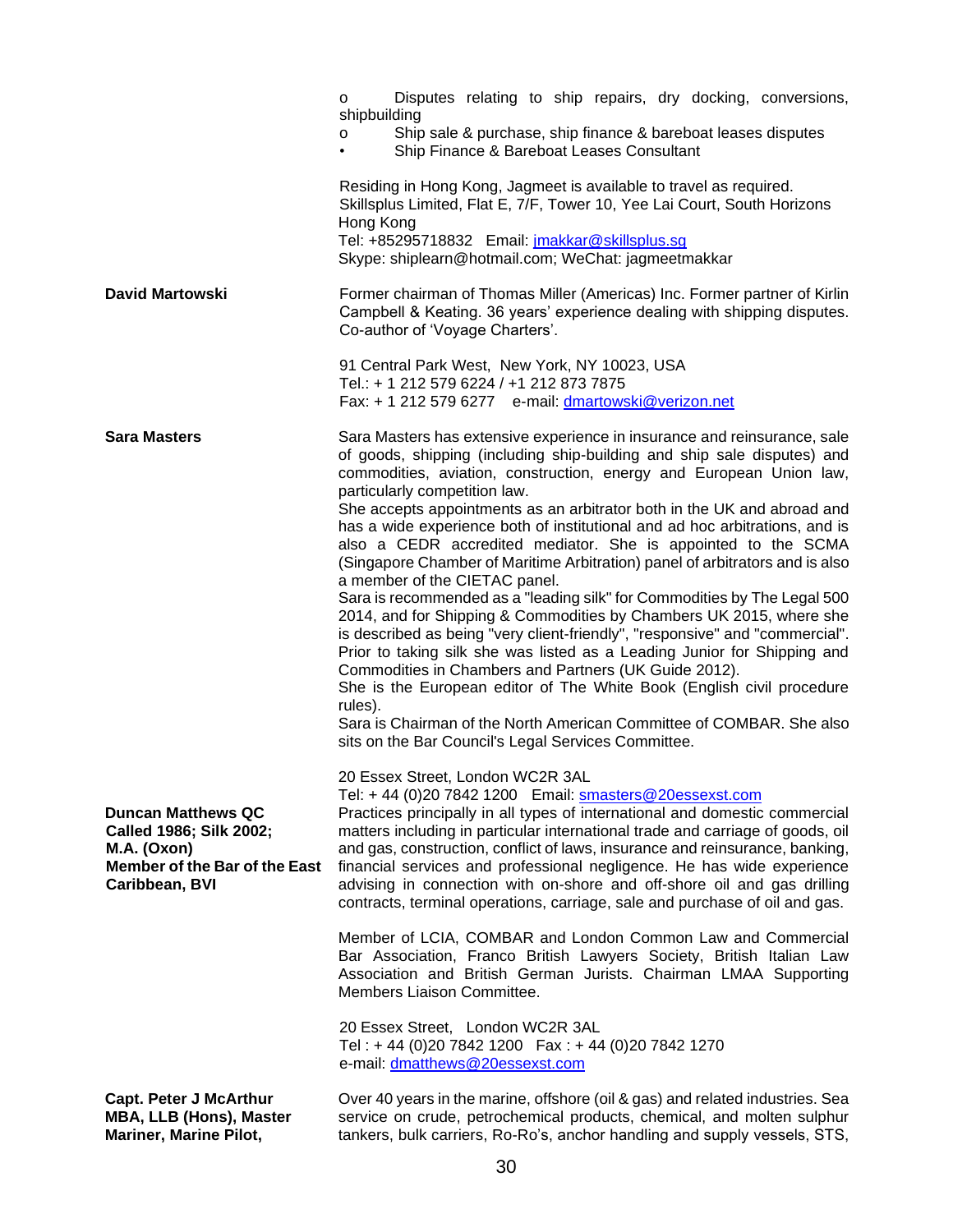- o Disputes relating to ship repairs, dry docking, conversions, shipbuilding
- o Ship sale & purchase, ship finance & bareboat leases disputes
- • Ship Finance & Bareboat Leases Consultant

Residing in Hong Kong, Jagmeet is available to travel as required.
Skillsplus Limited, Flat E, 7/F, Tower 10, Yee Lai Court, South Horizons
Hong Kong
Tel: +85295718832 Email: jmakkar@skillsplus.sg
Skype: shiplearn@hotmail.com; WeChat: jagmeetmakkar

**David Martowski**

Former chairman of Thomas Miller (Americas) Inc. Former partner of Kirlin Campbell & Keating. 36 years' experience dealing with shipping disputes. Co-author of 'Voyage Charters'.

91 Central Park West, New York, NY 10023, USA
Tel.: + 1 212 579 6224 / +1 212 873 7875
Fax: + 1 212 579 6277 e-mail: dmartowski@verizon.net

**Sara Masters**

Sara Masters has extensive experience in insurance and reinsurance, sale of goods, shipping (including ship-building and ship sale disputes) and commodities, aviation, construction, energy and European Union law, particularly competition law.
She accepts appointments as an arbitrator both in the UK and abroad and has a wide experience both of institutional and ad hoc arbitrations, and is also a CEDR accredited mediator. She is appointed to the SCMA (Singapore Chamber of Maritime Arbitration) panel of arbitrators and is also a member of the CIETAC panel.
Sara is recommended as a "leading silk" for Commodities by The Legal 500 2014, and for Shipping & Commodities by Chambers UK 2015, where she is described as being "very client-friendly", "responsive" and "commercial". Prior to taking silk she was listed as a Leading Junior for Shipping and Commodities in Chambers and Partners (UK Guide 2012).
She is the European editor of The White Book (English civil procedure rules).
Sara is Chairman of the North American Committee of COMBAR. She also sits on the Bar Council's Legal Services Committee.

20 Essex Street, London WC2R 3AL
Tel: + 44 (0)20 7842 1200 Email: smasters@20essexst.com

**Duncan Matthews QC**
**Called 1986; Silk 2002;**
**M.A. (Oxon)**
**Member of the Bar of the East Caribbean, BVI**

Practices principally in all types of international and domestic commercial matters including in particular international trade and carriage of goods, oil and gas, construction, conflict of laws, insurance and reinsurance, banking, financial services and professional negligence. He has wide experience advising in connection with on-shore and off-shore oil and gas drilling contracts, terminal operations, carriage, sale and purchase of oil and gas.

Member of LCIA, COMBAR and London Common Law and Commercial Bar Association, Franco British Lawyers Society, British Italian Law Association and British German Jurists. Chairman LMAA Supporting Members Liaison Committee.

20 Essex Street, London WC2R 3AL
Tel : + 44 (0)20 7842 1200 Fax : + 44 (0)20 7842 1270
e-mail: dmatthews@20essexst.com

**Capt. Peter J McArthur**
**MBA, LLB (Hons), Master Mariner, Marine Pilot,**

Over 40 years in the marine, offshore (oil & gas) and related industries. Sea service on crude, petrochemical products, chemical, and molten sulphur tankers, bulk carriers, Ro-Ro's, anchor handling and supply vessels, STS,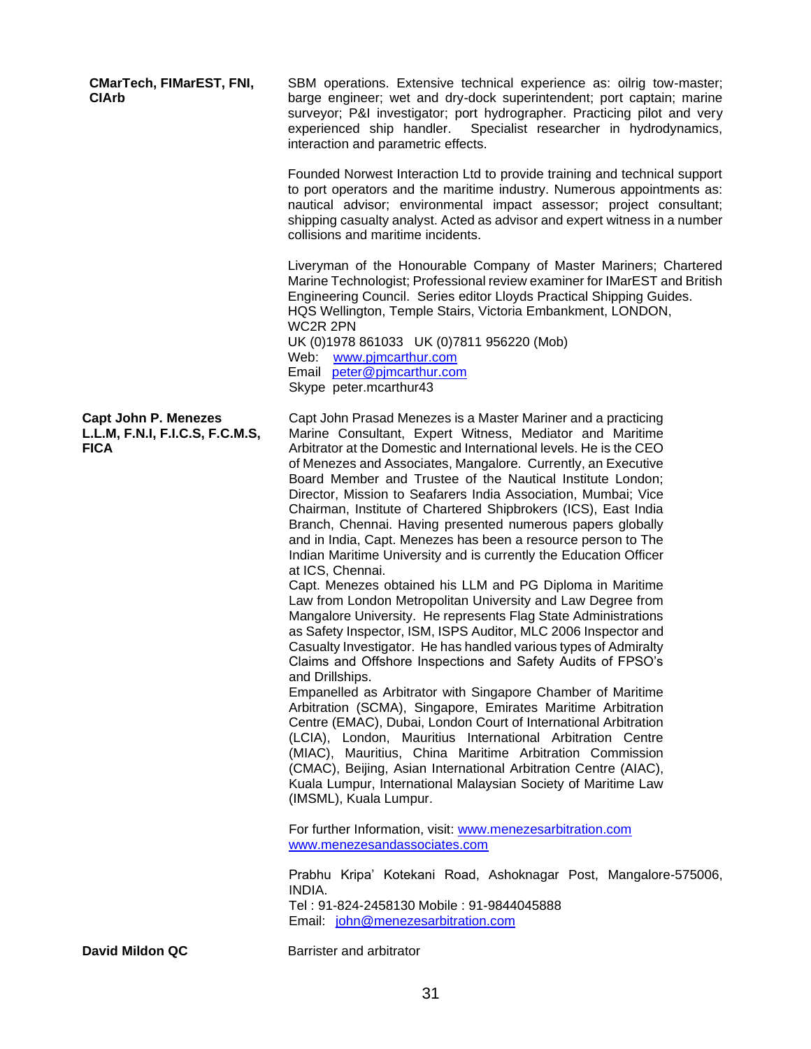**CMarTech, FIMarEST, FNI, CIArb**

SBM operations. Extensive technical experience as: oilrig tow-master; barge engineer; wet and dry-dock superintendent; port captain; marine surveyor; P&I investigator; port hydrographer. Practicing pilot and very experienced ship handler. Specialist researcher in hydrodynamics, interaction and parametric effects.

Founded Norwest Interaction Ltd to provide training and technical support to port operators and the maritime industry. Numerous appointments as: nautical advisor; environmental impact assessor; project consultant; shipping casualty analyst. Acted as advisor and expert witness in a number collisions and maritime incidents.

Liveryman of the Honourable Company of Master Mariners; Chartered Marine Technologist; Professional review examiner for IMarEST and British Engineering Council. Series editor Lloyds Practical Shipping Guides.
HQS Wellington, Temple Stairs, Victoria Embankment, LONDON, WC2R 2PN
UK (0)1978 861033 UK (0)7811 956220 (Mob)
Web: www.pjmcarthur.com
Email peter@pjmcarthur.com
Skype peter.mcarthur43

**Capt John P. Menezes L.L.M, F.N.I, F.I.C.S, F.C.M.S, FICA**

Capt John Prasad Menezes is a Master Mariner and a practicing Marine Consultant, Expert Witness, Mediator and Maritime Arbitrator at the Domestic and International levels. He is the CEO of Menezes and Associates, Mangalore. Currently, an Executive Board Member and Trustee of the Nautical Institute London; Director, Mission to Seafarers India Association, Mumbai; Vice Chairman, Institute of Chartered Shipbrokers (ICS), East India Branch, Chennai. Having presented numerous papers globally and in India, Capt. Menezes has been a resource person to The Indian Maritime University and is currently the Education Officer at ICS, Chennai.
Capt. Menezes obtained his LLM and PG Diploma in Maritime Law from London Metropolitan University and Law Degree from Mangalore University. He represents Flag State Administrations as Safety Inspector, ISM, ISPS Auditor, MLC 2006 Inspector and Casualty Investigator. He has handled various types of Admiralty Claims and Offshore Inspections and Safety Audits of FPSO's and Drillships.
Empanelled as Arbitrator with Singapore Chamber of Maritime Arbitration (SCMA), Singapore, Emirates Maritime Arbitration Centre (EMAC), Dubai, London Court of International Arbitration (LCIA), London, Mauritius International Arbitration Centre (MIAC), Mauritius, China Maritime Arbitration Commission (CMAC), Beijing, Asian International Arbitration Centre (AIAC), Kuala Lumpur, International Malaysian Society of Maritime Law (IMSML), Kuala Lumpur.

For further Information, visit: www.menezesarbitration.com
www.menezesandassociates.com

Prabhu Kripa' Kotekani Road, Ashoknagar Post, Mangalore-575006, INDIA.
Tel : 91-824-2458130 Mobile : 91-9844045888
Email: john@menezesarbitration.com

**David Mildon QC**

Barrister and arbitrator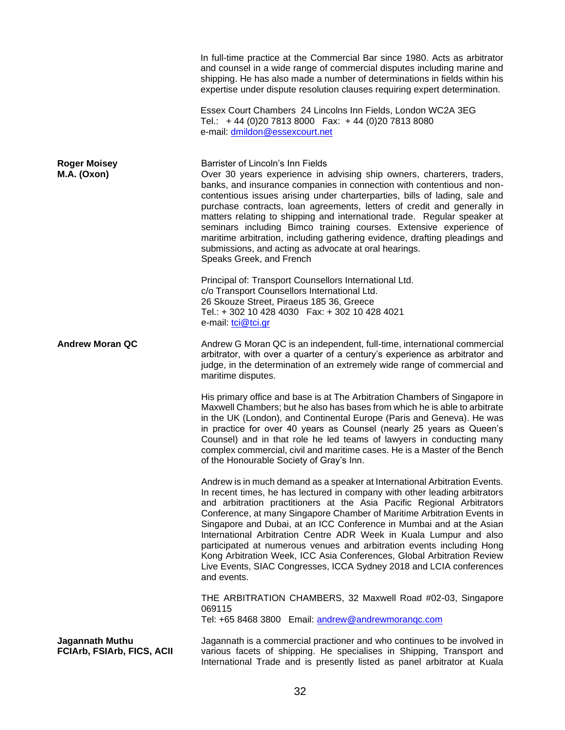In full-time practice at the Commercial Bar since 1980. Acts as arbitrator and counsel in a wide range of commercial disputes including marine and shipping. He has also made a number of determinations in fields within his expertise under dispute resolution clauses requiring expert determination.

Essex Court Chambers 24 Lincolns Inn Fields, London WC2A 3EG
Tel.: + 44 (0)20 7813 8000 Fax: + 44 (0)20 7813 8080
e-mail: dmildon@essexcourt.net

**Roger Moisey**
**M.A. (Oxon)**

Barrister of Lincoln's Inn Fields
Over 30 years experience in advising ship owners, charterers, traders, banks, and insurance companies in connection with contentious and non-contentious issues arising under charterparties, bills of lading, sale and purchase contracts, loan agreements, letters of credit and generally in matters relating to shipping and international trade. Regular speaker at seminars including Bimco training courses. Extensive experience of maritime arbitration, including gathering evidence, drafting pleadings and submissions, and acting as advocate at oral hearings.
Speaks Greek, and French

Principal of: Transport Counsellors International Ltd.
c/o Transport Counsellors International Ltd.
26 Skouze Street, Piraeus 185 36, Greece
Tel.: + 302 10 428 4030 Fax: + 302 10 428 4021
e-mail: tci@tci.gr

**Andrew Moran QC**

Andrew G Moran QC is an independent, full-time, international commercial arbitrator, with over a quarter of a century's experience as arbitrator and judge, in the determination of an extremely wide range of commercial and maritime disputes.

His primary office and base is at The Arbitration Chambers of Singapore in Maxwell Chambers; but he also has bases from which he is able to arbitrate in the UK (London), and Continental Europe (Paris and Geneva). He was in practice for over 40 years as Counsel (nearly 25 years as Queen's Counsel) and in that role he led teams of lawyers in conducting many complex commercial, civil and maritime cases. He is a Master of the Bench of the Honourable Society of Gray's Inn.

Andrew is in much demand as a speaker at International Arbitration Events. In recent times, he has lectured in company with other leading arbitrators and arbitration practitioners at the Asia Pacific Regional Arbitrators Conference, at many Singapore Chamber of Maritime Arbitration Events in Singapore and Dubai, at an ICC Conference in Mumbai and at the Asian International Arbitration Centre ADR Week in Kuala Lumpur and also participated at numerous venues and arbitration events including Hong Kong Arbitration Week, ICC Asia Conferences, Global Arbitration Review Live Events, SIAC Congresses, ICCA Sydney 2018 and LCIA conferences and events.

THE ARBITRATION CHAMBERS, 32 Maxwell Road #02-03, Singapore 069115
Tel: +65 8468 3800 Email: andrew@andrewmoranqc.com

**Jagannath Muthu**
**FCIArb, FSIArb, FICS, ACII**

Jagannath is a commercial practioner and who continues to be involved in various facets of shipping. He specialises in Shipping, Transport and International Trade and is presently listed as panel arbitrator at Kuala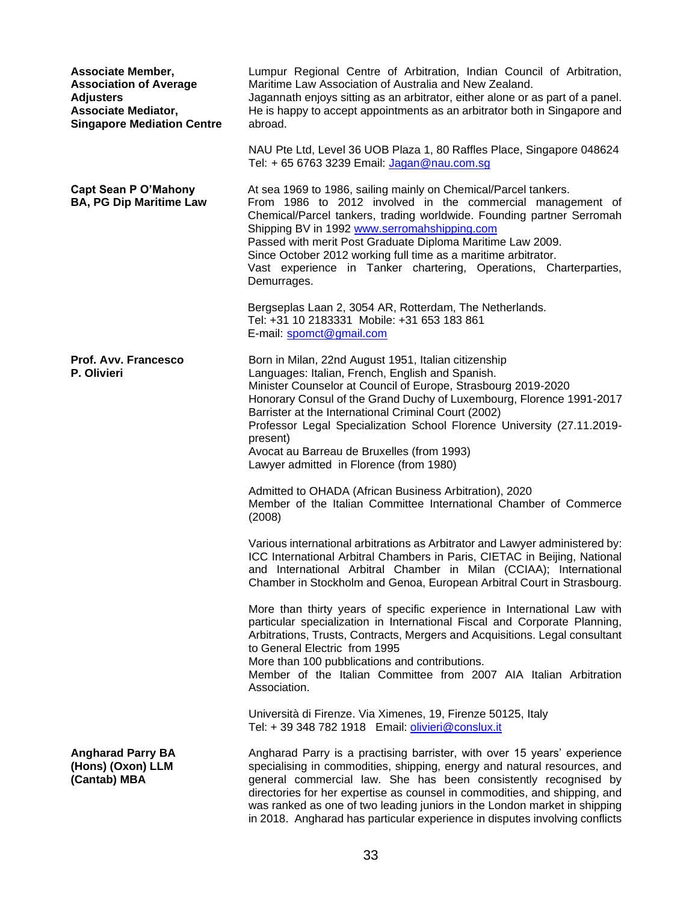**Associate Member, Association of Average Adjusters**
**Associate Mediator, Singapore Mediation Centre**

Lumpur Regional Centre of Arbitration, Indian Council of Arbitration, Maritime Law Association of Australia and New Zealand.
Jagannath enjoys sitting as an arbitrator, either alone or as part of a panel. He is happy to accept appointments as an arbitrator both in Singapore and abroad.

NAU Pte Ltd, Level 36 UOB Plaza 1, 80 Raffles Place, Singapore 048624
Tel: + 65 6763 3239 Email: Jagan@nau.com.sg

**Capt Sean P O'Mahony**
**BA, PG Dip Maritime Law**

At sea 1969 to 1986, sailing mainly on Chemical/Parcel tankers.
From 1986 to 2012 involved in the commercial management of Chemical/Parcel tankers, trading worldwide. Founding partner Serromah Shipping BV in 1992 www.serromahshipping.com
Passed with merit Post Graduate Diploma Maritime Law 2009.
Since October 2012 working full time as a maritime arbitrator.
Vast experience in Tanker chartering, Operations, Charterparties, Demurrages.

Bergseplas Laan 2, 3054 AR, Rotterdam, The Netherlands.
Tel: +31 10 2183331 Mobile: +31 653 183 861
E-mail: spomct@gmail.com

**Prof. Avv. Francesco P. Olivieri**

Born in Milan, 22nd August 1951, Italian citizenship
Languages: Italian, French, English and Spanish.
Minister Counselor at Council of Europe, Strasbourg 2019-2020
Honorary Consul of the Grand Duchy of Luxembourg, Florence 1991-2017
Barrister at the International Criminal Court (2002)
Professor Legal Specialization School Florence University (27.11.2019-present)
Avocat au Barreau de Bruxelles (from 1993)
Lawyer admitted in Florence (from 1980)

Admitted to OHADA (African Business Arbitration), 2020
Member of the Italian Committee International Chamber of Commerce (2008)

Various international arbitrations as Arbitrator and Lawyer administered by: ICC International Arbitral Chambers in Paris, CIETAC in Beijing, National and International Arbitral Chamber in Milan (CCIAA); International Chamber in Stockholm and Genoa, European Arbitral Court in Strasbourg.

More than thirty years of specific experience in International Law with particular specialization in International Fiscal and Corporate Planning, Arbitrations, Trusts, Contracts, Mergers and Acquisitions. Legal consultant to General Electric from 1995
More than 100 pubblications and contributions.
Member of the Italian Committee from 2007 AIA Italian Arbitration Association.

Università di Firenze. Via Ximenes, 19, Firenze 50125, Italy
Tel: + 39 348 782 1918 Email: olivieri@conslux.it

**Angharad Parry BA (Hons) (Oxon) LLM (Cantab) MBA**

Angharad Parry is a practising barrister, with over 15 years' experience specialising in commodities, shipping, energy and natural resources, and general commercial law. She has been consistently recognised by directories for her expertise as counsel in commodities, and shipping, and was ranked as one of two leading juniors in the London market in shipping in 2018. Angharad has particular experience in disputes involving conflicts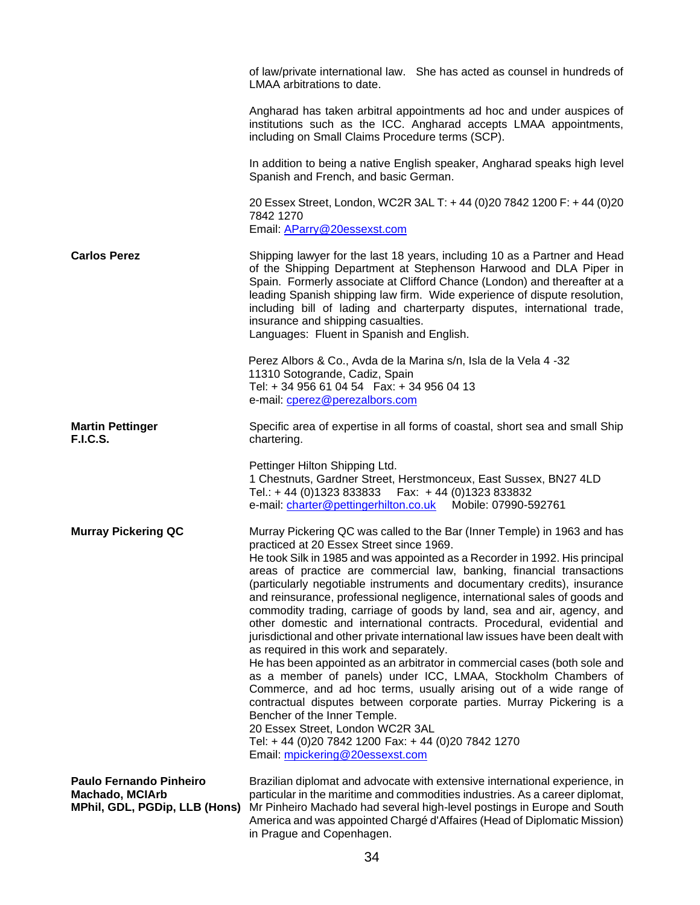of law/private international law. She has acted as counsel in hundreds of LMAA arbitrations to date.

Angharad has taken arbitral appointments ad hoc and under auspices of institutions such as the ICC. Angharad accepts LMAA appointments, including on Small Claims Procedure terms (SCP).

In addition to being a native English speaker, Angharad speaks high level Spanish and French, and basic German.

20 Essex Street, London, WC2R 3AL T: + 44 (0)20 7842 1200 F: + 44 (0)20 7842 1270
Email: [APerry@20essexst.com](mailto:APerry@20essexst.com)

**Carlos Perez**

Shipping lawyer for the last 18 years, including 10 as a Partner and Head of the Shipping Department at Stephenson Harwood and DLA Piper in Spain. Formerly associate at Clifford Chance (London) and thereafter at a leading Spanish shipping law firm. Wide experience of dispute resolution, including bill of lading and charterparty disputes, international trade, insurance and shipping casualties.
Languages: Fluent in Spanish and English.

Perez Albors & Co., Avda de la Marina s/n, Isla de la Vela 4 -32
11310 Sotogrande, Cadiz, Spain
Tel: + 34 956 61 04 54 Fax: + 34 956 04 13
e-mail: [cperez@perezalbors.com](mailto:cperez@perezalbors.com)

**Martin Pettinger F.I.C.S.**

Specific area of expertise in all forms of coastal, short sea and small Ship chartering.

Pettinger Hilton Shipping Ltd.
1 Chestnuts, Gardner Street, Herstmonceux, East Sussex, BN27 4LD
Tel.: + 44 (0)1323 833833 Fax: + 44 (0)1323 833832
e-mail: [charter@pettingerhilton.co.uk](mailto:charter@pettingerhilton.co.uk) Mobile: 07990-592761

**Murray Pickering QC**

Murray Pickering QC was called to the Bar (Inner Temple) in 1963 and has practiced at 20 Essex Street since 1969.
He took Silk in 1985 and was appointed as a Recorder in 1992. His principal areas of practice are commercial law, banking, financial transactions (particularly negotiable instruments and documentary credits), insurance and reinsurance, professional negligence, international sales of goods and commodity trading, carriage of goods by land, sea and air, agency, and other domestic and international contracts. Procedural, evidential and jurisdictional and other private international law issues have been dealt with as required in this work and separately.
He has been appointed as an arbitrator in commercial cases (both sole and as a member of panels) under ICC, LMAA, Stockholm Chambers of Commerce, and ad hoc terms, usually arising out of a wide range of contractual disputes between corporate parties. Murray Pickering is a Bencher of the Inner Temple.
20 Essex Street, London WC2R 3AL
Tel: + 44 (0)20 7842 1200 Fax: + 44 (0)20 7842 1270
Email: [mpickering@20essexst.com](mailto:mpickering@20essexst.com)

**Paulo Fernando Pinheiro Machado, MCIArb MPhil, GDL, PGDip, LLB (Hons)**

Brazilian diplomat and advocate with extensive international experience, in particular in the maritime and commodities industries. As a career diplomat, Mr Pinheiro Machado had several high-level postings in Europe and South America and was appointed Chargé d'Affaires (Head of Diplomatic Mission) in Prague and Copenhagen.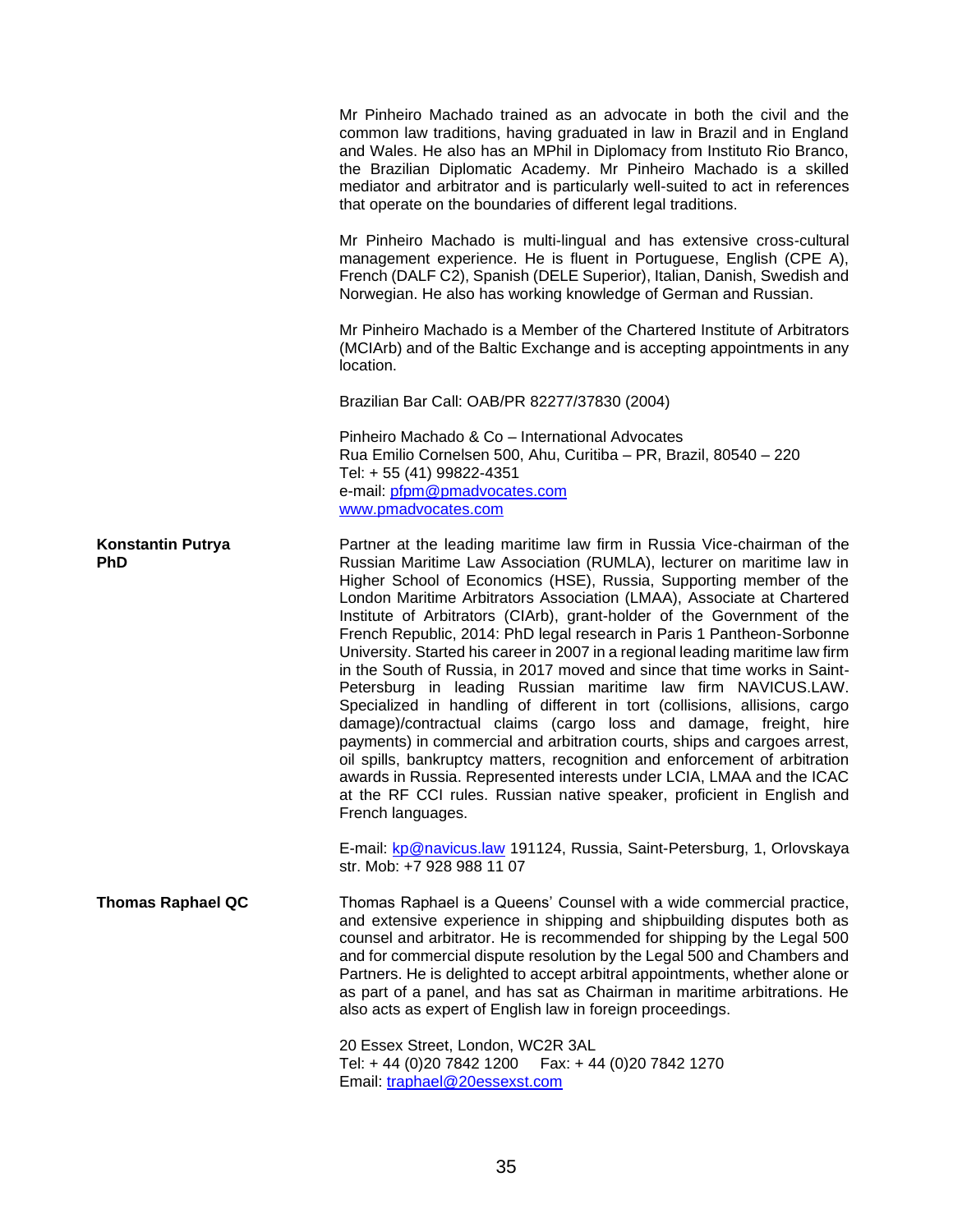Mr Pinheiro Machado trained as an advocate in both the civil and the common law traditions, having graduated in law in Brazil and in England and Wales. He also has an MPhil in Diplomacy from Instituto Rio Branco, the Brazilian Diplomatic Academy. Mr Pinheiro Machado is a skilled mediator and arbitrator and is particularly well-suited to act in references that operate on the boundaries of different legal traditions.

Mr Pinheiro Machado is multi-lingual and has extensive cross-cultural management experience. He is fluent in Portuguese, English (CPE A), French (DALF C2), Spanish (DELE Superior), Italian, Danish, Swedish and Norwegian. He also has working knowledge of German and Russian.

Mr Pinheiro Machado is a Member of the Chartered Institute of Arbitrators (MCIArb) and of the Baltic Exchange and is accepting appointments in any location.

Brazilian Bar Call: OAB/PR 82277/37830 (2004)

Pinheiro Machado & Co – International Advocates
Rua Emilio Cornelsen 500, Ahu, Curitiba – PR, Brazil, 80540 – 220
Tel: + 55 (41) 99822-4351
e-mail: pfpm@pmadvocates.com
www.pmadvocates.com

**Konstantin Putrya PhD**

Partner at the leading maritime law firm in Russia Vice-chairman of the Russian Maritime Law Association (RUMLA), lecturer on maritime law in Higher School of Economics (HSE), Russia, Supporting member of the London Maritime Arbitrators Association (LMAA), Associate at Chartered Institute of Arbitrators (CIArb), grant-holder of the Government of the French Republic, 2014: PhD legal research in Paris 1 Pantheon-Sorbonne University. Started his career in 2007 in a regional leading maritime law firm in the South of Russia, in 2017 moved and since that time works in Saint-Petersburg in leading Russian maritime law firm NAVICUS.LAW. Specialized in handling of different in tort (collisions, allisions, cargo damage)/contractual claims (cargo loss and damage, freight, hire payments) in commercial and arbitration courts, ships and cargoes arrest, oil spills, bankruptcy matters, recognition and enforcement of arbitration awards in Russia. Represented interests under LCIA, LMAA and the ICAC at the RF CCI rules. Russian native speaker, proficient in English and French languages.

E-mail: kp@navicus.law 191124, Russia, Saint-Petersburg, 1, Orlovskaya str. Mob: +7 928 988 11 07

**Thomas Raphael QC**

Thomas Raphael is a Queens' Counsel with a wide commercial practice, and extensive experience in shipping and shipbuilding disputes both as counsel and arbitrator. He is recommended for shipping by the Legal 500 and for commercial dispute resolution by the Legal 500 and Chambers and Partners. He is delighted to accept arbitral appointments, whether alone or as part of a panel, and has sat as Chairman in maritime arbitrations. He also acts as expert of English law in foreign proceedings.

20 Essex Street, London, WC2R 3AL
Tel: + 44 (0)20 7842 1200 Fax: + 44 (0)20 7842 1270
Email: traphael@20essexst.com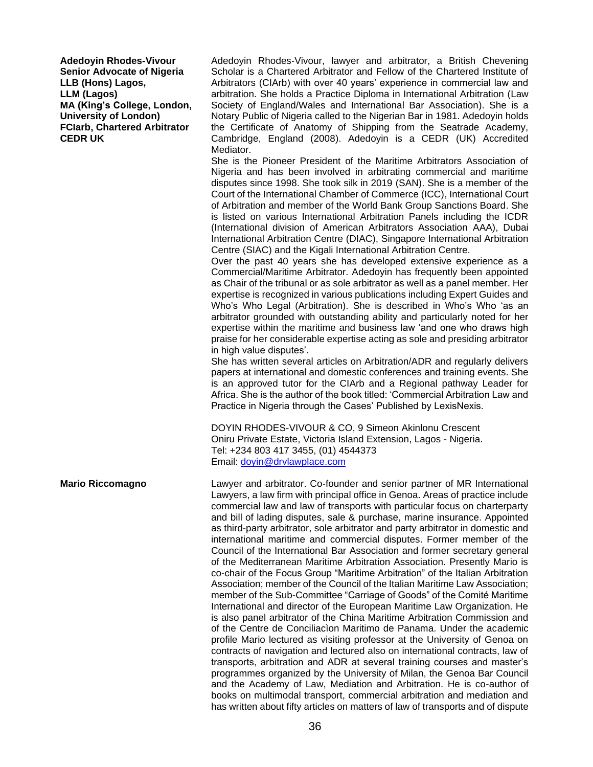**Adedoyin Rhodes-Vivour**
**Senior Advocate of Nigeria**
**LLB (Hons) Lagos,**
**LLM (Lagos)**
**MA (King's College, London, University of London)**
**FCIarb, Chartered Arbitrator**
**CEDR UK**

Adedoyin Rhodes-Vivour, lawyer and arbitrator, a British Chevening Scholar is a Chartered Arbitrator and Fellow of the Chartered Institute of Arbitrators (CIArb) with over 40 years' experience in commercial law and arbitration. She holds a Practice Diploma in International Arbitration (Law Society of England/Wales and International Bar Association). She is a Notary Public of Nigeria called to the Nigerian Bar in 1981. Adedoyin holds the Certificate of Anatomy of Shipping from the Seatrade Academy, Cambridge, England (2008). Adedoyin is a CEDR (UK) Accredited Mediator.

She is the Pioneer President of the Maritime Arbitrators Association of Nigeria and has been involved in arbitrating commercial and maritime disputes since 1998. She took silk in 2019 (SAN). She is a member of the Court of the International Chamber of Commerce (ICC), International Court of Arbitration and member of the World Bank Group Sanctions Board. She is listed on various International Arbitration Panels including the ICDR (International division of American Arbitrators Association AAA), Dubai International Arbitration Centre (DIAC), Singapore International Arbitration Centre (SIAC) and the Kigali International Arbitration Centre.

Over the past 40 years she has developed extensive experience as a Commercial/Maritime Arbitrator. Adedoyin has frequently been appointed as Chair of the tribunal or as sole arbitrator as well as a panel member. Her expertise is recognized in various publications including Expert Guides and Who's Who Legal (Arbitration). She is described in Who's Who 'as an arbitrator grounded with outstanding ability and particularly noted for her expertise within the maritime and business law 'and one who draws high praise for her considerable expertise acting as sole and presiding arbitrator in high value disputes'.

She has written several articles on Arbitration/ADR and regularly delivers papers at international and domestic conferences and training events. She is an approved tutor for the CIArb and a Regional pathway Leader for Africa. She is the author of the book titled: 'Commercial Arbitration Law and Practice in Nigeria through the Cases' Published by LexisNexis.

DOYIN RHODES-VIVOUR & CO, 9 Simeon Akinlonu Crescent
Oniru Private Estate, Victoria Island Extension, Lagos - Nigeria.
Tel: +234 803 417 3455, (01) 4544373
Email: doyin@drvlawplace.com

**Mario Riccomagno**

Lawyer and arbitrator. Co-founder and senior partner of MR International Lawyers, a law firm with principal office in Genoa. Areas of practice include commercial law and law of transports with particular focus on charterparty and bill of lading disputes, sale & purchase, marine insurance. Appointed as third-party arbitrator, sole arbitrator and party arbitrator in domestic and international maritime and commercial disputes. Former member of the Council of the International Bar Association and former secretary general of the Mediterranean Maritime Arbitration Association. Presently Mario is co-chair of the Focus Group "Maritime Arbitration" of the Italian Arbitration Association; member of the Council of the Italian Maritime Law Association; member of the Sub-Committee "Carriage of Goods" of the Comité Maritime International and director of the European Maritime Law Organization. He is also panel arbitrator of the China Maritime Arbitration Commission and of the Centre de Conciliacìon Maritimo de Panama. Under the academic profile Mario lectured as visiting professor at the University of Genoa on contracts of navigation and lectured also on international contracts, law of transports, arbitration and ADR at several training courses and master's programmes organized by the University of Milan, the Genoa Bar Council and the Academy of Law, Mediation and Arbitration. He is co-author of books on multimodal transport, commercial arbitration and mediation and has written about fifty articles on matters of law of transports and of dispute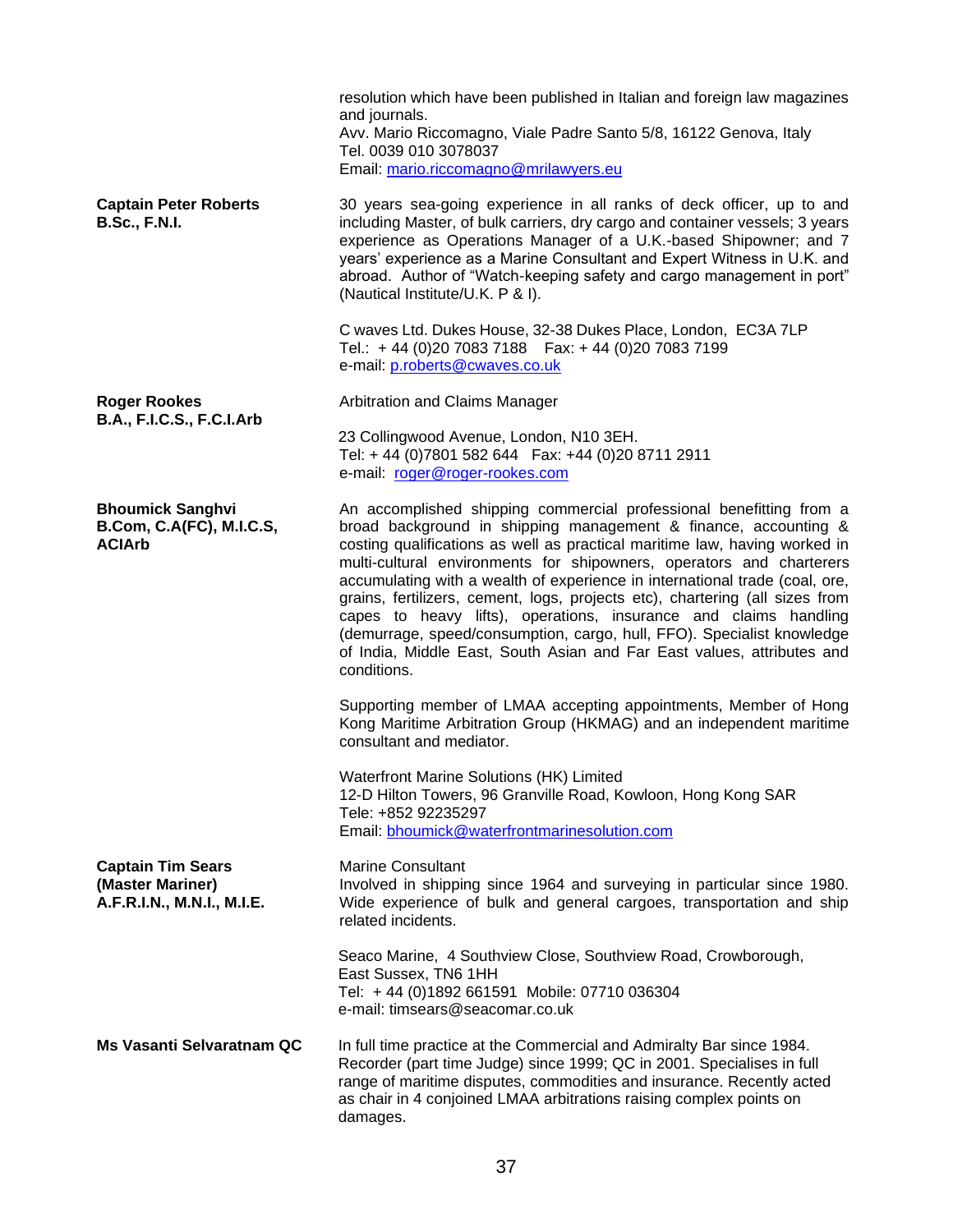resolution which have been published in Italian and foreign law magazines and journals.
Avv. Mario Riccomagno, Viale Padre Santo 5/8, 16122 Genova, Italy
Tel. 0039 010 3078037
Email: mario.riccomagno@mrilawyers.eu

**Captain Peter Roberts**
**B.Sc., F.N.I.**

30 years sea-going experience in all ranks of deck officer, up to and including Master, of bulk carriers, dry cargo and container vessels; 3 years experience as Operations Manager of a U.K.-based Shipowner; and 7 years' experience as a Marine Consultant and Expert Witness in U.K. and abroad. Author of "Watch-keeping safety and cargo management in port" (Nautical Institute/U.K. P & I).

C waves Ltd. Dukes House, 32-38 Dukes Place, London, EC3A 7LP
Tel.: + 44 (0)20 7083 7188 Fax: + 44 (0)20 7083 7199
e-mail: p.roberts@cwaves.co.uk

**Roger Rookes**
**B.A., F.I.C.S., F.C.I.Arb**

Arbitration and Claims Manager

23 Collingwood Avenue, London, N10 3EH.
Tel: + 44 (0)7801 582 644 Fax: +44 (0)20 8711 2911
e-mail: roger@roger-rookes.com

**Bhoumick Sanghvi**
**B.Com, C.A(FC), M.I.C.S, ACIArb**

An accomplished shipping commercial professional benefitting from a broad background in shipping management & finance, accounting & costing qualifications as well as practical maritime law, having worked in multi-cultural environments for shipowners, operators and charterers accumulating with a wealth of experience in international trade (coal, ore, grains, fertilizers, cement, logs, projects etc), chartering (all sizes from capes to heavy lifts), operations, insurance and claims handling (demurrage, speed/consumption, cargo, hull, FFO). Specialist knowledge of India, Middle East, South Asian and Far East values, attributes and conditions.

Supporting member of LMAA accepting appointments, Member of Hong Kong Maritime Arbitration Group (HKMAG) and an independent maritime consultant and mediator.

Waterfront Marine Solutions (HK) Limited
12-D Hilton Towers, 96 Granville Road, Kowloon, Hong Kong SAR
Tele: +852 92235297
Email: bhoumick@waterfrontmarinesolution.com

**Captain Tim Sears**
**(Master Mariner)**
**A.F.R.I.N., M.N.I., M.I.E.**

Marine Consultant
Involved in shipping since 1964 and surveying in particular since 1980. Wide experience of bulk and general cargoes, transportation and ship related incidents.

Seaco Marine, 4 Southview Close, Southview Road, Crowborough, East Sussex, TN6 1HH
Tel: + 44 (0)1892 661591 Mobile: 07710 036304
e-mail: timsears@seacomar.co.uk

**Ms Vasanti Selvaratnam QC**

In full time practice at the Commercial and Admiralty Bar since 1984. Recorder (part time Judge) since 1999; QC in 2001. Specialises in full range of maritime disputes, commodities and insurance. Recently acted as chair in 4 conjoined LMAA arbitrations raising complex points on damages.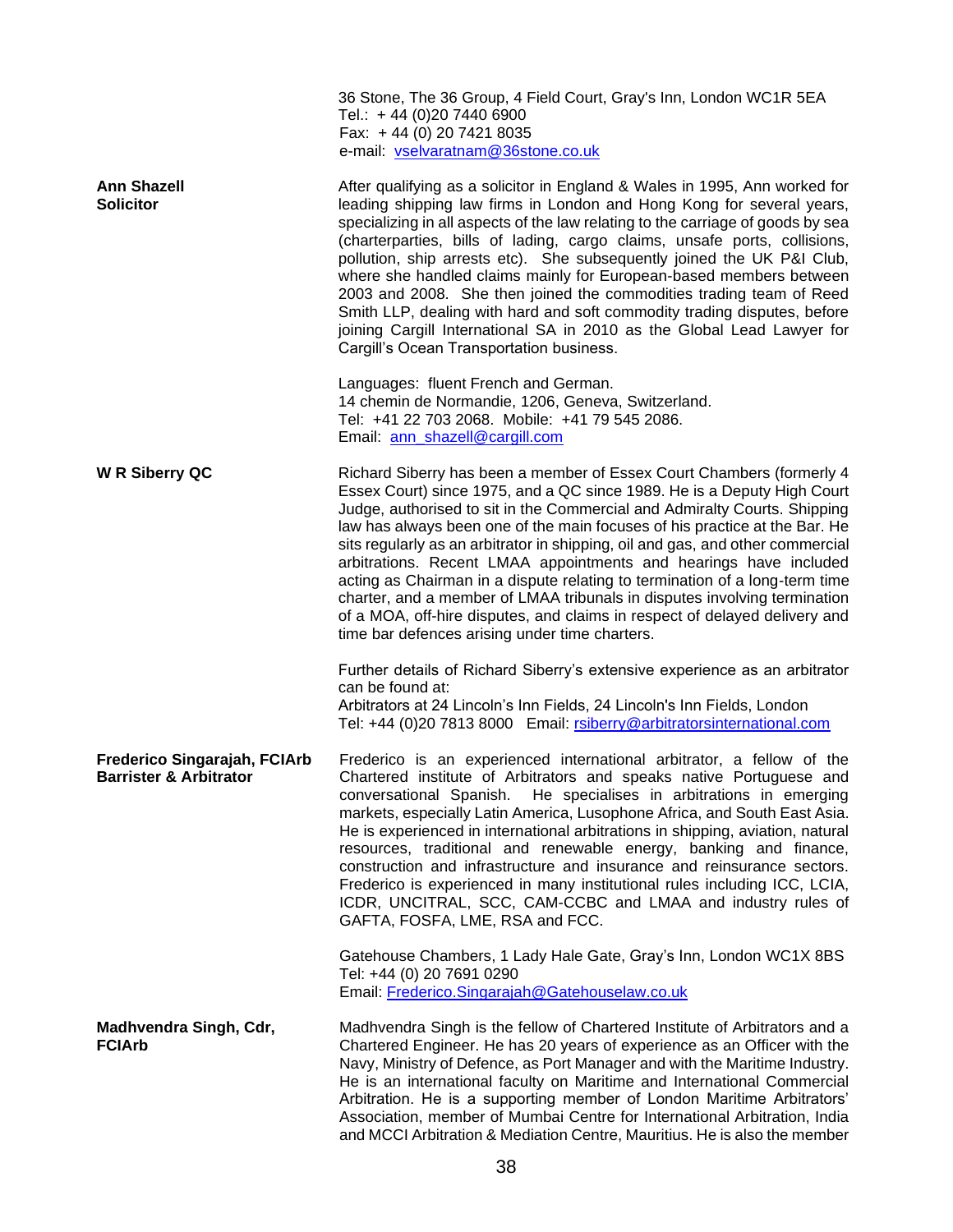36 Stone, The 36 Group, 4 Field Court, Gray's Inn, London WC1R 5EA
Tel.: + 44 (0)20 7440 6900
Fax: + 44 (0) 20 7421 8035
e-mail: vselvaratnam@36stone.co.uk

**Ann Shazell**
**Solicitor**

After qualifying as a solicitor in England & Wales in 1995, Ann worked for leading shipping law firms in London and Hong Kong for several years, specializing in all aspects of the law relating to the carriage of goods by sea (charterparties, bills of lading, cargo claims, unsafe ports, collisions, pollution, ship arrests etc). She subsequently joined the UK P&I Club, where she handled claims mainly for European-based members between 2003 and 2008. She then joined the commodities trading team of Reed Smith LLP, dealing with hard and soft commodity trading disputes, before joining Cargill International SA in 2010 as the Global Lead Lawyer for Cargill's Ocean Transportation business.

Languages: fluent French and German.
14 chemin de Normandie, 1206, Geneva, Switzerland.
Tel: +41 22 703 2068. Mobile: +41 79 545 2086.
Email: ann_shazell@cargill.com

**W R Siberry QC**

Richard Siberry has been a member of Essex Court Chambers (formerly 4 Essex Court) since 1975, and a QC since 1989. He is a Deputy High Court Judge, authorised to sit in the Commercial and Admiralty Courts. Shipping law has always been one of the main focuses of his practice at the Bar. He sits regularly as an arbitrator in shipping, oil and gas, and other commercial arbitrations. Recent LMAA appointments and hearings have included acting as Chairman in a dispute relating to termination of a long-term time charter, and a member of LMAA tribunals in disputes involving termination of a MOA, off-hire disputes, and claims in respect of delayed delivery and time bar defences arising under time charters.

Further details of Richard Siberry's extensive experience as an arbitrator can be found at:
Arbitrators at 24 Lincoln's Inn Fields, 24 Lincoln's Inn Fields, London
Tel: +44 (0)20 7813 8000 Email: rsiberry@arbitratorsinternational.com

**Frederico Singarajah, FCIArb**
**Barrister & Arbitrator**

Frederico is an experienced international arbitrator, a fellow of the Chartered institute of Arbitrators and speaks native Portuguese and conversational Spanish. He specialises in arbitrations in emerging markets, especially Latin America, Lusophone Africa, and South East Asia. He is experienced in international arbitrations in shipping, aviation, natural resources, traditional and renewable energy, banking and finance, construction and infrastructure and insurance and reinsurance sectors. Frederico is experienced in many institutional rules including ICC, LCIA, ICDR, UNCITRAL, SCC, CAM-CCBC and LMAA and industry rules of GAFTA, FOSFA, LME, RSA and FCC.

Gatehouse Chambers, 1 Lady Hale Gate, Gray's Inn, London WC1X 8BS
Tel: +44 (0) 20 7691 0290
Email: Frederico.Singarajah@Gatehouselaw.co.uk

**Madhvendra Singh, Cdr,**
**FCIArb**

Madhvendra Singh is the fellow of Chartered Institute of Arbitrators and a Chartered Engineer. He has 20 years of experience as an Officer with the Navy, Ministry of Defence, as Port Manager and with the Maritime Industry. He is an international faculty on Maritime and International Commercial Arbitration. He is a supporting member of London Maritime Arbitrators' Association, member of Mumbai Centre for International Arbitration, India and MCCI Arbitration & Mediation Centre, Mauritius. He is also the member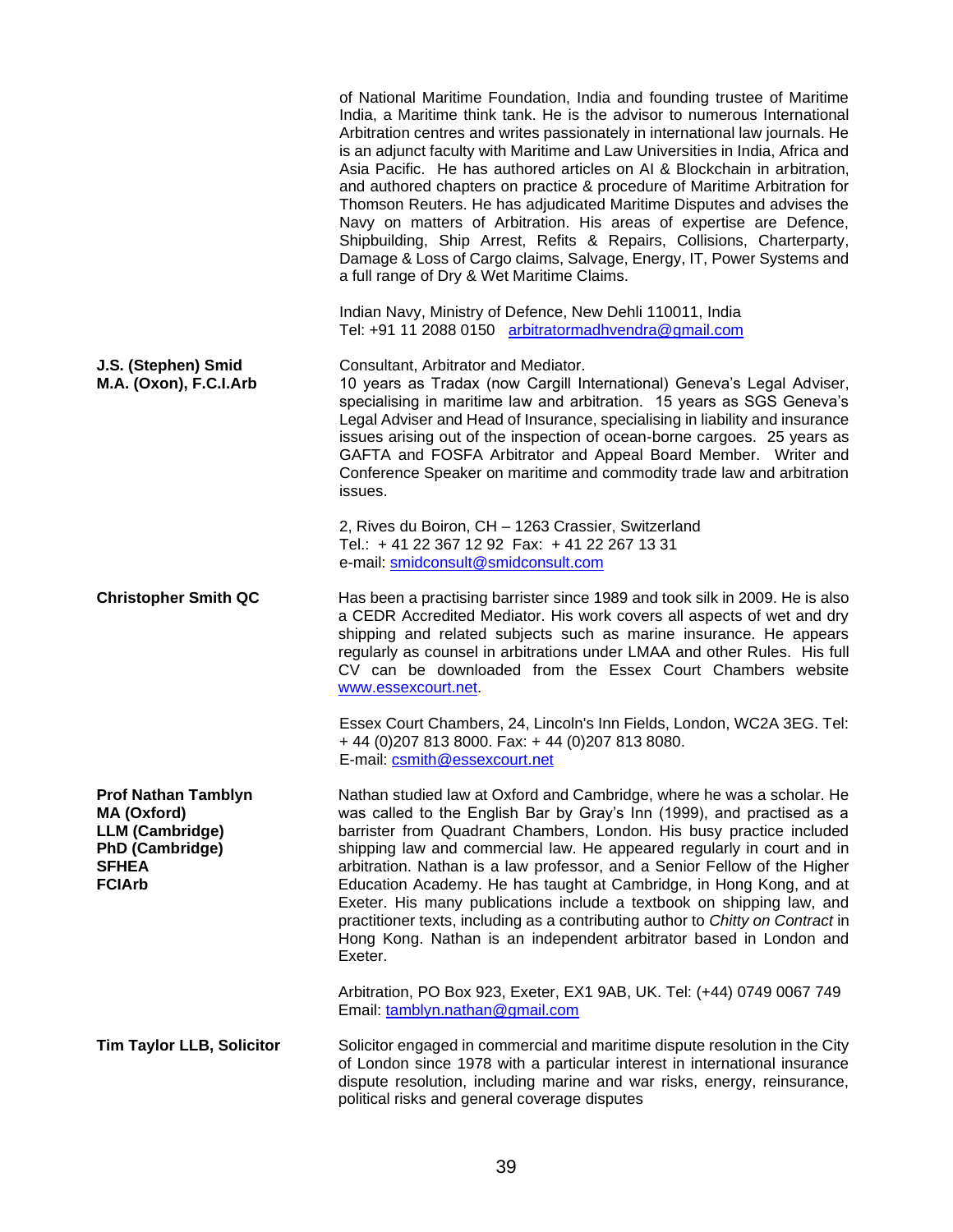of National Maritime Foundation, India and founding trustee of Maritime India, a Maritime think tank. He is the advisor to numerous International Arbitration centres and writes passionately in international law journals. He is an adjunct faculty with Maritime and Law Universities in India, Africa and Asia Pacific. He has authored articles on AI & Blockchain in arbitration, and authored chapters on practice & procedure of Maritime Arbitration for Thomson Reuters. He has adjudicated Maritime Disputes and advises the Navy on matters of Arbitration. His areas of expertise are Defence, Shipbuilding, Ship Arrest, Refits & Repairs, Collisions, Charterparty, Damage & Loss of Cargo claims, Salvage, Energy, IT, Power Systems and a full range of Dry & Wet Maritime Claims.

Indian Navy, Ministry of Defence, New Dehli 110011, India
Tel: +91 11 2088 0150 arbitratormadhvendra@gmail.com

**J.S. (Stephen) Smid**
**M.A. (Oxon), F.C.I.Arb**

Consultant, Arbitrator and Mediator.
10 years as Tradax (now Cargill International) Geneva's Legal Adviser, specialising in maritime law and arbitration. 15 years as SGS Geneva's Legal Adviser and Head of Insurance, specialising in liability and insurance issues arising out of the inspection of ocean-borne cargoes. 25 years as GAFTA and FOSFA Arbitrator and Appeal Board Member. Writer and Conference Speaker on maritime and commodity trade law and arbitration issues.

2, Rives du Boiron, CH – 1263 Crassier, Switzerland
Tel.: + 41 22 367 12 92 Fax: + 41 22 267 13 31
e-mail: smidconsult@smidconsult.com

**Christopher Smith QC**

Has been a practising barrister since 1989 and took silk in 2009. He is also a CEDR Accredited Mediator. His work covers all aspects of wet and dry shipping and related subjects such as marine insurance. He appears regularly as counsel in arbitrations under LMAA and other Rules. His full CV can be downloaded from the Essex Court Chambers website www.essexcourt.net.

Essex Court Chambers, 24, Lincoln's Inn Fields, London, WC2A 3EG. Tel: + 44 (0)207 813 8000. Fax: + 44 (0)207 813 8080.
E-mail: csmith@essexcourt.net

**Prof Nathan Tamblyn**
**MA (Oxford)**
**LLM (Cambridge)**
**PhD (Cambridge)**
**SFHEA**
**FCIArb**

Nathan studied law at Oxford and Cambridge, where he was a scholar. He was called to the English Bar by Gray's Inn (1999), and practised as a barrister from Quadrant Chambers, London. His busy practice included shipping law and commercial law. He appeared regularly in court and in arbitration. Nathan is a law professor, and a Senior Fellow of the Higher Education Academy. He has taught at Cambridge, in Hong Kong, and at Exeter. His many publications include a textbook on shipping law, and practitioner texts, including as a contributing author to *Chitty on Contract* in Hong Kong. Nathan is an independent arbitrator based in London and Exeter.

Arbitration, PO Box 923, Exeter, EX1 9AB, UK. Tel: (+44) 0749 0067 749
Email: tamblyn.nathan@gmail.com

**Tim Taylor LLB, Solicitor**

Solicitor engaged in commercial and maritime dispute resolution in the City of London since 1978 with a particular interest in international insurance dispute resolution, including marine and war risks, energy, reinsurance, political risks and general coverage disputes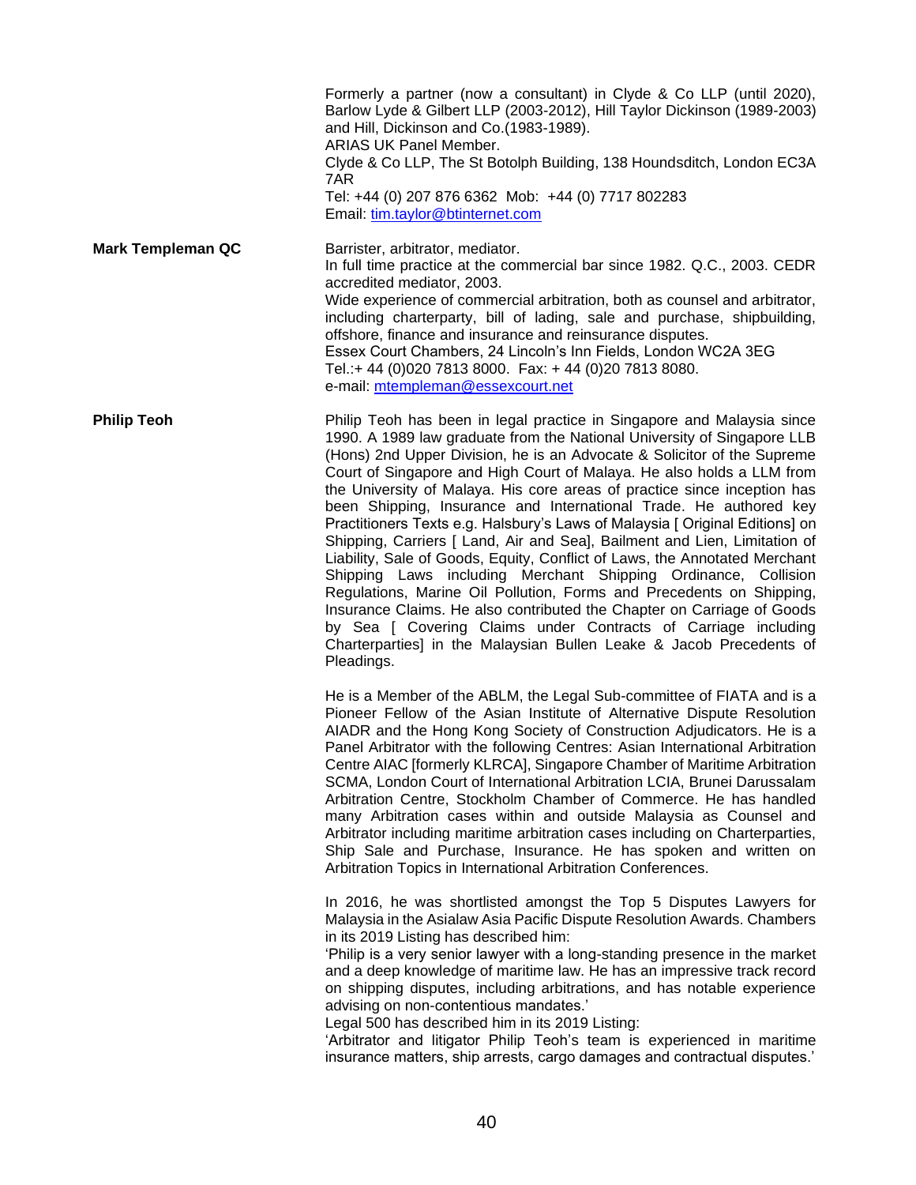Formerly a partner (now a consultant) in Clyde & Co LLP (until 2020), Barlow Lyde & Gilbert LLP (2003-2012), Hill Taylor Dickinson (1989-2003) and Hill, Dickinson and Co.(1983-1989).
ARIAS UK Panel Member.
Clyde & Co LLP, The St Botolph Building, 138 Houndsditch, London EC3A 7AR
Tel: +44 (0) 207 876 6362 Mob: +44 (0) 7717 802283
Email: tim.taylor@btinternet.com

**Mark Templeman QC**

Barrister, arbitrator, mediator.
In full time practice at the commercial bar since 1982. Q.C., 2003. CEDR accredited mediator, 2003.
Wide experience of commercial arbitration, both as counsel and arbitrator, including charterparty, bill of lading, sale and purchase, shipbuilding, offshore, finance and insurance and reinsurance disputes.
Essex Court Chambers, 24 Lincoln's Inn Fields, London WC2A 3EG
Tel.:+ 44 (0)020 7813 8000. Fax: + 44 (0)20 7813 8080.
e-mail: mtempleman@essexcourt.net

**Philip Teoh**

Philip Teoh has been in legal practice in Singapore and Malaysia since 1990. A 1989 law graduate from the National University of Singapore LLB (Hons) 2nd Upper Division, he is an Advocate & Solicitor of the Supreme Court of Singapore and High Court of Malaya. He also holds a LLM from the University of Malaya. His core areas of practice since inception has been Shipping, Insurance and International Trade. He authored key Practitioners Texts e.g. Halsbury's Laws of Malaysia [ Original Editions] on Shipping, Carriers [ Land, Air and Sea], Bailment and Lien, Limitation of Liability, Sale of Goods, Equity, Conflict of Laws, the Annotated Merchant Shipping Laws including Merchant Shipping Ordinance, Collision Regulations, Marine Oil Pollution, Forms and Precedents on Shipping, Insurance Claims. He also contributed the Chapter on Carriage of Goods by Sea [ Covering Claims under Contracts of Carriage including Charterparties] in the Malaysian Bullen Leake & Jacob Precedents of Pleadings.

He is a Member of the ABLM, the Legal Sub-committee of FIATA and is a Pioneer Fellow of the Asian Institute of Alternative Dispute Resolution AIADR and the Hong Kong Society of Construction Adjudicators. He is a Panel Arbitrator with the following Centres: Asian International Arbitration Centre AIAC [formerly KLRCA], Singapore Chamber of Maritime Arbitration SCMA, London Court of International Arbitration LCIA, Brunei Darussalam Arbitration Centre, Stockholm Chamber of Commerce. He has handled many Arbitration cases within and outside Malaysia as Counsel and Arbitrator including maritime arbitration cases including on Charterparties, Ship Sale and Purchase, Insurance. He has spoken and written on Arbitration Topics in International Arbitration Conferences.

In 2016, he was shortlisted amongst the Top 5 Disputes Lawyers for Malaysia in the Asialaw Asia Pacific Dispute Resolution Awards. Chambers in its 2019 Listing has described him:
'Philip is a very senior lawyer with a long-standing presence in the market and a deep knowledge of maritime law. He has an impressive track record on shipping disputes, including arbitrations, and has notable experience advising on non-contentious mandates.'
Legal 500 has described him in its 2019 Listing:
'Arbitrator and litigator Philip Teoh's team is experienced in maritime insurance matters, ship arrests, cargo damages and contractual disputes.'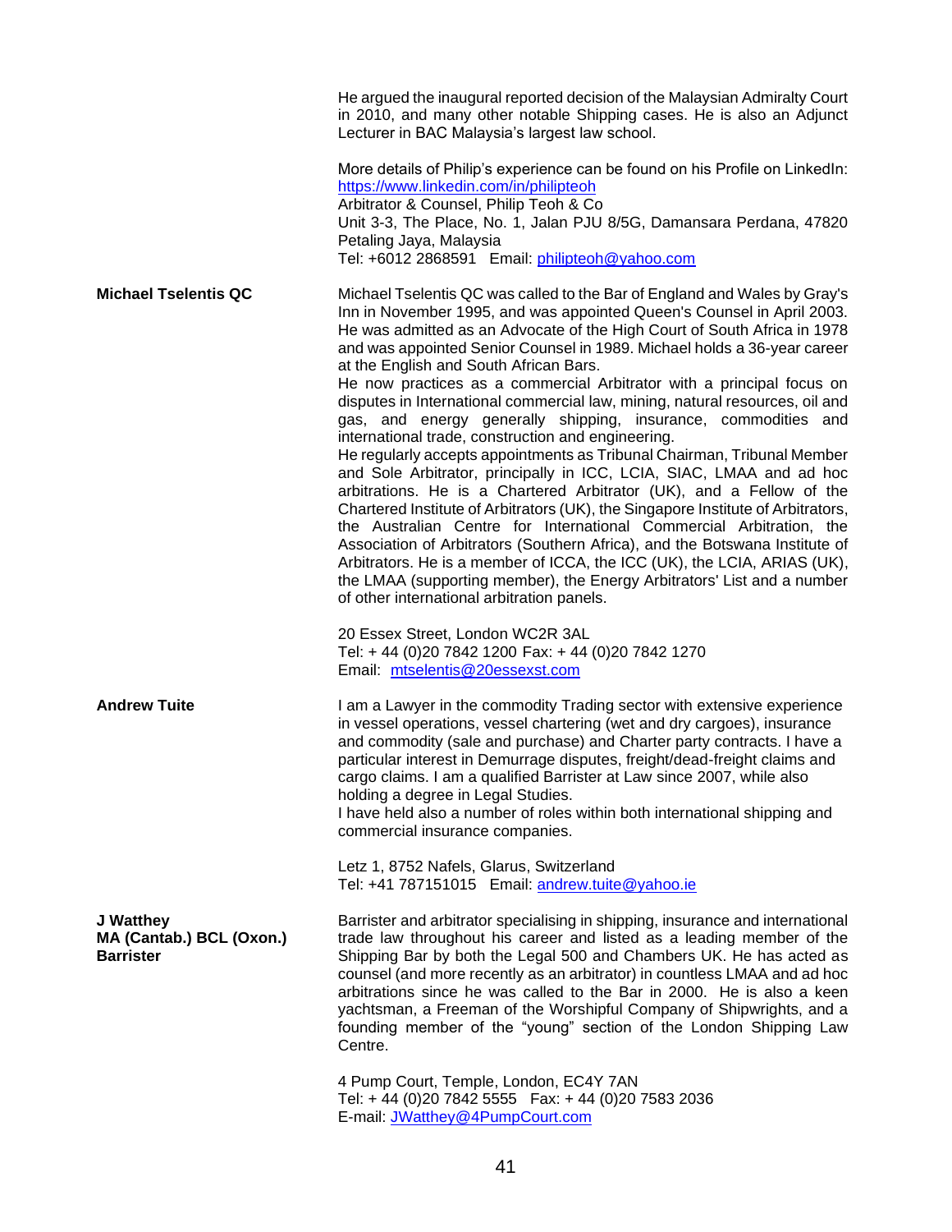He argued the inaugural reported decision of the Malaysian Admiralty Court in 2010, and many other notable Shipping cases. He is also an Adjunct Lecturer in BAC Malaysia's largest law school.

More details of Philip's experience can be found on his Profile on LinkedIn: https://www.linkedin.com/in/philipteoh
Arbitrator & Counsel, Philip Teoh & Co
Unit 3-3, The Place, No. 1, Jalan PJU 8/5G, Damansara Perdana, 47820 Petaling Jaya, Malaysia
Tel: +6012 2868591 Email: philipteoh@yahoo.com

**Michael Tselentis QC**

Michael Tselentis QC was called to the Bar of England and Wales by Gray's Inn in November 1995, and was appointed Queen's Counsel in April 2003. He was admitted as an Advocate of the High Court of South Africa in 1978 and was appointed Senior Counsel in 1989. Michael holds a 36-year career at the English and South African Bars.
He now practices as a commercial Arbitrator with a principal focus on disputes in International commercial law, mining, natural resources, oil and gas, and energy generally shipping, insurance, commodities and international trade, construction and engineering.
He regularly accepts appointments as Tribunal Chairman, Tribunal Member and Sole Arbitrator, principally in ICC, LCIA, SIAC, LMAA and ad hoc arbitrations. He is a Chartered Arbitrator (UK), and a Fellow of the Chartered Institute of Arbitrators (UK), the Singapore Institute of Arbitrators, the Australian Centre for International Commercial Arbitration, the Association of Arbitrators (Southern Africa), and the Botswana Institute of Arbitrators. He is a member of ICCA, the ICC (UK), the LCIA, ARIAS (UK), the LMAA (supporting member), the Energy Arbitrators' List and a number of other international arbitration panels.

20 Essex Street, London WC2R 3AL
Tel: + 44 (0)20 7842 1200 Fax: + 44 (0)20 7842 1270
Email: mtselentis@20essexst.com

**Andrew Tuite**

I am a Lawyer in the commodity Trading sector with extensive experience in vessel operations, vessel chartering (wet and dry cargoes), insurance and commodity (sale and purchase) and Charter party contracts. I have a particular interest in Demurrage disputes, freight/dead-freight claims and cargo claims. I am a qualified Barrister at Law since 2007, while also holding a degree in Legal Studies.
I have held also a number of roles within both international shipping and commercial insurance companies.

Letz 1, 8752 Nafels, Glarus, Switzerland
Tel: +41 787151015 Email: andrew.tuite@yahoo.ie

**J Watthey**
**MA (Cantab.) BCL (Oxon.)**
**Barrister**

Barrister and arbitrator specialising in shipping, insurance and international trade law throughout his career and listed as a leading member of the Shipping Bar by both the Legal 500 and Chambers UK. He has acted as counsel (and more recently as an arbitrator) in countless LMAA and ad hoc arbitrations since he was called to the Bar in 2000. He is also a keen yachtsman, a Freeman of the Worshipful Company of Shipwrights, and a founding member of the "young" section of the London Shipping Law Centre.

4 Pump Court, Temple, London, EC4Y 7AN
Tel: + 44 (0)20 7842 5555 Fax: + 44 (0)20 7583 2036
E-mail: JWatthey@4PumpCourt.com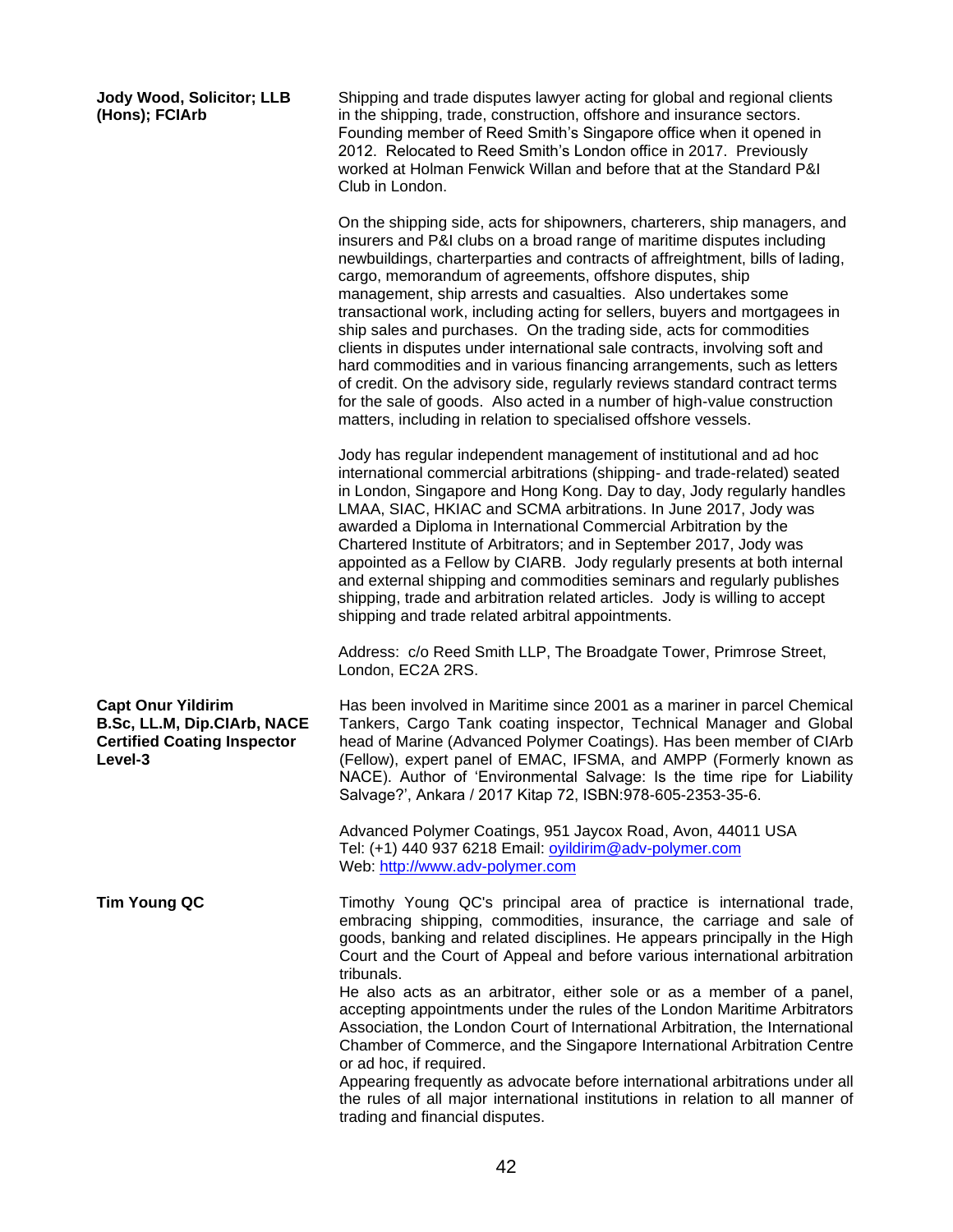**Jody Wood, Solicitor; LLB (Hons); FCIArb**

Shipping and trade disputes lawyer acting for global and regional clients in the shipping, trade, construction, offshore and insurance sectors. Founding member of Reed Smith's Singapore office when it opened in 2012. Relocated to Reed Smith's London office in 2017. Previously worked at Holman Fenwick Willan and before that at the Standard P&I Club in London.

On the shipping side, acts for shipowners, charterers, ship managers, and insurers and P&I clubs on a broad range of maritime disputes including newbuildings, charterparties and contracts of affreightment, bills of lading, cargo, memorandum of agreements, offshore disputes, ship management, ship arrests and casualties. Also undertakes some transactional work, including acting for sellers, buyers and mortgagees in ship sales and purchases. On the trading side, acts for commodities clients in disputes under international sale contracts, involving soft and hard commodities and in various financing arrangements, such as letters of credit. On the advisory side, regularly reviews standard contract terms for the sale of goods. Also acted in a number of high-value construction matters, including in relation to specialised offshore vessels.

Jody has regular independent management of institutional and ad hoc international commercial arbitrations (shipping- and trade-related) seated in London, Singapore and Hong Kong. Day to day, Jody regularly handles LMAA, SIAC, HKIAC and SCMA arbitrations. In June 2017, Jody was awarded a Diploma in International Commercial Arbitration by the Chartered Institute of Arbitrators; and in September 2017, Jody was appointed as a Fellow by CIARB. Jody regularly presents at both internal and external shipping and commodities seminars and regularly publishes shipping, trade and arbitration related articles. Jody is willing to accept shipping and trade related arbitral appointments.

Address: c/o Reed Smith LLP, The Broadgate Tower, Primrose Street, London, EC2A 2RS.

**Capt Onur Yildirim B.Sc, LL.M, Dip.CIArb, NACE Certified Coating Inspector Level-3**

Has been involved in Maritime since 2001 as a mariner in parcel Chemical Tankers, Cargo Tank coating inspector, Technical Manager and Global head of Marine (Advanced Polymer Coatings). Has been member of CIArb (Fellow), expert panel of EMAC, IFSMA, and AMPP (Formerly known as NACE). Author of 'Environmental Salvage: Is the time ripe for Liability Salvage?', Ankara / 2017 Kitap 72, ISBN:978-605-2353-35-6.

Advanced Polymer Coatings, 951 Jaycox Road, Avon, 44011 USA
Tel: (+1) 440 937 6218 Email: oyildirim@adv-polymer.com
Web: http://www.adv-polymer.com

**Tim Young QC**

Timothy Young QC's principal area of practice is international trade, embracing shipping, commodities, insurance, the carriage and sale of goods, banking and related disciplines. He appears principally in the High Court and the Court of Appeal and before various international arbitration tribunals.

He also acts as an arbitrator, either sole or as a member of a panel, accepting appointments under the rules of the London Maritime Arbitrators Association, the London Court of International Arbitration, the International Chamber of Commerce, and the Singapore International Arbitration Centre or ad hoc, if required.

Appearing frequently as advocate before international arbitrations under all the rules of all major international institutions in relation to all manner of trading and financial disputes.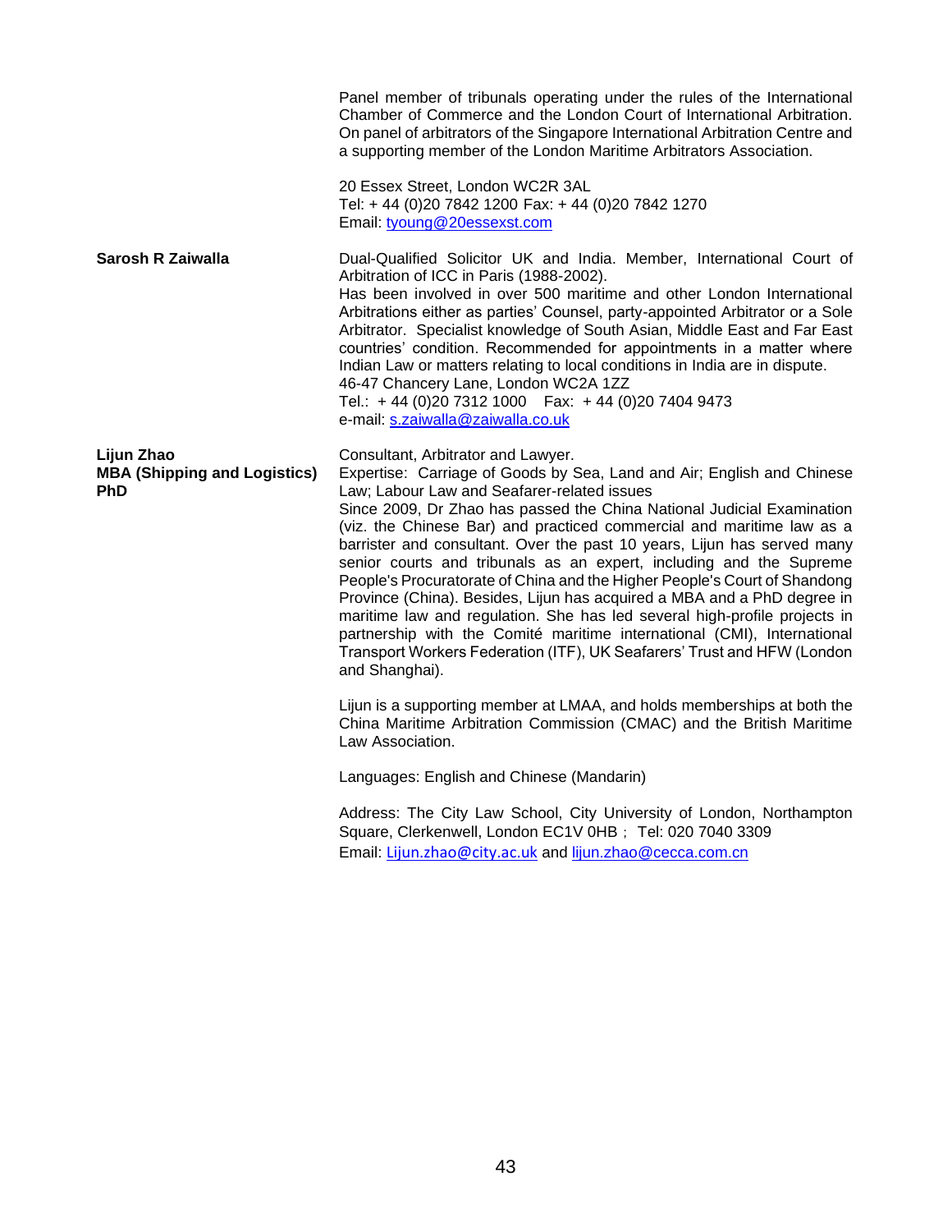Panel member of tribunals operating under the rules of the International Chamber of Commerce and the London Court of International Arbitration. On panel of arbitrators of the Singapore International Arbitration Centre and a supporting member of the London Maritime Arbitrators Association.

20 Essex Street, London WC2R 3AL
Tel: + 44 (0)20 7842 1200 Fax: + 44 (0)20 7842 1270
Email: tyoung@20essexst.com

**Sarosh R Zaiwalla**

Dual-Qualified Solicitor UK and India. Member, International Court of Arbitration of ICC in Paris (1988-2002).
Has been involved in over 500 maritime and other London International Arbitrations either as parties' Counsel, party-appointed Arbitrator or a Sole Arbitrator. Specialist knowledge of South Asian, Middle East and Far East countries' condition. Recommended for appointments in a matter where Indian Law or matters relating to local conditions in India are in dispute.
46-47 Chancery Lane, London WC2A 1ZZ
Tel.: + 44 (0)20 7312 1000 Fax: + 44 (0)20 7404 9473
e-mail: s.zaiwalla@zaiwalla.co.uk

**Lijun Zhao**
**MBA (Shipping and Logistics)**
**PhD**

Consultant, Arbitrator and Lawyer.
Expertise: Carriage of Goods by Sea, Land and Air; English and Chinese Law; Labour Law and Seafarer-related issues
Since 2009, Dr Zhao has passed the China National Judicial Examination (viz. the Chinese Bar) and practiced commercial and maritime law as a barrister and consultant. Over the past 10 years, Lijun has served many senior courts and tribunals as an expert, including and the Supreme People's Procuratorate of China and the Higher People's Court of Shandong Province (China). Besides, Lijun has acquired a MBA and a PhD degree in maritime law and regulation. She has led several high-profile projects in partnership with the Comité maritime international (CMI), International Transport Workers Federation (ITF), UK Seafarers' Trust and HFW (London and Shanghai).

Lijun is a supporting member at LMAA, and holds memberships at both the China Maritime Arbitration Commission (CMAC) and the British Maritime Law Association.

Languages: English and Chinese (Mandarin)

Address: The City Law School, City University of London, Northampton Square, Clerkenwell, London EC1V 0HB； Tel: 020 7040 3309
Email: Lijun.zhao@city.ac.uk and lijun.zhao@cecca.com.cn